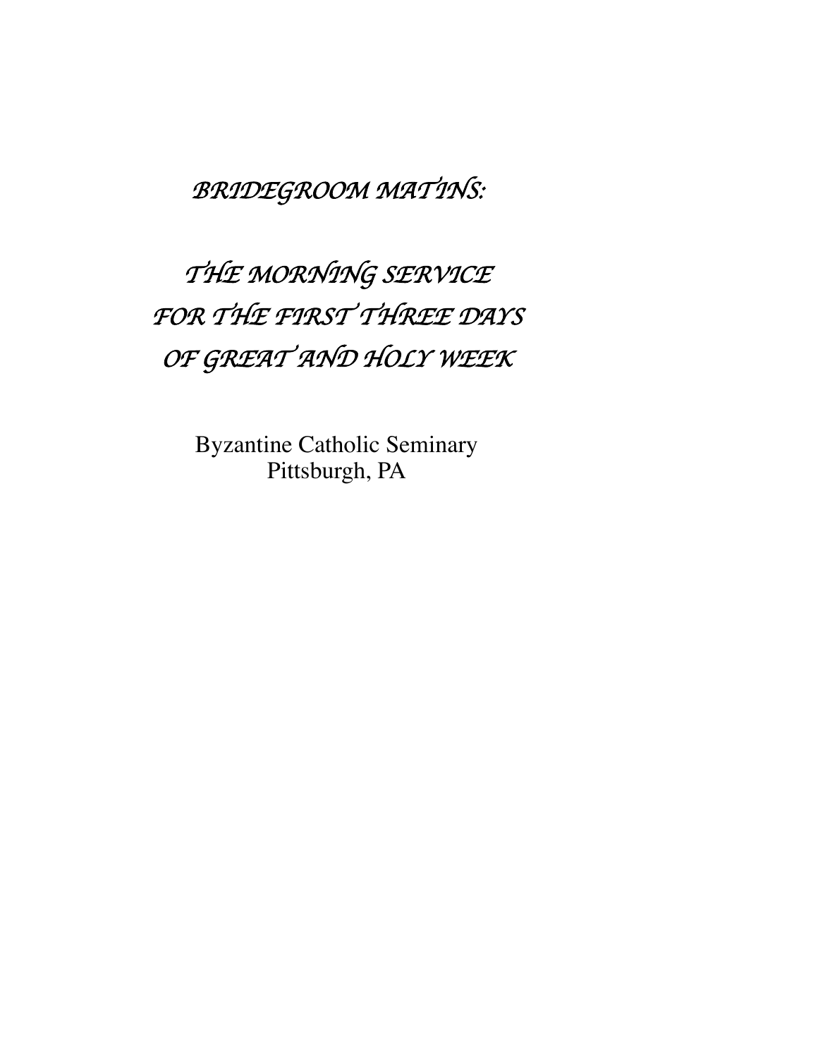# *BRIDEGROOM MATINS:*

## *THE MORNING SERVICE FOR THE FIRST THREE DAYS OF GREAT AND HOLY WEEK*

Byzantine Catholic Seminary
Pittsburgh, PA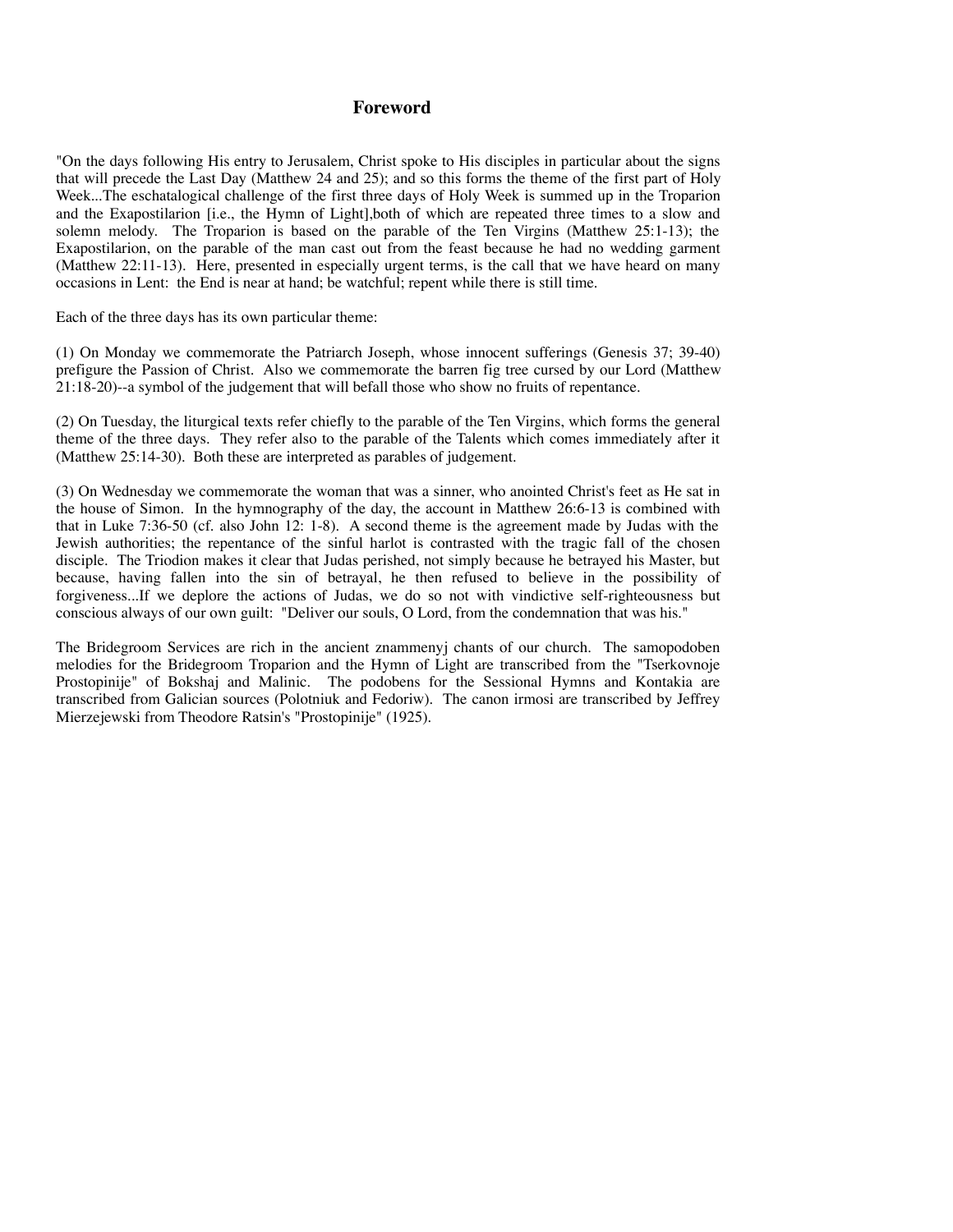## Foreword

"On the days following His entry to Jerusalem, Christ spoke to His disciples in particular about the signs that will precede the Last Day (Matthew 24 and 25); and so this forms the theme of the first part of Holy Week...The eschatalogical challenge of the first three days of Holy Week is summed up in the Troparion and the Exapostilarion [i.e., the Hymn of Light],both of which are repeated three times to a slow and solemn melody. The Troparion is based on the parable of the Ten Virgins (Matthew 25:1-13); the Exapostilarion, on the parable of the man cast out from the feast because he had no wedding garment (Matthew 22:11-13). Here, presented in especially urgent terms, is the call that we have heard on many occasions in Lent: the End is near at hand; be watchful; repent while there is still time.

Each of the three days has its own particular theme:

(1) On Monday we commemorate the Patriarch Joseph, whose innocent sufferings (Genesis 37; 39-40) prefigure the Passion of Christ. Also we commemorate the barren fig tree cursed by our Lord (Matthew 21:18-20)--a symbol of the judgement that will befall those who show no fruits of repentance.

(2) On Tuesday, the liturgical texts refer chiefly to the parable of the Ten Virgins, which forms the general theme of the three days. They refer also to the parable of the Talents which comes immediately after it (Matthew 25:14-30). Both these are interpreted as parables of judgement.

(3) On Wednesday we commemorate the woman that was a sinner, who anointed Christ's feet as He sat in the house of Simon. In the hymnography of the day, the account in Matthew 26:6-13 is combined with that in Luke 7:36-50 (cf. also John 12: 1-8). A second theme is the agreement made by Judas with the Jewish authorities; the repentance of the sinful harlot is contrasted with the tragic fall of the chosen disciple. The Triodion makes it clear that Judas perished, not simply because he betrayed his Master, but because, having fallen into the sin of betrayal, he then refused to believe in the possibility of forgiveness...If we deplore the actions of Judas, we do so not with vindictive self-righteousness but conscious always of our own guilt: "Deliver our souls, O Lord, from the condemnation that was his."

The Bridegroom Services are rich in the ancient znammenyj chants of our church. The samopodoben melodies for the Bridegroom Troparion and the Hymn of Light are transcribed from the "Tserkovnoje Prostopinije" of Bokshaj and Malinic. The podobens for the Sessional Hymns and Kontakia are transcribed from Galician sources (Polotniuk and Fedoriw). The canon irmosi are transcribed by Jeffrey Mierzejewski from Theodore Ratsin's "Prostopinije" (1925).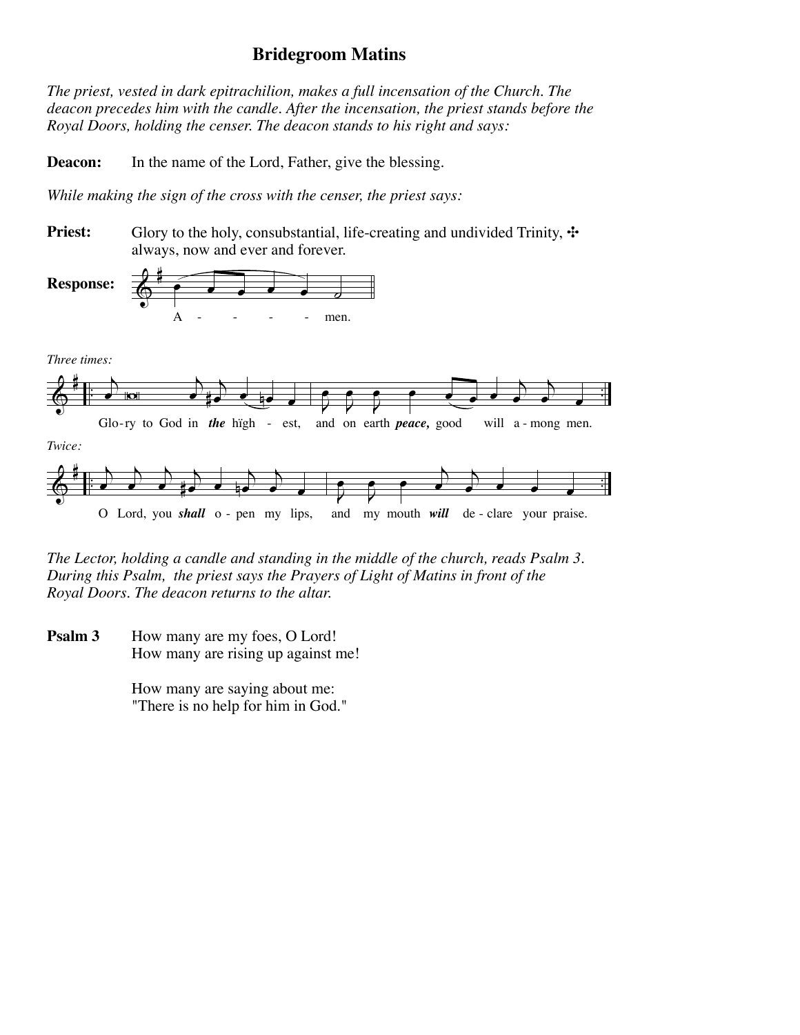# Bridegroom Matins

*The priest, vested in dark epitrachilion, makes a full incensation of the Church. The deacon precedes him with the candle. After the incensation, the priest stands before the Royal Doors, holding the censer. The deacon stands to his right and says:*

**Deacon:** In the name of the Lord, Father, give the blessing.

*While making the sign of the cross with the censer, the priest says:*

**Priest:** Glory to the holy, consubstantial, life-creating and undivided Trinity, ✣ always, now and ever and forever.

**Response:** A - - - - men.

*Three times:*

Glo-ry to God in ***the*** high - est, and on earth ***peace,*** good will a - mong men.

*Twice:*

O Lord, you ***shall*** o - pen my lips, and my mouth ***will*** de - clare your praise.

*The Lector, holding a candle and standing in the middle of the church, reads Psalm 3. During this Psalm, the priest says the Prayers of Light of Matins in front of the Royal Doors. The deacon returns to the altar.*

**Psalm 3** How many are my foes, O Lord!
How many are rising up against me!

How many are saying about me:
"There is no help for him in God."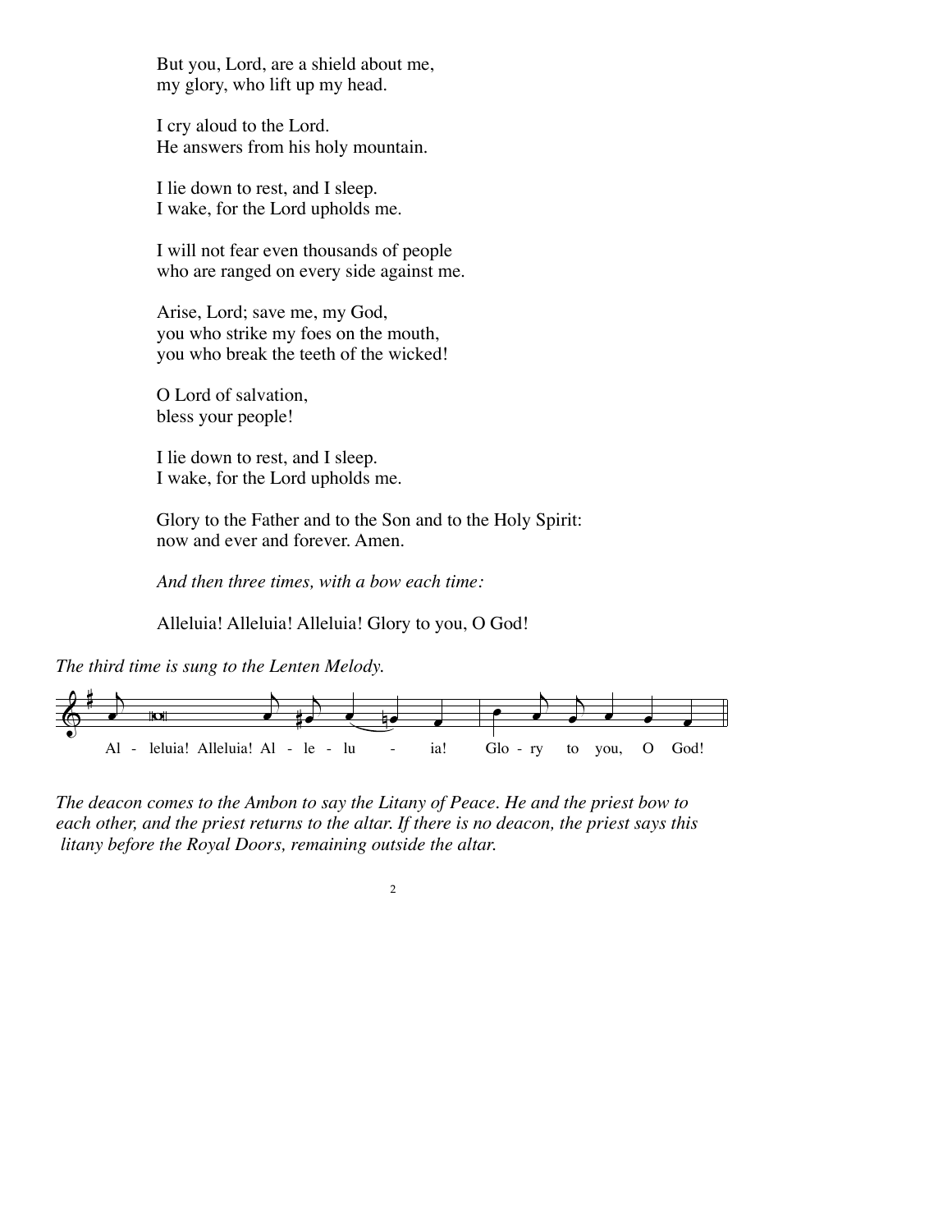But you, Lord, are a shield about me,
my glory, who lift up my head.

I cry aloud to the Lord.
He answers from his holy mountain.

I lie down to rest, and I sleep.
I wake, for the Lord upholds me.

I will not fear even thousands of people
who are ranged on every side against me.

Arise, Lord; save me, my God,
you who strike my foes on the mouth,
you who break the teeth of the wicked!

O Lord of salvation,
bless your people!

I lie down to rest, and I sleep.
I wake, for the Lord upholds me.

Glory to the Father and to the Son and to the Holy Spirit:
now and ever and forever. Amen.

*And then three times, with a bow each time:*

Alleluia! Alleluia! Alleluia! Glory to you, O God!

*The third time is sung to the Lenten Melody.*

Al - leluia! Alleluia! Al - le - lu - ia! Glo - ry to you, O God!

*The deacon comes to the Ambon to say the Litany of Peace. He and the priest bow to each other, and the priest returns to the altar. If there is no deacon, the priest says this litany before the Royal Doors, remaining outside the altar.*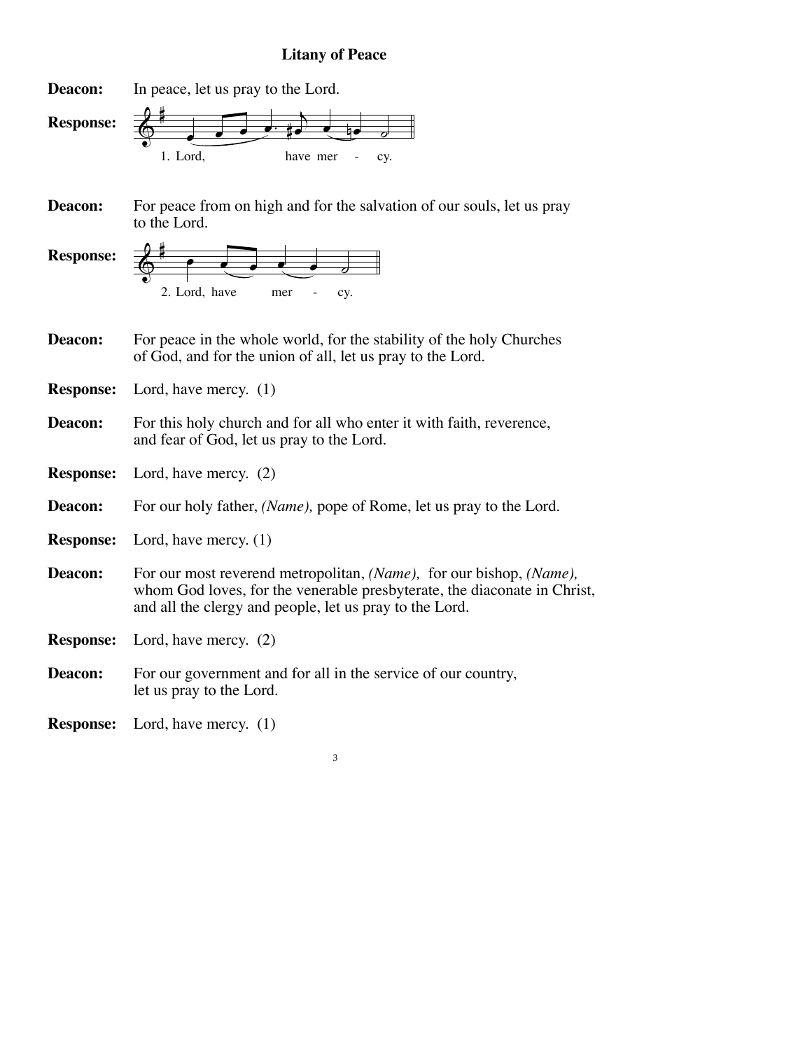### Litany of Peace

**Deacon:** In peace, let us pray to the Lord.

**Response:** 1. Lord, have mer - cy.

**Deacon:** For peace from on high and for the salvation of our souls, let us pray to the Lord.

**Response:** 2. Lord, have mer - cy.

**Deacon:** For peace in the whole world, for the stability of the holy Churches of God, and for the union of all, let us pray to the Lord.

**Response:** Lord, have mercy. (1)

**Deacon:** For this holy church and for all who enter it with faith, reverence, and fear of God, let us pray to the Lord.

**Response:** Lord, have mercy. (2)

**Deacon:** For our holy father, *(Name),* pope of Rome, let us pray to the Lord.

**Response:** Lord, have mercy. (1)

**Deacon:** For our most reverend metropolitan, *(Name),* for our bishop, *(Name),* whom God loves, for the venerable presbyterate, the diaconate in Christ, and all the clergy and people, let us pray to the Lord.

**Response:** Lord, have mercy. (2)

**Deacon:** For our government and for all in the service of our country, let us pray to the Lord.

**Response:** Lord, have mercy. (1)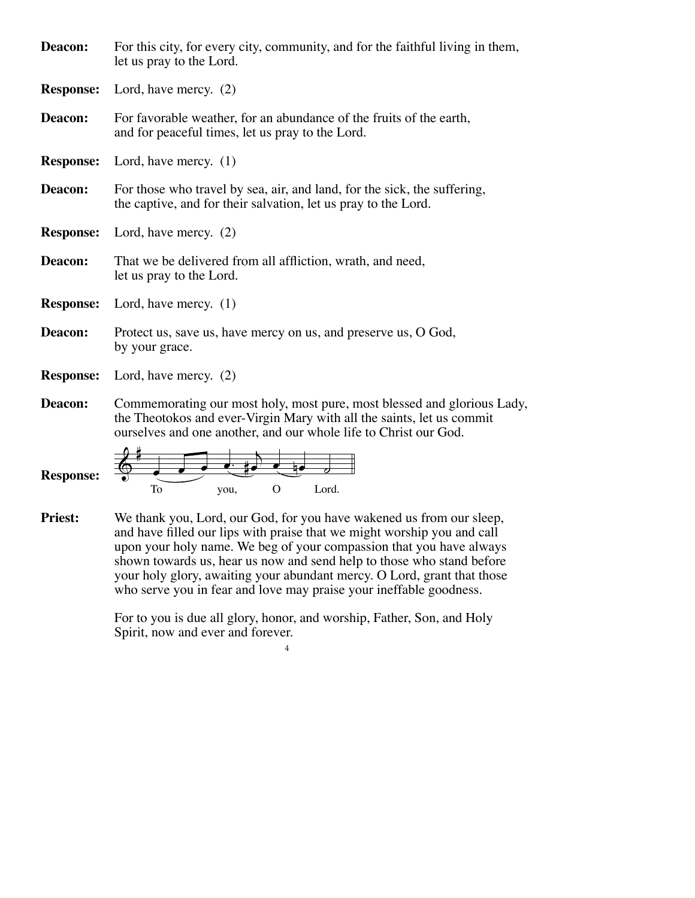**Deacon:** For this city, for every city, community, and for the faithful living in them, let us pray to the Lord.

**Response:** Lord, have mercy. (2)

**Deacon:** For favorable weather, for an abundance of the fruits of the earth, and for peaceful times, let us pray to the Lord.

**Response:** Lord, have mercy. (1)

**Deacon:** For those who travel by sea, air, and land, for the sick, the suffering, the captive, and for their salvation, let us pray to the Lord.

**Response:** Lord, have mercy. (2)

**Deacon:** That we be delivered from all affliction, wrath, and need, let us pray to the Lord.

**Response:** Lord, have mercy. (1)

**Deacon:** Protect us, save us, have mercy on us, and preserve us, O God, by your grace.

**Response:** Lord, have mercy. (2)

**Deacon:** Commemorating our most holy, most pure, most blessed and glorious Lady, the Theotokos and ever-Virgin Mary with all the saints, let us commit ourselves and one another, and our whole life to Christ our God.

**Response:** To you, O Lord.

**Priest:** We thank you, Lord, our God, for you have wakened us from our sleep, and have filled our lips with praise that we might worship you and call upon your holy name. We beg of your compassion that you have always shown towards us, hear us now and send help to those who stand before your holy glory, awaiting your abundant mercy. O Lord, grant that those who serve you in fear and love may praise your ineffable goodness.

For to you is due all glory, honor, and worship, Father, Son, and Holy Spirit, now and ever and forever.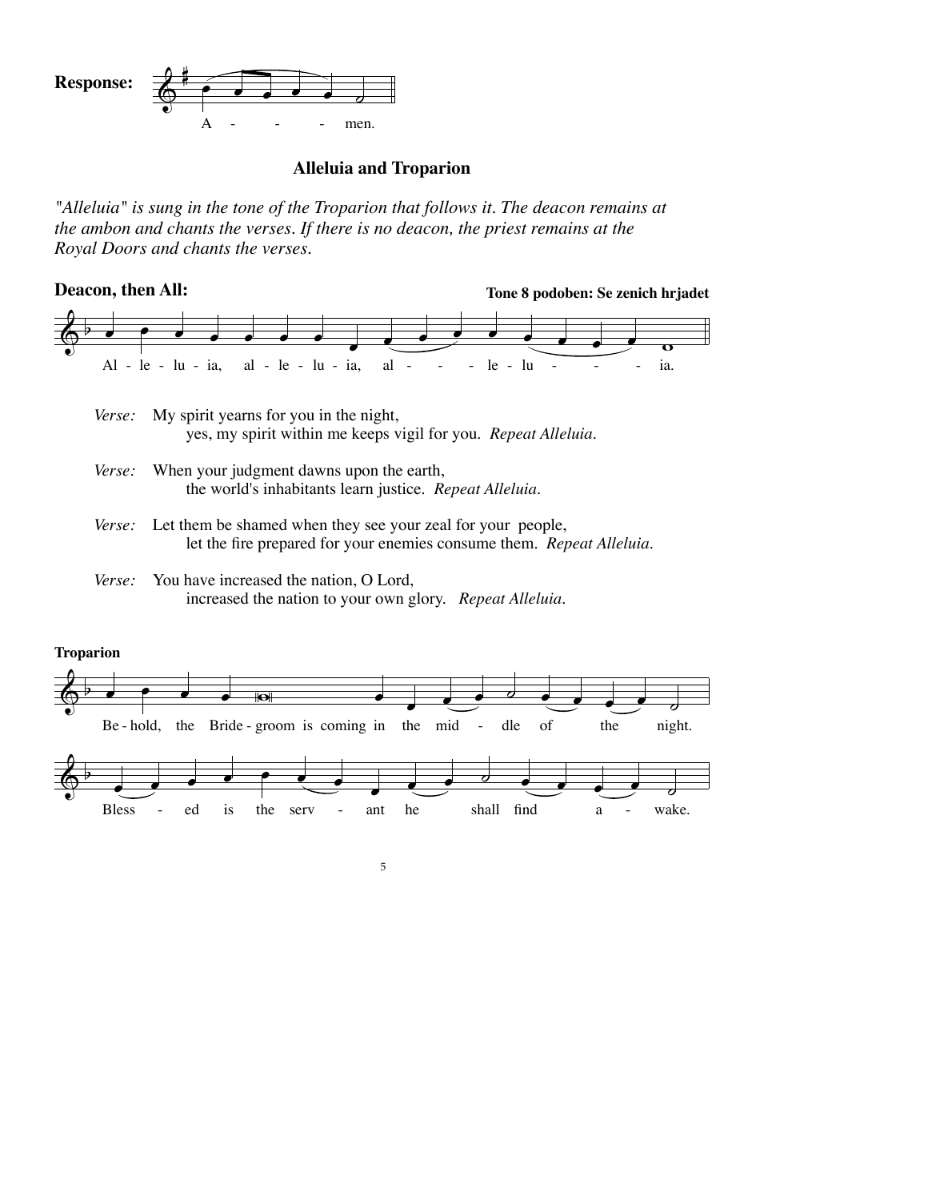**Response:** A - - - men.

## Alleluia and Troparion

*"Alleluia" is sung in the tone of the Troparion that follows it. The deacon remains at the ambon and chants the verses. If there is no deacon, the priest remains at the Royal Doors and chants the verses.*

**Deacon, then All:** **Tone 8 podoben: Se zenich hrjadet**

Al - le - lu - ia, al - le - lu - ia, al - - - - le - lu - - - - ia.

*Verse:* My spirit yearns for you in the night,
yes, my spirit within me keeps vigil for you. *Repeat Alleluia.*

*Verse:* When your judgment dawns upon the earth,
the world's inhabitants learn justice. *Repeat Alleluia.*

*Verse:* Let them be shamed when they see your zeal for your people,
let the fire prepared for your enemies consume them. *Repeat Alleluia.*

*Verse:* You have increased the nation, O Lord,
increased the nation to your own glory. *Repeat Alleluia.*

**Troparion**

Be - hold, the Bride - groom is coming in the mid - dle of the night.

Bless - ed is the serv - ant he shall find a - wake.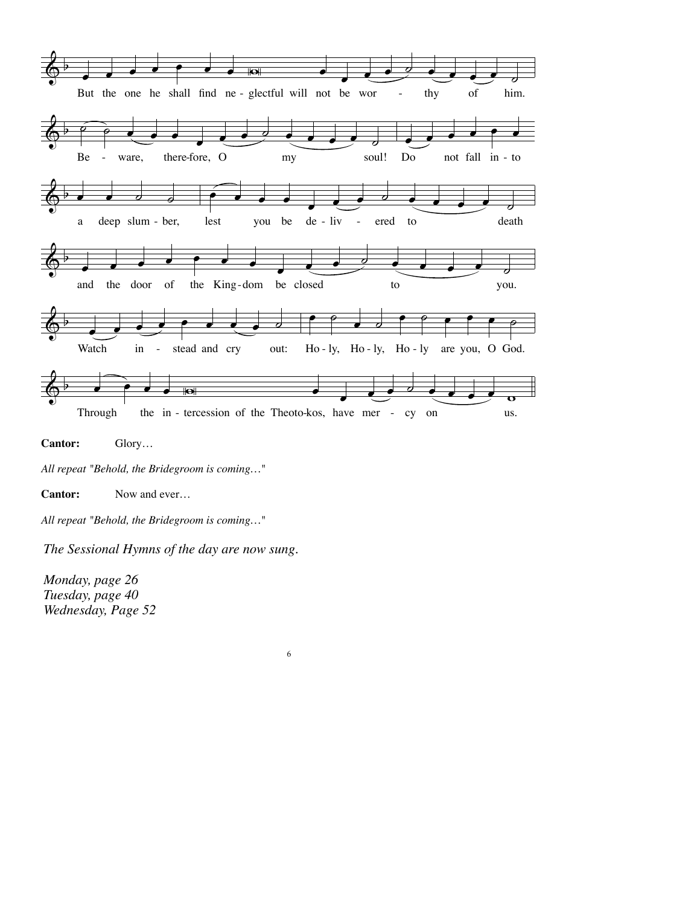But the one he shall find neglectful will not be worthy of him.

Beware, therefore, O my soul! Do not fall into a deep slumber, lest you be delivered to death and the door of the Kingdom be closed to you.

Watch instead and cry out: Holy, Holy, Holy are you, O God.

Through the intercession of the Theotokos, have mercy on us.

**Cantor:** Glory…

*All repeat "Behold, the Bridegroom is coming…"*

**Cantor:** Now and ever…

*All repeat "Behold, the Bridegroom is coming…"*

*The Sessional Hymns of the day are now sung.*

*Monday, page 26*
*Tuesday, page 40*
*Wednesday, Page 52*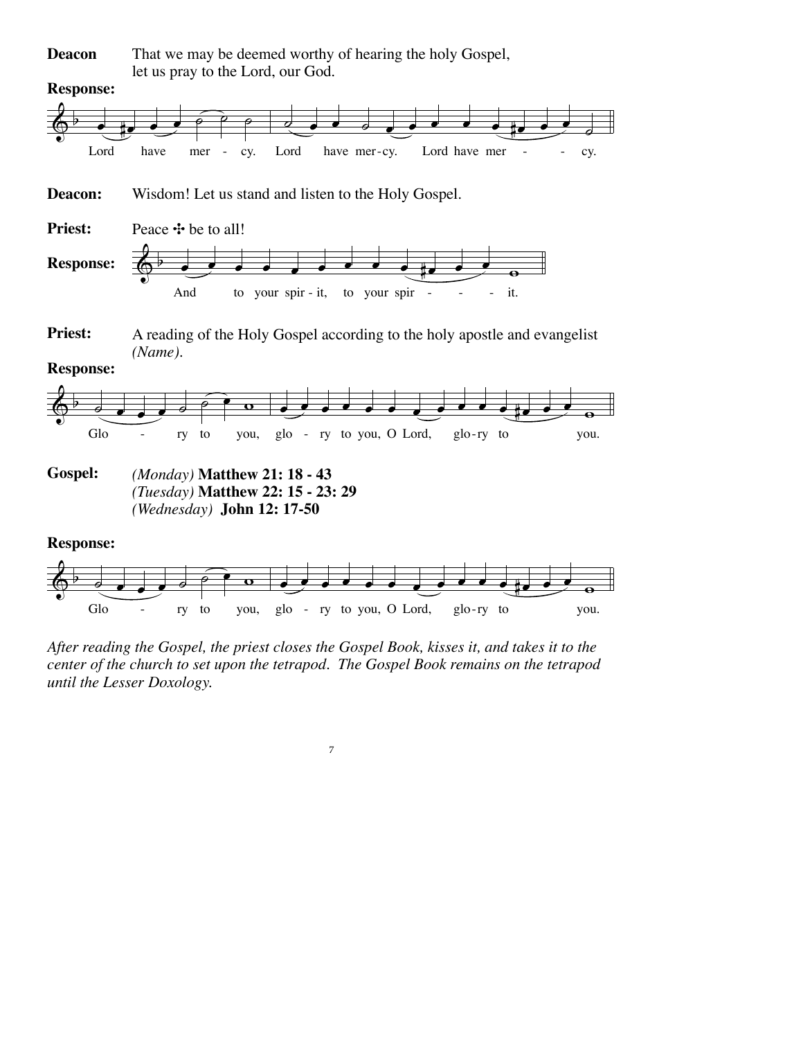**Deacon** That we may be deemed worthy of hearing the holy Gospel, let us pray to the Lord, our God.

**Response:**

Lord have mer - cy. Lord have mer-cy. Lord have mer - - cy.

**Deacon:** Wisdom! Let us stand and listen to the Holy Gospel.

**Priest:** Peace ✣ be to all!

**Response:** And to your spir - it, to your spir - - - it.

**Priest:** A reading of the Holy Gospel according to the holy apostle and evangelist *(Name)*.

**Response:**

Glo - ry to you, glo - ry to you, O Lord, glo-ry to you.

**Gospel:** *(Monday)* **Matthew 21: 18 - 43**
*(Tuesday)* **Matthew 22: 15 - 23: 29**
*(Wednesday)* **John 12: 17-50**

**Response:**

Glo - ry to you, glo - ry to you, O Lord, glo-ry to you.

*After reading the Gospel, the priest closes the Gospel Book, kisses it, and takes it to the center of the church to set upon the tetrapod. The Gospel Book remains on the tetrapod until the Lesser Doxology.*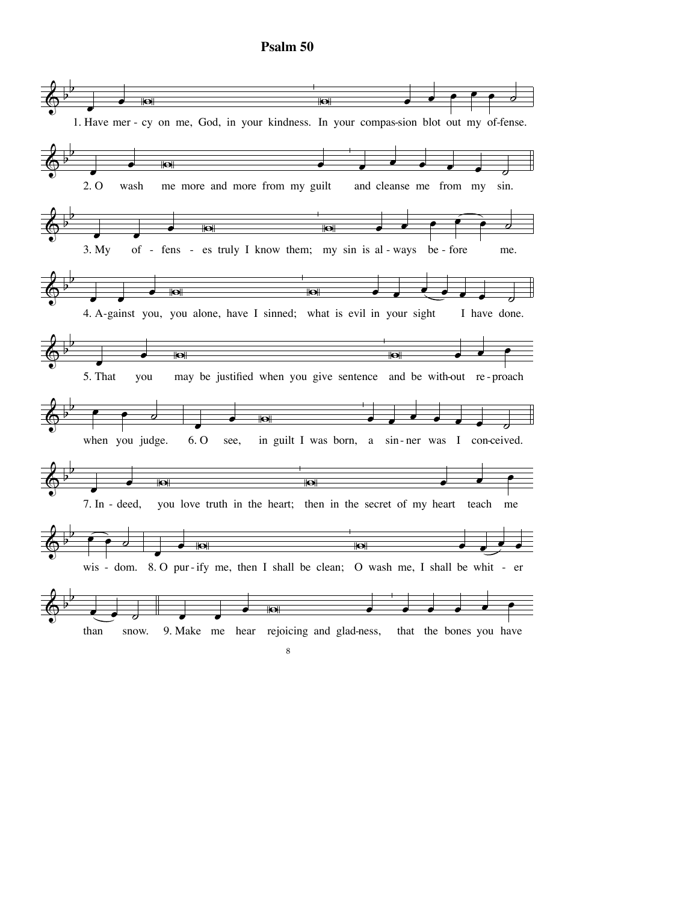# Psalm 50

1. Have mer - cy on me, God, in your kindness. In your compas-sion blot out my of-fense.

2. O wash me more and more from my guilt and cleanse me from my sin.

3. My of - fens - es truly I know them; my sin is al - ways be - fore me.

4. A-gainst you, you alone, have I sinned; what is evil in your sight I have done.

5. That you may be justified when you give sentence and be with-out re - proach when you judge.

6. O see, in guilt I was born, a sin - ner was I con-ceived.

7. In - deed, you love truth in the heart; then in the secret of my heart teach me wis - dom.

8. O pur - ify me, then I shall be clean; O wash me, I shall be whit - er than snow.

9. Make me hear rejoicing and glad-ness, that the bones you have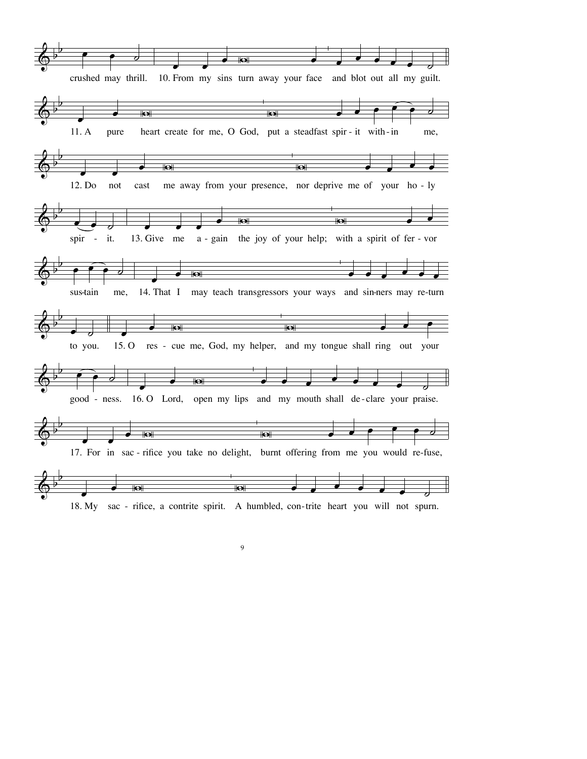crushed may thrill. 10. From my sins turn away your face and blot out all my guilt.

11. A pure heart create for me, O God, put a steadfast spir - it with - in me,

12. Do not cast me away from your presence, nor deprive me of your ho - ly spir - it.

13. Give me a - gain the joy of your help; with a spirit of fer - vor sus-tain me,

14. That I may teach transgressors your ways and sin-ners may re-turn to you.

15. O res - cue me, God, my helper, and my tongue shall ring out your good - ness.

16. O Lord, open my lips and my mouth shall de - clare your praise.

17. For in sac - rifice you take no delight, burnt offering from me you would re-fuse,

18. My sac - rifice, a contrite spirit. A humbled, con-trite heart you will not spurn.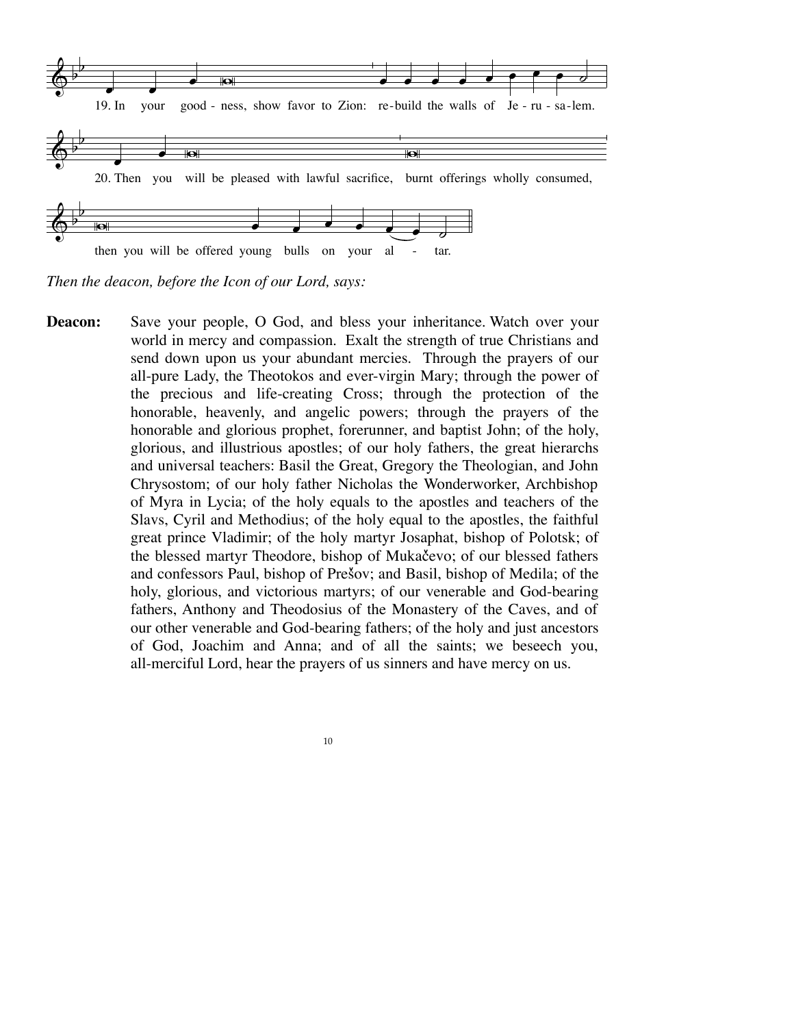19. In your good - ness, show favor to Zion: re-build the walls of Je - ru - sa-lem.

20. Then you will be pleased with lawful sacrifice, burnt offerings wholly consumed,

then you will be offered young bulls on your al - tar.

*Then the deacon, before the Icon of our Lord, says:*

**Deacon:** Save your people, O God, and bless your inheritance. Watch over your world in mercy and compassion. Exalt the strength of true Christians and send down upon us your abundant mercies. Through the prayers of our all-pure Lady, the Theotokos and ever-virgin Mary; through the power of the precious and life-creating Cross; through the protection of the honorable, heavenly, and angelic powers; through the prayers of the honorable and glorious prophet, forerunner, and baptist John; of the holy, glorious, and illustrious apostles; of our holy fathers, the great hierarchs and universal teachers: Basil the Great, Gregory the Theologian, and John Chrysostom; of our holy father Nicholas the Wonderworker, Archbishop of Myra in Lycia; of the holy equals to the apostles and teachers of the Slavs, Cyril and Methodius; of the holy equal to the apostles, the faithful great prince Vladimir; of the holy martyr Josaphat, bishop of Polotsk; of the blessed martyr Theodore, bishop of Mukačevo; of our blessed fathers and confessors Paul, bishop of Prešov; and Basil, bishop of Medila; of the holy, glorious, and victorious martyrs; of our venerable and God-bearing fathers, Anthony and Theodosius of the Monastery of the Caves, and of our other venerable and God-bearing fathers; of the holy and just ancestors of God, Joachim and Anna; and of all the saints; we beseech you, all-merciful Lord, hear the prayers of us sinners and have mercy on us.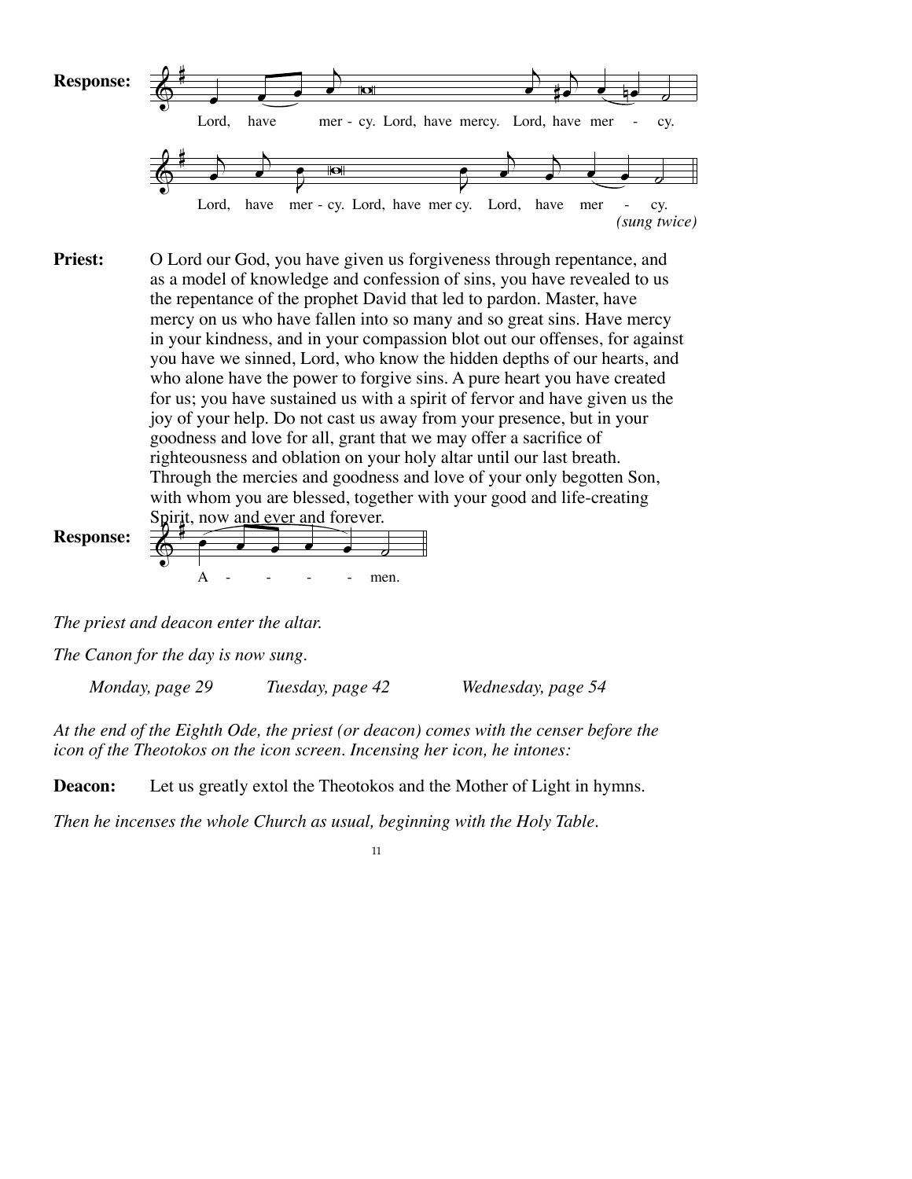**Response:** Lord, have mer - cy. Lord, have mercy. Lord, have mer - cy.

Lord, have mer - cy. Lord, have mer cy. Lord, have mer - cy.

*(sung twice)*

**Priest:** O Lord our God, you have given us forgiveness through repentance, and as a model of knowledge and confession of sins, you have revealed to us the repentance of the prophet David that led to pardon. Master, have mercy on us who have fallen into so many and so great sins. Have mercy in your kindness, and in your compassion blot out our offenses, for against you have we sinned, Lord, who know the hidden depths of our hearts, and who alone have the power to forgive sins. A pure heart you have created for us; you have sustained us with a spirit of fervor and have given us the joy of your help. Do not cast us away from your presence, but in your goodness and love for all, grant that we may offer a sacrifice of righteousness and oblation on your holy altar until our last breath. Through the mercies and goodness and love of your only begotten Son, with whom you are blessed, together with your good and life-creating Spirit, now and ever and forever.

**Response:** A - - - - men.

*The priest and deacon enter the altar.*

*The Canon for the day is now sung.*

*Monday, page 29* *Tuesday, page 42* *Wednesday, page 54*

*At the end of the Eighth Ode, the priest (or deacon) comes with the censer before the icon of the Theotokos on the icon screen. Incensing her icon, he intones:*

**Deacon:** Let us greatly extol the Theotokos and the Mother of Light in hymns.

*Then he incenses the whole Church as usual, beginning with the Holy Table.*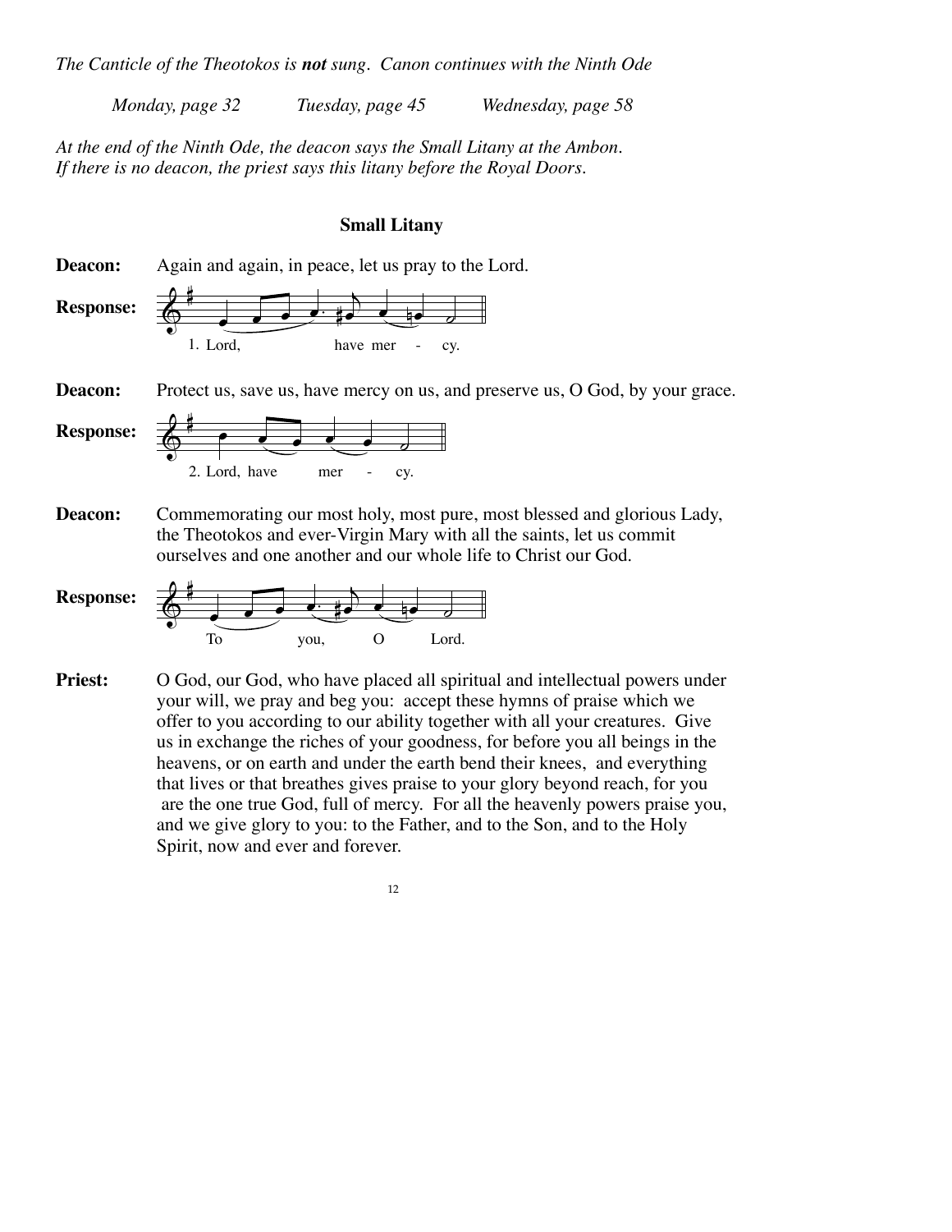*The Canticle of the Theotokos is* ***not*** *sung. Canon continues with the Ninth Ode*

*Monday, page 32* *Tuesday, page 45* *Wednesday, page 58*

*At the end of the Ninth Ode, the deacon says the Small Litany at the Ambon.*
*If there is no deacon, the priest says this litany before the Royal Doors.*

**Small Litany**

**Deacon:** Again and again, in peace, let us pray to the Lord.

**Response:** 1. Lord, have mer - cy.

**Deacon:** Protect us, save us, have mercy on us, and preserve us, O God, by your grace.

**Response:** 2. Lord, have mer - cy.

**Deacon:** Commemorating our most holy, most pure, most blessed and glorious Lady, the Theotokos and ever-Virgin Mary with all the saints, let us commit ourselves and one another and our whole life to Christ our God.

**Response:** To you, O Lord.

**Priest:** O God, our God, who have placed all spiritual and intellectual powers under your will, we pray and beg you: accept these hymns of praise which we offer to you according to our ability together with all your creatures. Give us in exchange the riches of your goodness, for before you all beings in the heavens, or on earth and under the earth bend their knees, and everything that lives or that breathes gives praise to your glory beyond reach, for you are the one true God, full of mercy. For all the heavenly powers praise you, and we give glory to you: to the Father, and to the Son, and to the Holy Spirit, now and ever and forever.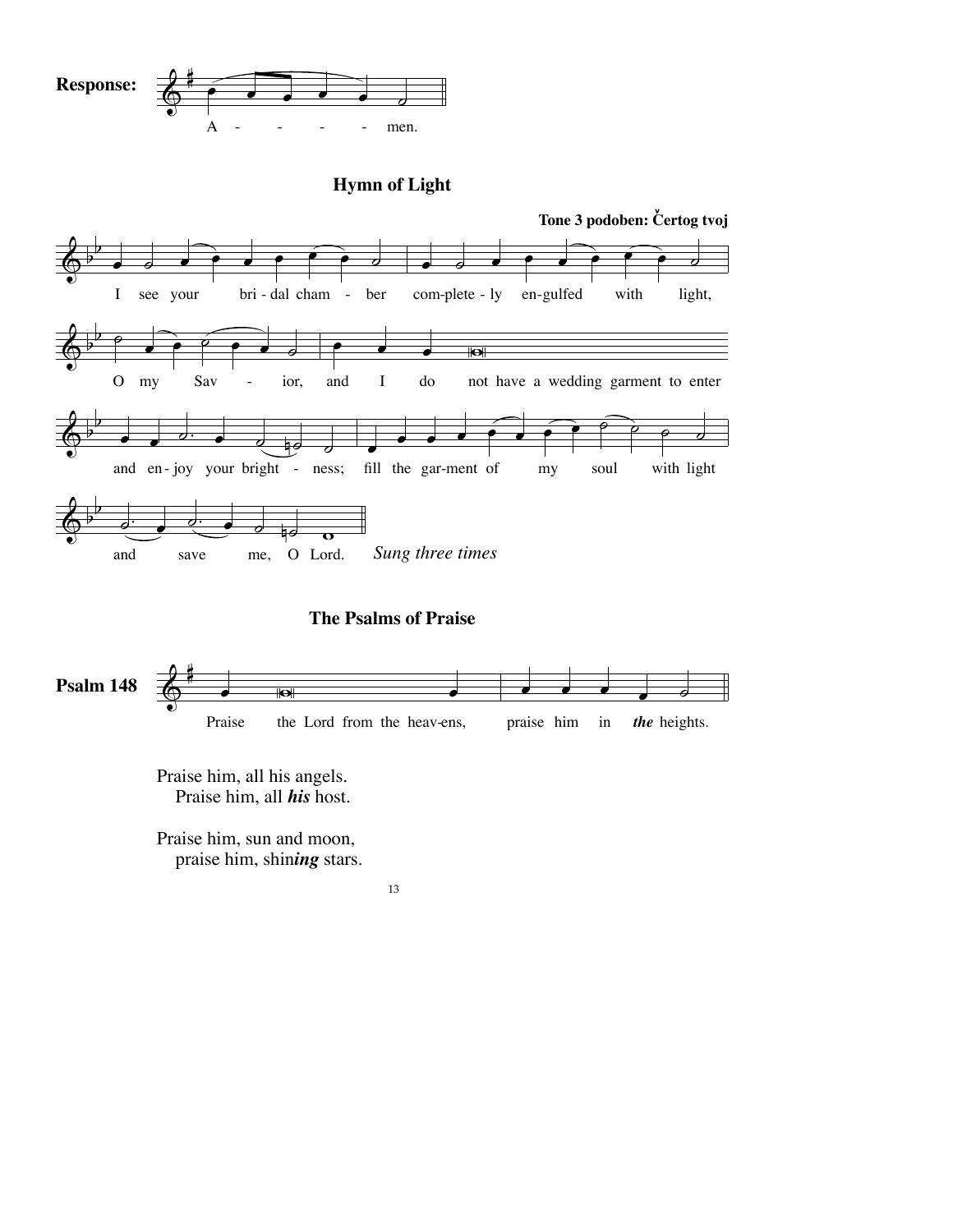**Response:**

A - - - - men.

## Hymn of Light

**Tone 3 podoben: Čertog tvoj**

I see your bri - dal cham - ber com-plete - ly en-gulfed with light,

O my Sav - ior, and I do not have a wedding garment to enter

and en - joy your bright - ness; fill the gar-ment of my soul with light

and save me, O Lord. *Sung three times*

## The Psalms of Praise

**Psalm 148**

Praise the Lord from the heav-ens, praise him in ***the*** heights.

Praise him, all his angels.
   Praise him, all ***his*** host.

Praise him, sun and moon,
   praise him, shin***ing*** stars.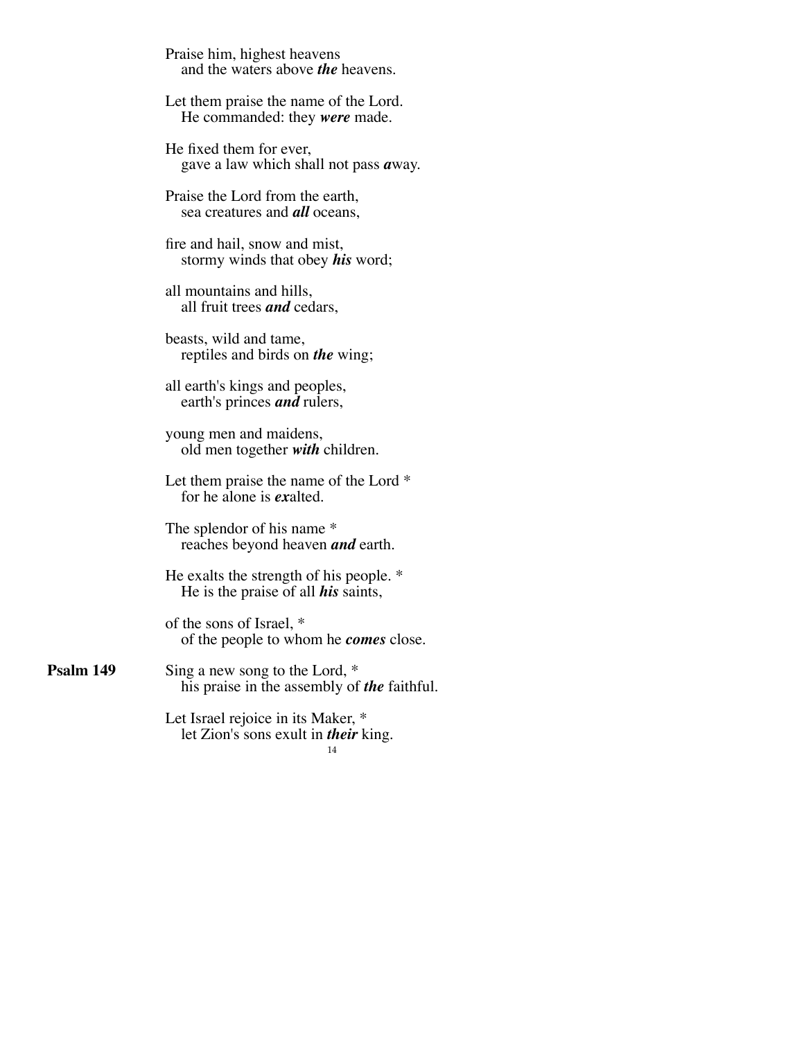Praise him, highest heavens
   and the waters above ***the*** heavens.

Let them praise the name of the Lord.
   He commanded: they ***were*** made.

He fixed them for ever,
   gave a law which shall not pass ***a***way.

Praise the Lord from the earth,
   sea creatures and ***all*** oceans,

fire and hail, snow and mist,
   stormy winds that obey ***his*** word;

all mountains and hills,
   all fruit trees ***and*** cedars,

beasts, wild and tame,
   reptiles and birds on ***the*** wing;

all earth's kings and peoples,
   earth's princes ***and*** rulers,

young men and maidens,
   old men together ***with*** children.

Let them praise the name of the Lord *
   for he alone is ***ex***alted.

The splendor of his name *
   reaches beyond heaven ***and*** earth.

He exalts the strength of his people. *
   He is the praise of all ***his*** saints,

of the sons of Israel, *
   of the people to whom he ***comes*** close.

**Psalm 149**

Sing a new song to the Lord, *
   his praise in the assembly of ***the*** faithful.

Let Israel rejoice in its Maker, *
   let Zion's sons exult in ***their*** king.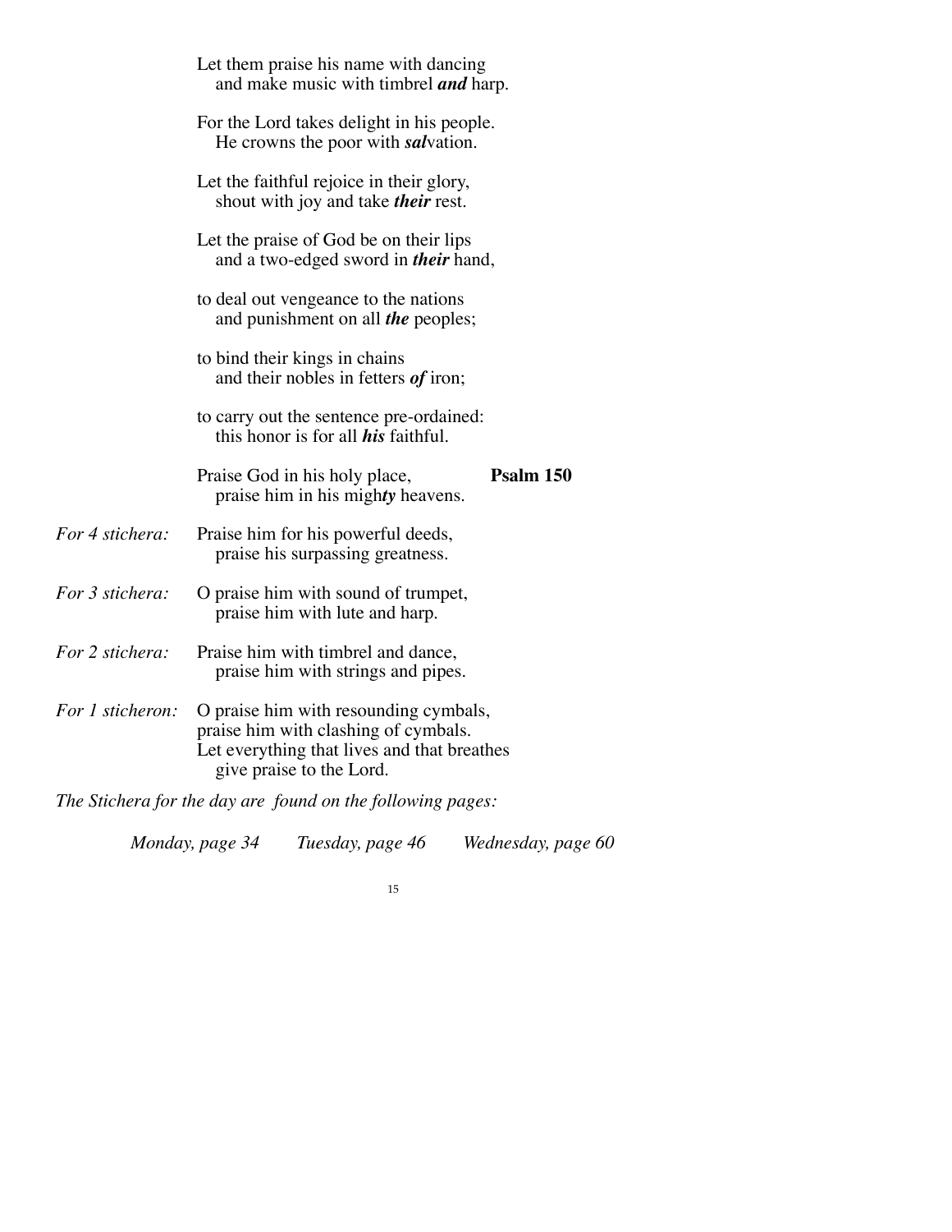Let them praise his name with dancing
   and make music with timbrel ***and*** harp.

For the Lord takes delight in his people.
   He crowns the poor with ***sal***vation.

Let the faithful rejoice in their glory,
   shout with joy and take ***their*** rest.

Let the praise of God be on their lips
   and a two-edged sword in ***their*** hand,

to deal out vengeance to the nations
   and punishment on all ***the*** peoples;

to bind their kings in chains
   and their nobles in fetters ***of*** iron;

to carry out the sentence pre-ordained:
   this honor is for all ***his*** faithful.

**Psalm 150**

Praise God in his holy place,
   praise him in his migh***ty*** heavens.

*For 4 stichera:* Praise him for his powerful deeds,
   praise his surpassing greatness.

*For 3 stichera:* O praise him with sound of trumpet,
   praise him with lute and harp.

*For 2 stichera:* Praise him with timbrel and dance,
   praise him with strings and pipes.

*For 1 sticheron:* O praise him with resounding cymbals,
praise him with clashing of cymbals.
Let everything that lives and that breathes
   give praise to the Lord.

*The Stichera for the day are found on the following pages:*

*Monday, page 34*   *Tuesday, page 46*   *Wednesday, page 60*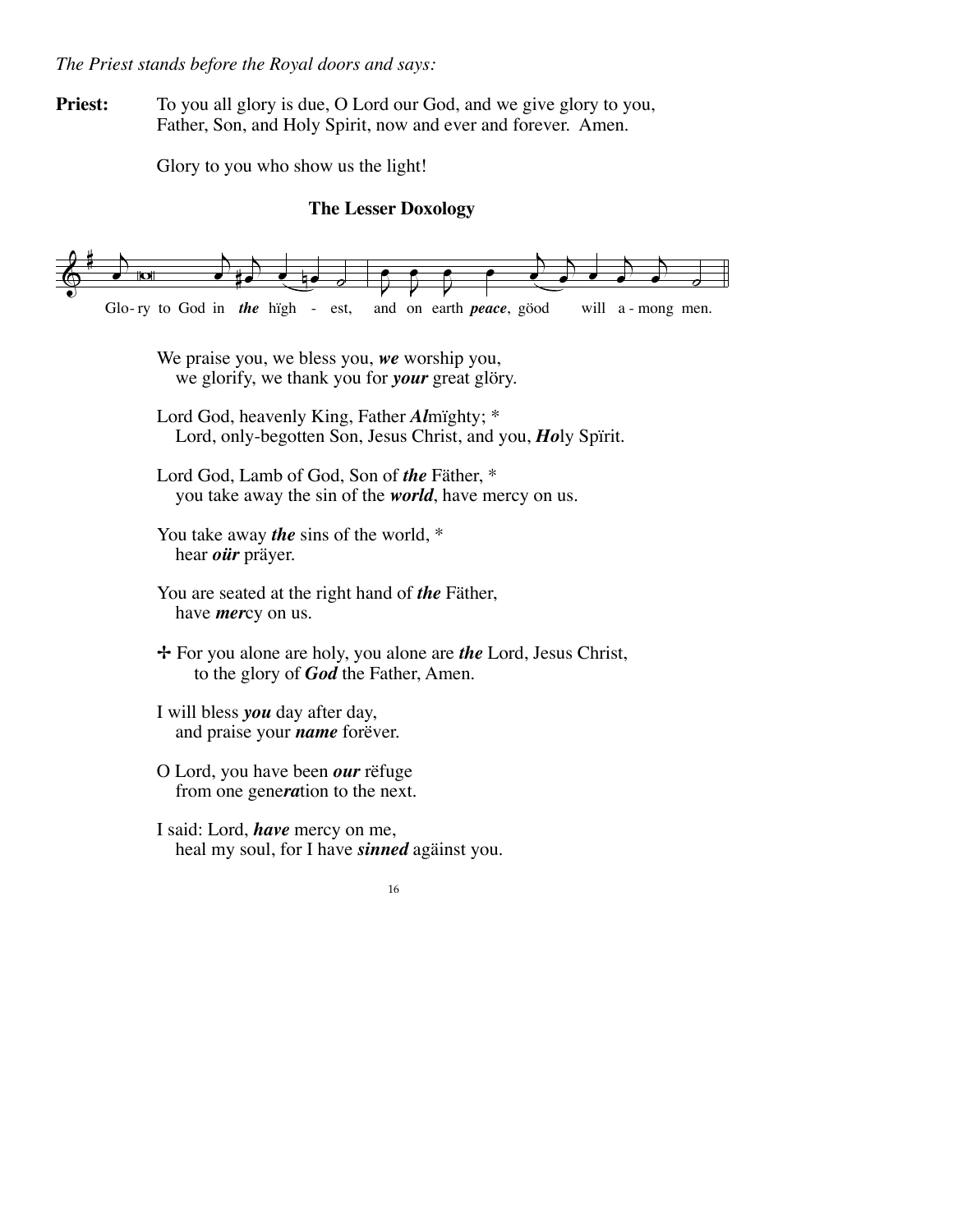*The Priest stands before the Royal doors and says:*

**Priest:** To you all glory is due, O Lord our God, and we give glory to you, Father, Son, and Holy Spirit, now and ever and forever. Amen.

Glory to you who show us the light!

### The Lesser Doxology

Glo- ry to God in ***the*** hïgh - est, and on earth ***peace***, göod will a - mong men.

We praise you, we bless you, ***we*** worship you,
we glorify, we thank you for ***your*** great glöry.

Lord God, heavenly King, Father ***Al***mïghty; *
Lord, only-begotten Son, Jesus Christ, and you, ***Ho***ly Spïrit.

Lord God, Lamb of God, Son of ***the*** Fäther, *
you take away the sin of the ***world***, have mercy on us.

You take away ***the*** sins of the world, *
hear ***oür*** präyer.

You are seated at the right hand of ***the*** Fäther,
have ***mer***cy on us.

✢ For you alone are holy, you alone are ***the*** Lord, Jesus Christ,
to the glory of ***God*** the Father, Amen.

I will bless ***you*** day after day,
and praise your ***name*** forëver.

O Lord, you have been ***our*** rëfuge
from one gene***ra***tion to the next.

I said: Lord, ***have*** mercy on me,
heal my soul, for I have ***sinned*** agäinst you.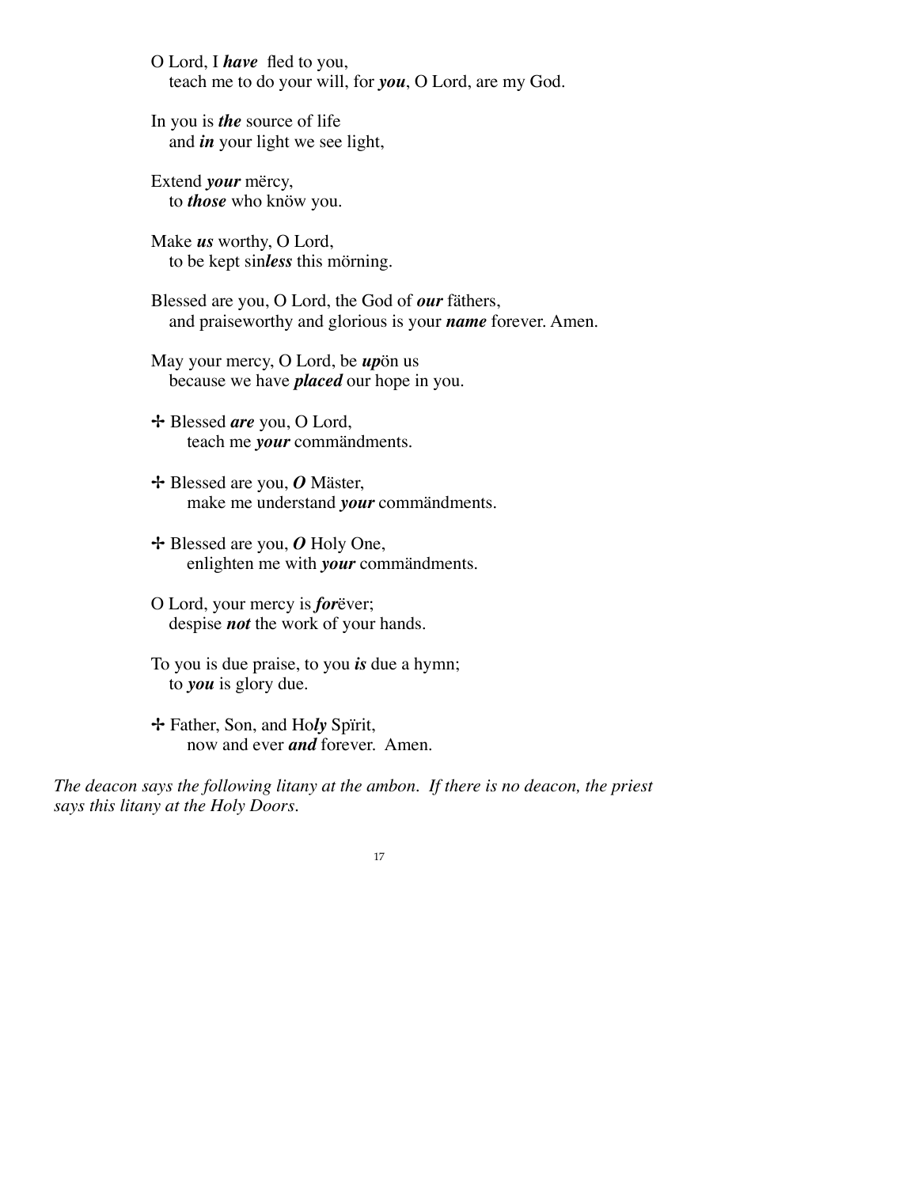O Lord, I ***have*** fled to you,
  teach me to do your will, for ***you***, O Lord, are my God.

In you is ***the*** source of life
  and ***in*** your light we see light,

Extend ***your*** mërcy,
  to ***those*** who knöw you.

Make ***us*** worthy, O Lord,
  to be kept sin***less*** this mörning.

Blessed are you, O Lord, the God of ***our*** fäthers,
  and praiseworthy and glorious is your ***name*** forever. Amen.

May your mercy, O Lord, be ***up***ön us
  because we have ***placed*** our hope in you.

✠ Blessed ***are*** you, O Lord,
    teach me ***your*** commändments.

✠ Blessed are you, ***O*** Mäster,
    make me understand ***your*** commändments.

✠ Blessed are you, ***O*** Holy One,
    enlighten me with ***your*** commändments.

O Lord, your mercy is ***for***ëver;
  despise ***not*** the work of your hands.

To you is due praise, to you ***is*** due a hymn;
  to ***you*** is glory due.

✠ Father, Son, and Ho***ly*** Spïrit,
    now and ever ***and*** forever. Amen.

*The deacon says the following litany at the ambon. If there is no deacon, the priest says this litany at the Holy Doors.*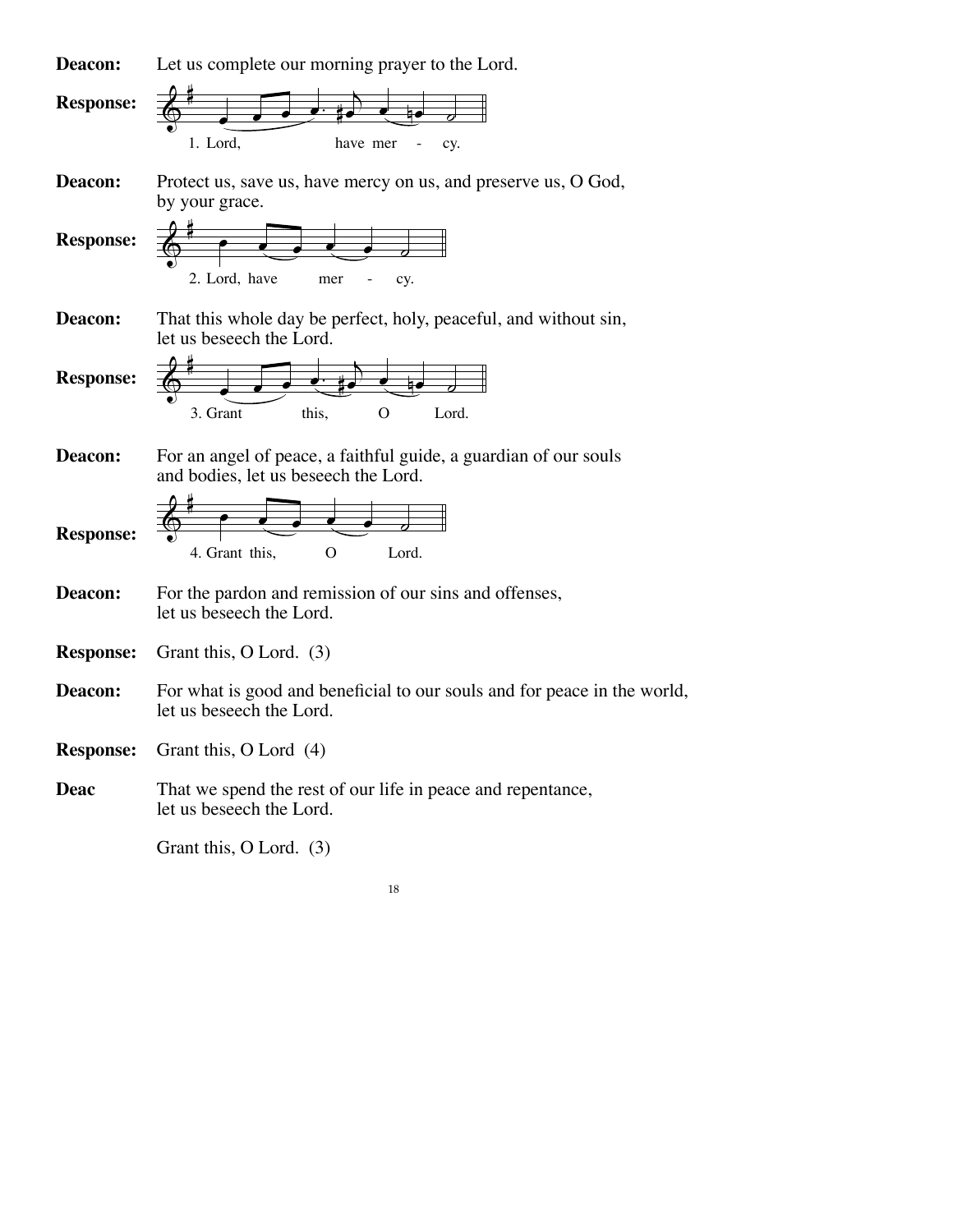**Deacon:** Let us complete our morning prayer to the Lord.

**Response:** 1. Lord, have mer - cy.

**Deacon:** Protect us, save us, have mercy on us, and preserve us, O God, by your grace.

**Response:** 2. Lord, have mer - cy.

**Deacon:** That this whole day be perfect, holy, peaceful, and without sin, let us beseech the Lord.

**Response:** 3. Grant this, O Lord.

**Deacon:** For an angel of peace, a faithful guide, a guardian of our souls and bodies, let us beseech the Lord.

**Response:** 4. Grant this, O Lord.

**Deacon:** For the pardon and remission of our sins and offenses, let us beseech the Lord.

**Response:** Grant this, O Lord. (3)

**Deacon:** For what is good and beneficial to our souls and for peace in the world, let us beseech the Lord.

**Response:** Grant this, O Lord (4)

**Deac** That we spend the rest of our life in peace and repentance, let us beseech the Lord.

Grant this, O Lord. (3)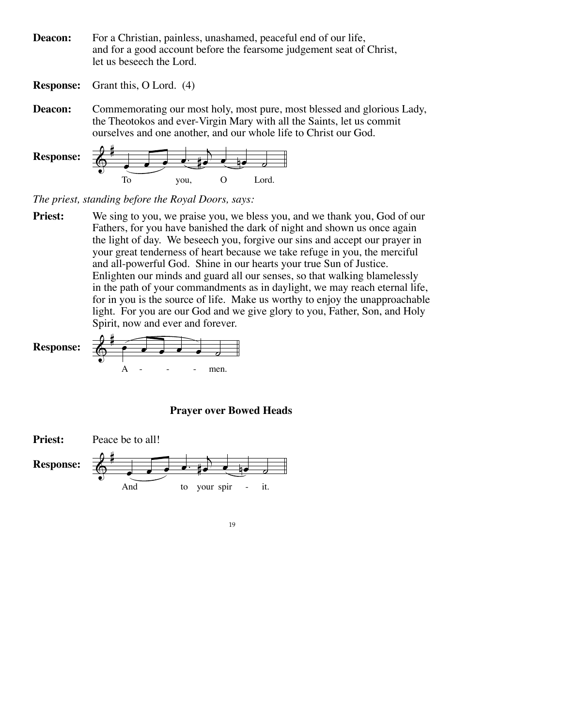**Deacon:** For a Christian, painless, unashamed, peaceful end of our life, and for a good account before the fearsome judgement seat of Christ, let us beseech the Lord.

**Response:** Grant this, O Lord. (4)

**Deacon:** Commemorating our most holy, most pure, most blessed and glorious Lady, the Theotokos and ever-Virgin Mary with all the Saints, let us commit ourselves and one another, and our whole life to Christ our God.

**Response:** To you, O Lord.

*The priest, standing before the Royal Doors, says:*

**Priest:** We sing to you, we praise you, we bless you, and we thank you, God of our Fathers, for you have banished the dark of night and shown us once again the light of day. We beseech you, forgive our sins and accept our prayer in your great tenderness of heart because we take refuge in you, the merciful and all-powerful God. Shine in our hearts your true Sun of Justice. Enlighten our minds and guard all our senses, so that walking blamelessly in the path of your commandments as in daylight, we may reach eternal life, for in you is the source of life. Make us worthy to enjoy the unapproachable light. For you are our God and we give glory to you, Father, Son, and Holy Spirit, now and ever and forever.

**Response:** A - - - men.

## Prayer over Bowed Heads

**Priest:** Peace be to all!

**Response:** And to your spir - it.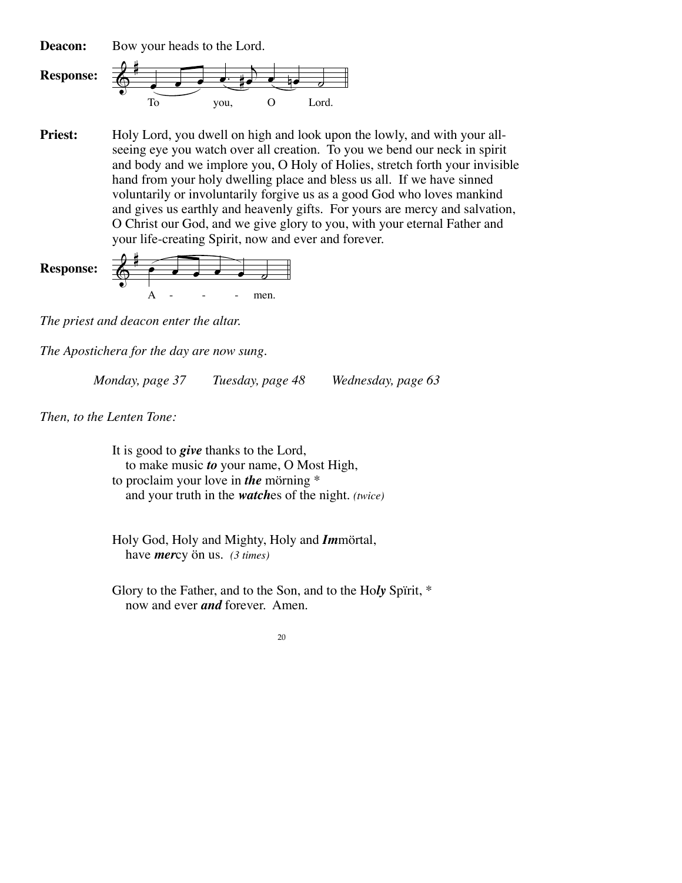**Deacon:** Bow your heads to the Lord.

**Response:** To you, O Lord.

**Priest:** Holy Lord, you dwell on high and look upon the lowly, and with your all-seeing eye you watch over all creation. To you we bend our neck in spirit and body and we implore you, O Holy of Holies, stretch forth your invisible hand from your holy dwelling place and bless us all. If we have sinned voluntarily or involuntarily forgive us as a good God who loves mankind and gives us earthly and heavenly gifts. For yours are mercy and salvation, O Christ our God, and we give glory to you, with your eternal Father and your life-creating Spirit, now and ever and forever.

**Response:** A - - - men.

*The priest and deacon enter the altar.*

*The Apostichera for the day are now sung.*

*Monday, page 37* *Tuesday, page 48* *Wednesday, page 63*

*Then, to the Lenten Tone:*

It is good to ***give*** thanks to the Lord,
to make music ***to*** your name, O Most High,
to proclaim your love in ***the*** mörning *
and your truth in the ***watch***es of the night. *(twice)*

Holy God, Holy and Mighty, Holy and ***Im***mörtal,
have ***mer***cy ön us. *(3 times)*

Glory to the Father, and to the Son, and to the Ho***ly*** Spïrit, *
now and ever ***and*** forever. Amen.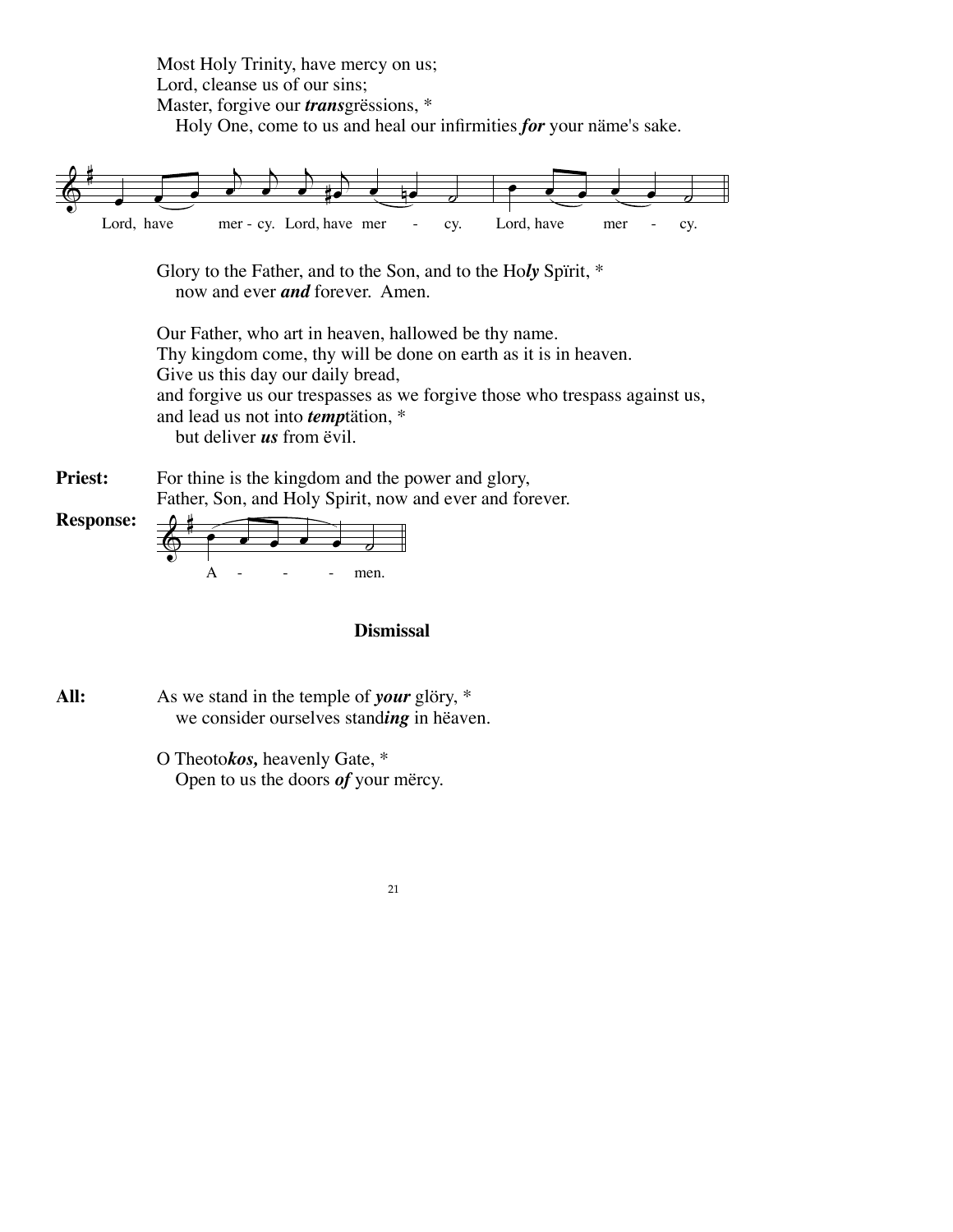Most Holy Trinity, have mercy on us;
Lord, cleanse us of our sins;
Master, forgive our ***trans***grëssions, *
   Holy One, come to us and heal our infirmities ***for*** your näme's sake.

Lord, have mer - cy. Lord, have mer - cy. Lord, have mer - cy.

Glory to the Father, and to the Son, and to the Ho***ly*** Spïrit, *
   now and ever ***and*** forever. Amen.

Our Father, who art in heaven, hallowed be thy name.
Thy kingdom come, thy will be done on earth as it is in heaven.
Give us this day our daily bread,
and forgive us our trespasses as we forgive those who trespass against us,
and lead us not into ***temp***tätion, *
   but deliver ***us*** from ëvil.

**Priest:** For thine is the kingdom and the power and glory,
Father, Son, and Holy Spirit, now and ever and forever.

**Response:** A - - - men.

### Dismissal

**All:** As we stand in the temple of ***your*** glöry, *
   we consider ourselves stand***ing*** in hëaven.

O Theoto***kos,*** heavenly Gate, *
   Open to us the doors ***of*** your mërcy.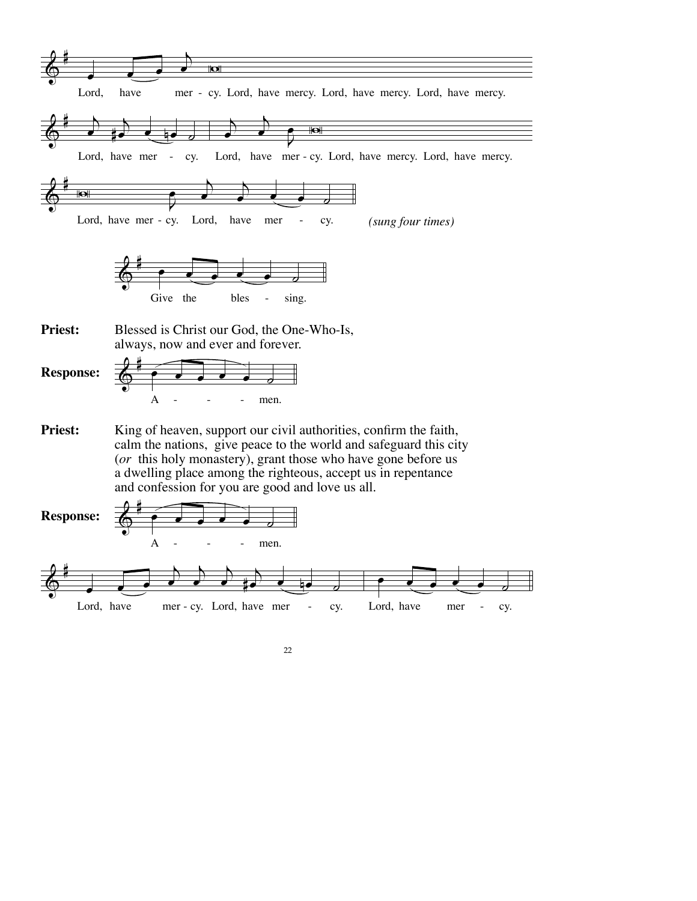Lord, have mer - cy. Lord, have mercy. Lord, have mercy. Lord, have mercy.

Lord, have mer - cy. Lord, have mer - cy. Lord, have mercy. Lord, have mercy.

Lord, have mer - cy. Lord, have mer - cy. *(sung four times)*

Give the bles - sing.

**Priest:** Blessed is Christ our God, the One-Who-Is, always, now and ever and forever.

**Response:** A - - - men.

**Priest:** King of heaven, support our civil authorities, confirm the faith, calm the nations, give peace to the world and safeguard this city (*or* this holy monastery), grant those who have gone before us a dwelling place among the righteous, accept us in repentance and confession for you are good and love us all.

**Response:** A - - - men.

Lord, have mer - cy. Lord, have mer - cy. Lord, have mer - cy.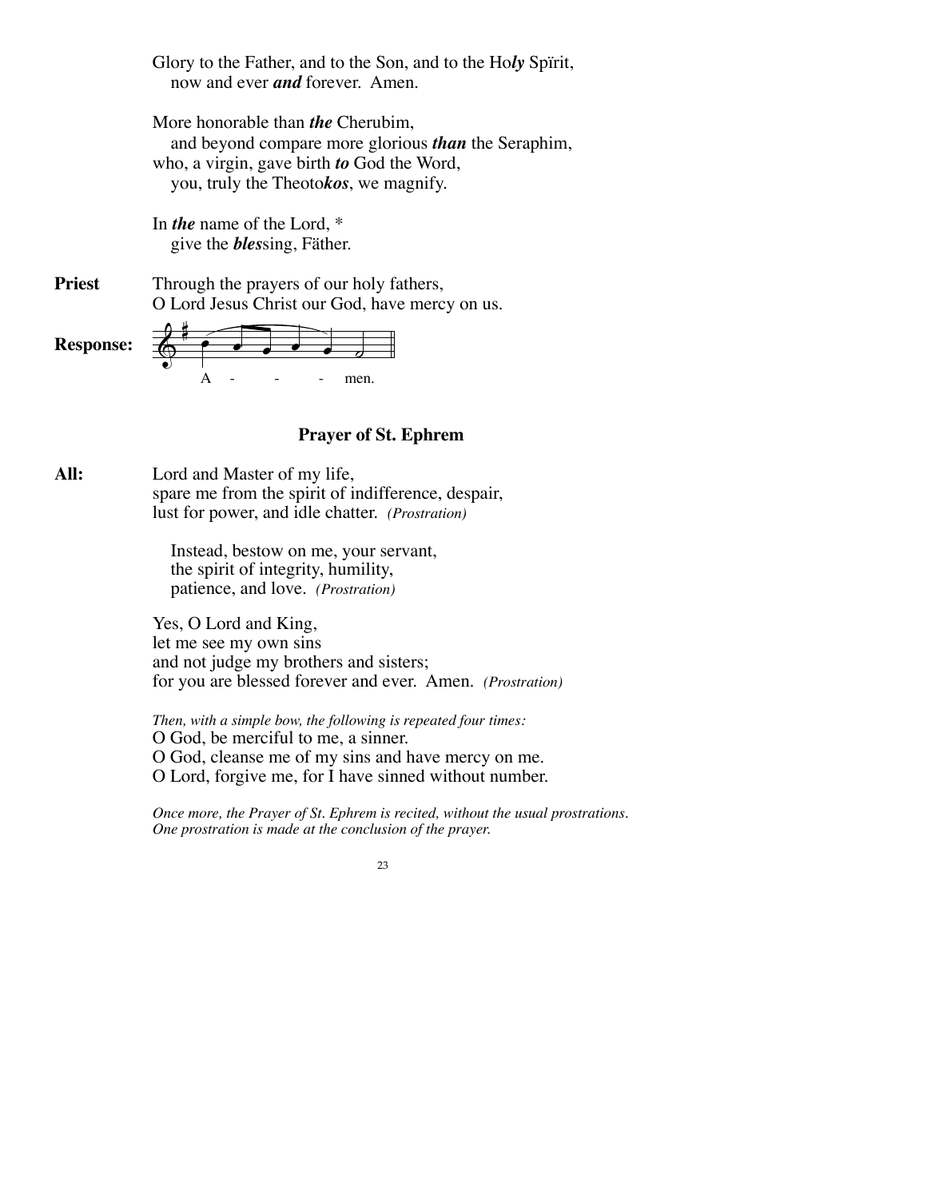Glory to the Father, and to the Son, and to the Ho***ly*** Spïrit,
now and ever ***and*** forever. Amen.

More honorable than ***the*** Cherubim,
and beyond compare more glorious ***than*** the Seraphim,
who, a virgin, gave birth ***to*** God the Word,
you, truly the Theoto***kos***, we magnify.

In ***the*** name of the Lord, *
give the ***bles***sing, Fäther.

**Priest** Through the prayers of our holy fathers,
O Lord Jesus Christ our God, have mercy on us.

**Response:** A - - - men.

### Prayer of St. Ephrem

**All:** Lord and Master of my life,
spare me from the spirit of indifference, despair,
lust for power, and idle chatter. *(Prostration)*

Instead, bestow on me, your servant,
the spirit of integrity, humility,
patience, and love. *(Prostration)*

Yes, O Lord and King,
let me see my own sins
and not judge my brothers and sisters;
for you are blessed forever and ever. Amen. *(Prostration)*

*Then, with a simple bow, the following is repeated four times:*
O God, be merciful to me, a sinner.
O God, cleanse me of my sins and have mercy on me.
O Lord, forgive me, for I have sinned without number.

*Once more, the Prayer of St. Ephrem is recited, without the usual prostrations. One prostration is made at the conclusion of the prayer.*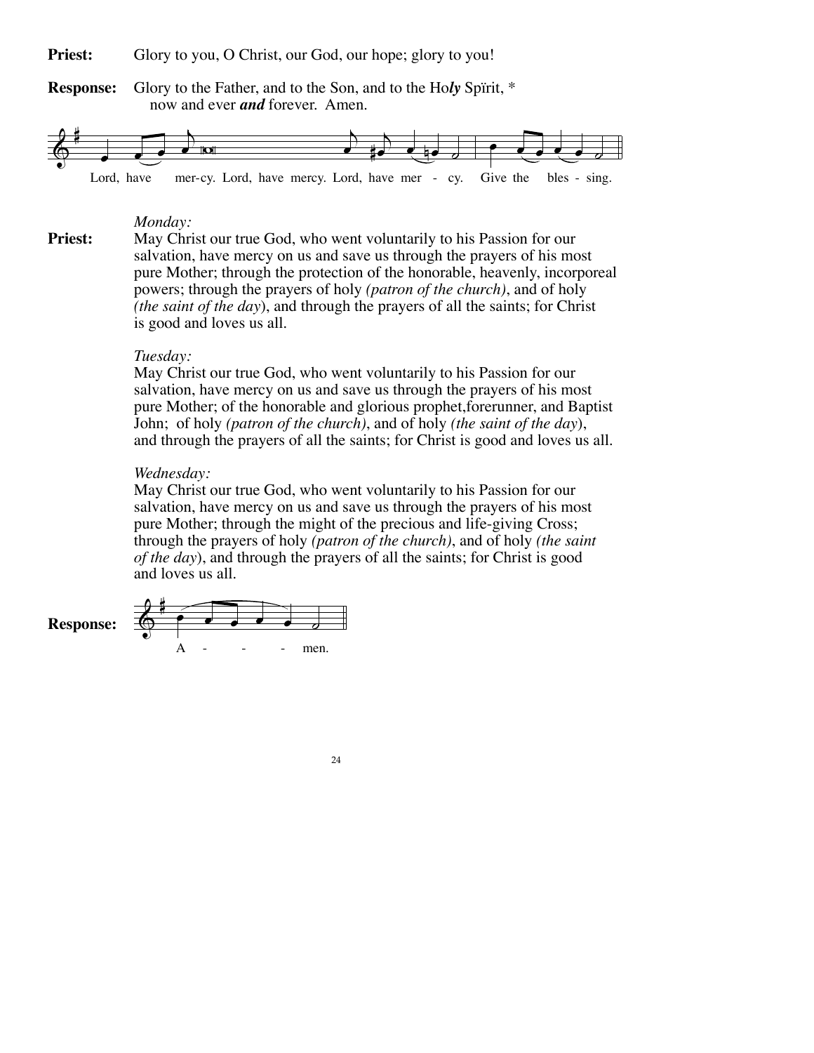**Priest:** Glory to you, O Christ, our God, our hope; glory to you!

**Response:** Glory to the Father, and to the Son, and to the Ho***ly*** Spïrit, *
now and ever ***and*** forever. Amen.

Lord, have mer-cy. Lord, have mercy. Lord, have mer - cy. Give the bles - sing.

*Monday:*

**Priest:** May Christ our true God, who went voluntarily to his Passion for our salvation, have mercy on us and save us through the prayers of his most pure Mother; through the protection of the honorable, heavenly, incorporeal powers; through the prayers of holy *(patron of the church)*, and of holy *(the saint of the day)*, and through the prayers of all the saints; for Christ is good and loves us all.

*Tuesday:*

May Christ our true God, who went voluntarily to his Passion for our salvation, have mercy on us and save us through the prayers of his most pure Mother; of the honorable and glorious prophet,forerunner, and Baptist John; of holy *(patron of the church)*, and of holy *(the saint of the day)*, and through the prayers of all the saints; for Christ is good and loves us all.

*Wednesday:*

May Christ our true God, who went voluntarily to his Passion for our salvation, have mercy on us and save us through the prayers of his most pure Mother; through the might of the precious and life-giving Cross; through the prayers of holy *(patron of the church)*, and of holy *(the saint of the day)*, and through the prayers of all the saints; for Christ is good and loves us all.

**Response:** A - - - men.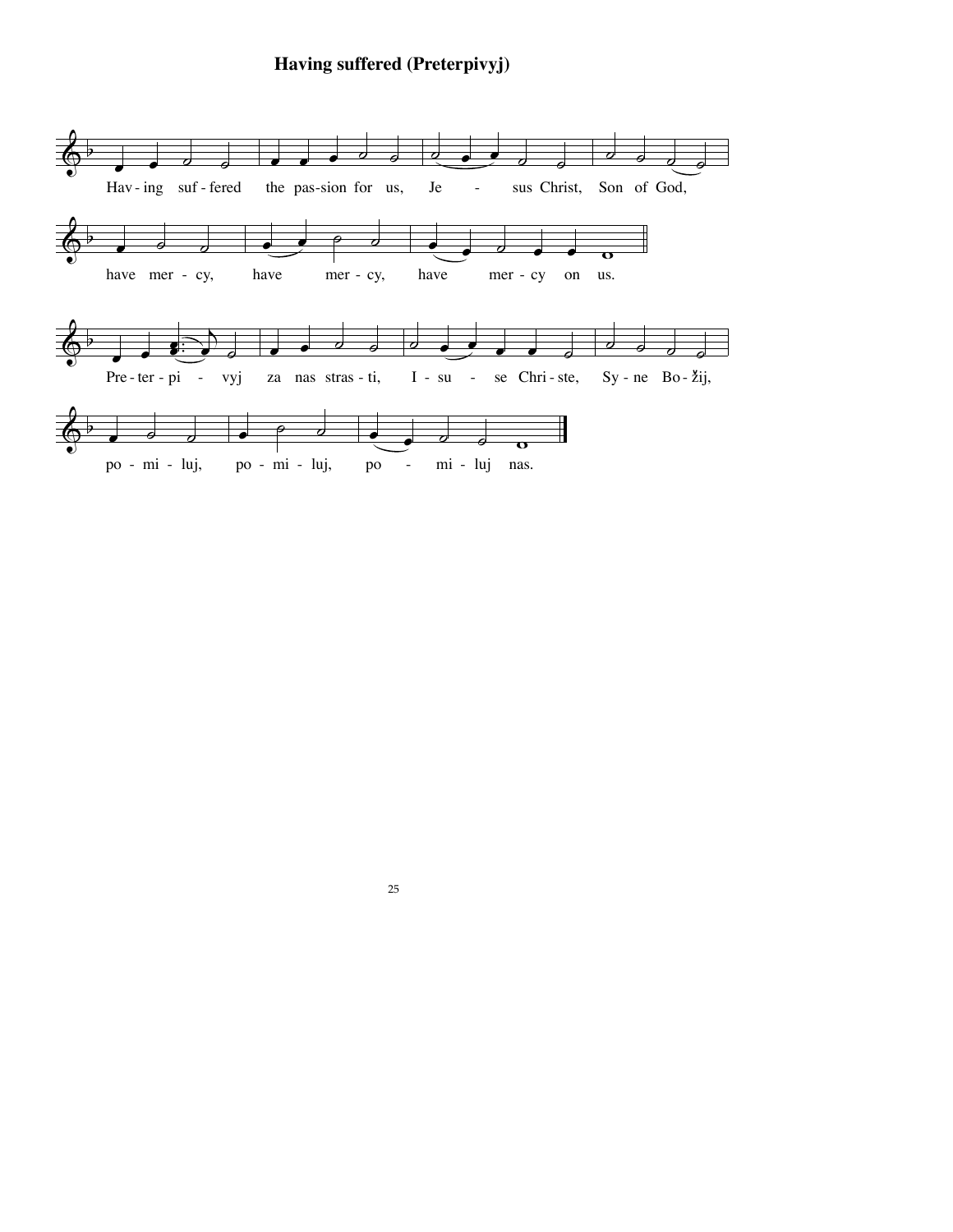# Having suffered (Preterpivyj)

Hav - ing suf - fered the pas-sion for us, Je - sus Christ, Son of God,

have mer - cy, have mer - cy, have mer - cy on us.

Pre - ter - pi - vyj za nas stras - ti, I - su - se Chri - ste, Sy - ne Bo - žij,

po - mi - luj, po - mi - luj, po - mi - luj nas.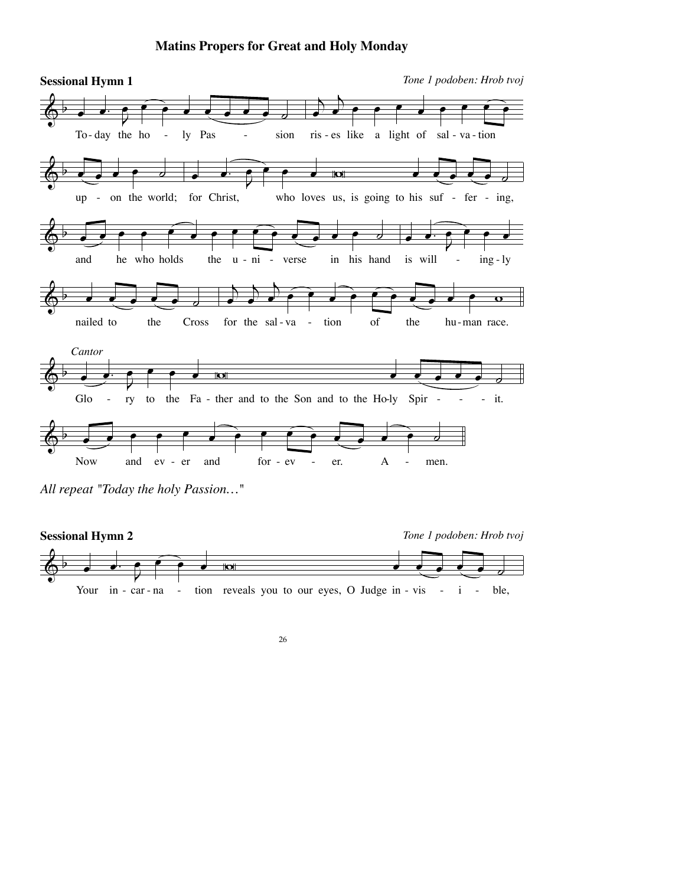# Matins Propers for Great and Holy Monday

## Sessional Hymn 1

*Tone 1 podoben: Hrob tvoj*

To-day the ho - ly Pas - sion ris-es like a light of sal-va-tion up - on the world; for Christ, who loves us, is going to his suf - fer - ing, and he who holds the u-ni - verse in his hand is will - ing-ly nailed to the Cross for the sal-va - tion of the hu-man race.

*Cantor*

Glo - ry to the Fa - ther and to the Son and to the Ho-ly Spir - - - - it.

Now and ev - er and for - ev - er. A - men.

*All repeat "Today the holy Passion…"*

## Sessional Hymn 2

*Tone 1 podoben: Hrob tvoj*

Your in-car-na - tion reveals you to our eyes, O Judge in-vis - i - ble,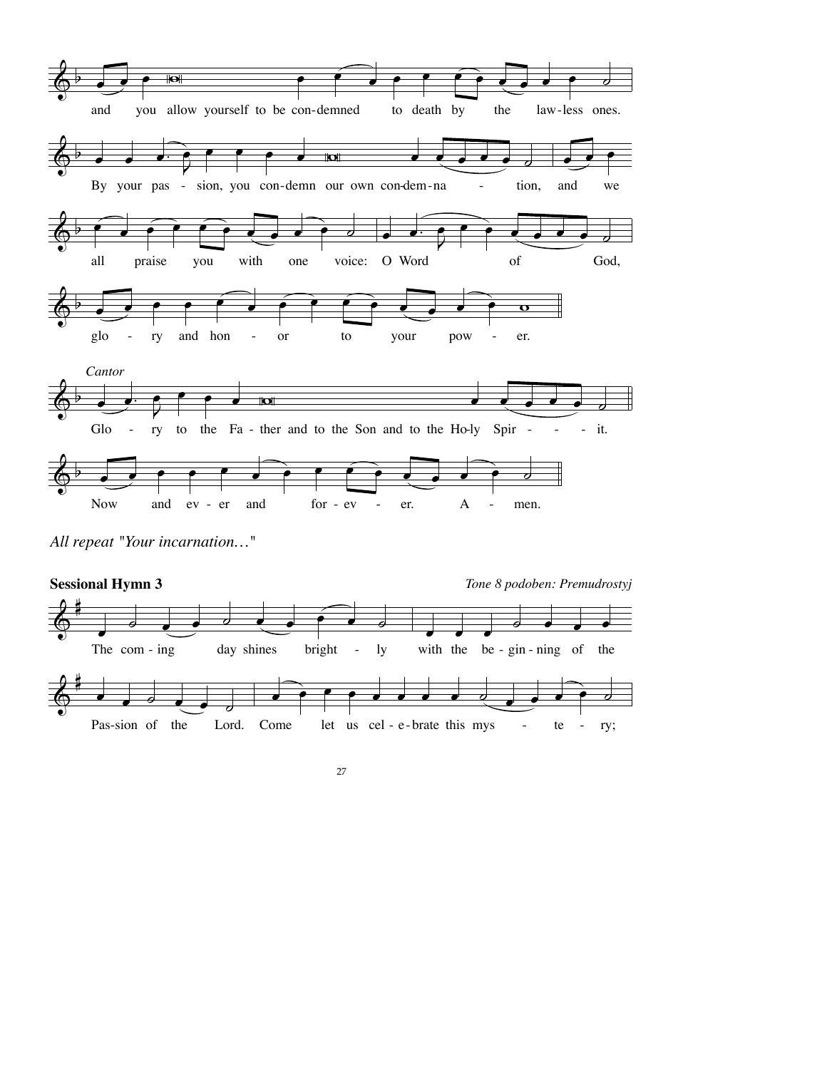and you allow yourself to be con-demned to death by the law-less ones.

By your pas - sion, you con-demn our own con-dem-na - tion, and we

all praise you with one voice: O Word of God,

glo - ry and hon - or to your pow - er.

*Cantor*

Glo - ry to the Fa - ther and to the Son and to the Ho-ly Spir - - - it.

Now and ev - er and for - ev - er. A - men.

*All repeat "Your incarnation…"*

**Sessional Hymn 3** *Tone 8 podoben: Premudrostyj*

The com - ing day shines bright - ly with the be - gin - ning of the

Pas-sion of the Lord. Come let us cel - e-brate this mys - te - ry;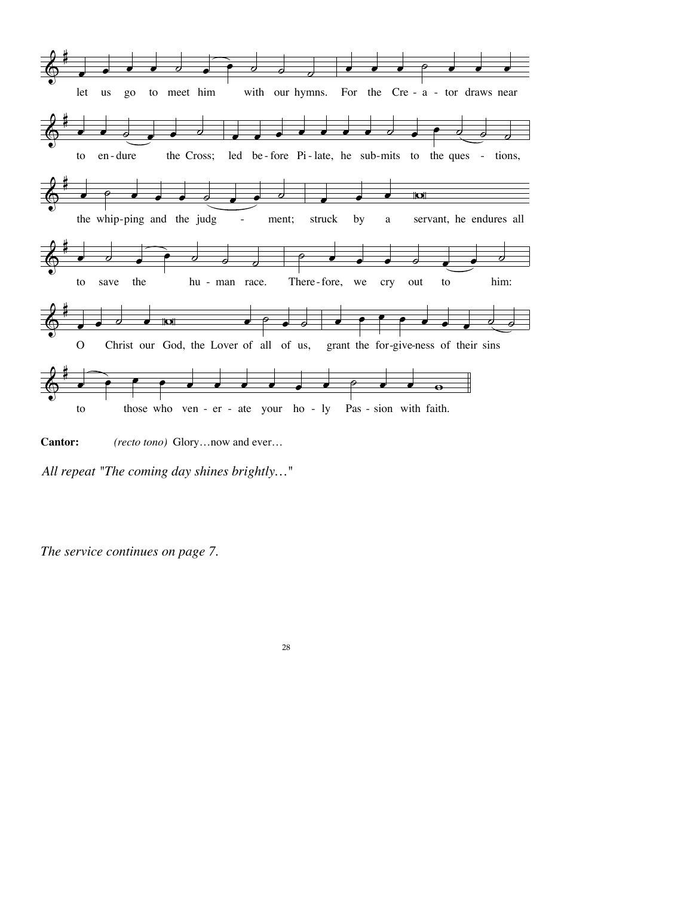let us go to meet him with our hymns. For the Cre - a - tor draws near

to en - dure the Cross; led be - fore Pi - late, he sub - mits to the ques - tions,

the whip - ping and the judg - ment; struck by a servant, he endures all

to save the hu - man race. There - fore, we cry out to him:

O Christ our God, the Lover of all of us, grant the for - give - ness of their sins

to those who ven - er - ate your ho - ly Pas - sion with faith.

**Cantor:** *(recto tono)* Glory…now and ever…

*All repeat "The coming day shines brightly…"*

*The service continues on page 7.*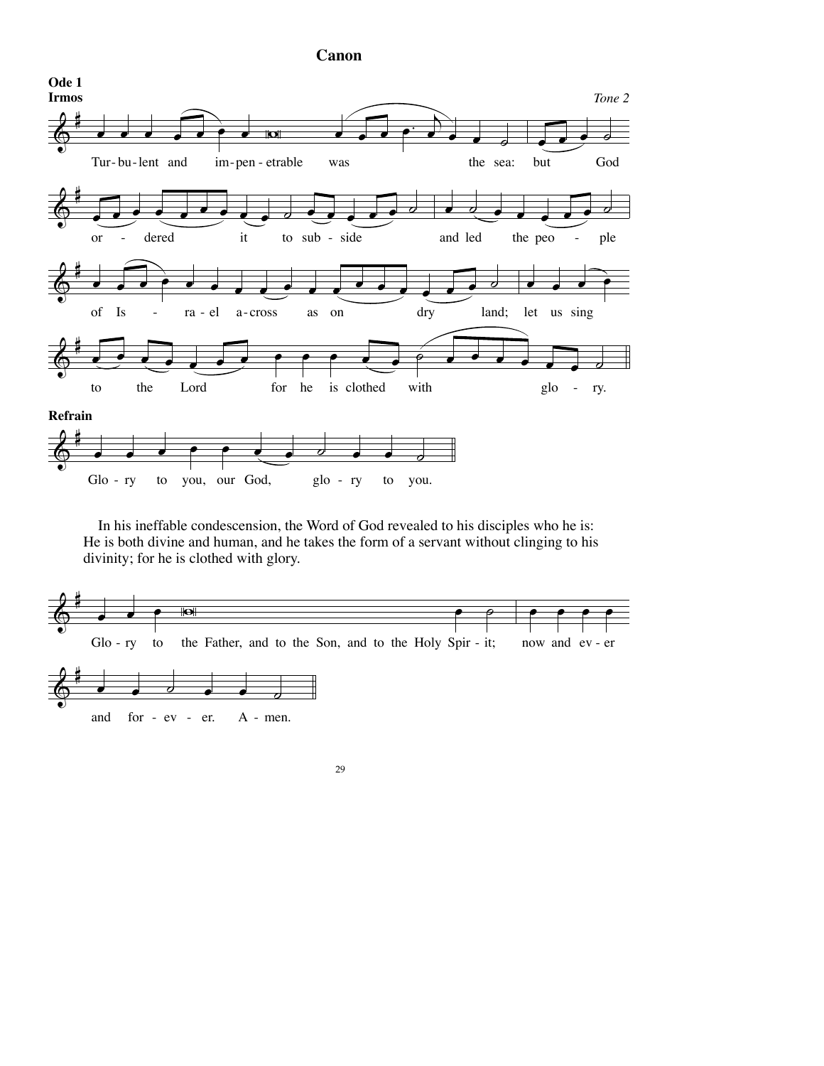# Canon

## Ode 1

### Irmos

*Tone 2*

Turbulent and impenetrable was the sea: but God ordered it to subside and led the people of Israel across as on dry land; let us sing to the Lord for he is clothed with glory.

### Refrain

Glory to you, our God, glory to you.

In his ineffable condescension, the Word of God revealed to his disciples who he is: He is both divine and human, and he takes the form of a servant without clinging to his divinity; for he is clothed with glory.

Glory to the Father, and to the Son, and to the Holy Spirit; now and ever and forever. Amen.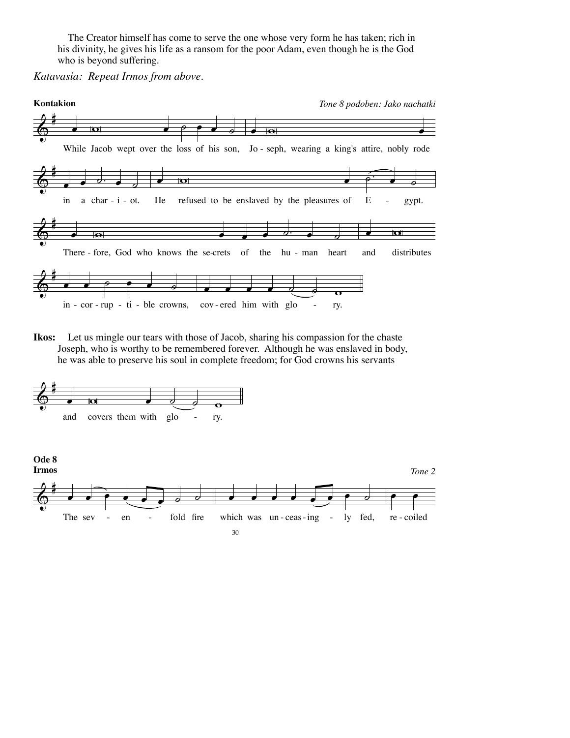The Creator himself has come to serve the one whose very form he has taken; rich in his divinity, he gives his life as a ransom for the poor Adam, even though he is the God who is beyond suffering.

*Katavasia: Repeat Irmos from above.*

**Kontakion** *Tone 8 podoben: Jako nachatki*

While Jacob wept over the loss of his son, Jo - seph, wearing a king's attire, nobly rode in a char - i - ot. He refused to be enslaved by the pleasures of E - gypt. There - fore, God who knows the se-crets of the hu - man heart and distributes in - cor - rup - ti - ble crowns, cov - ered him with glo - ry.

**Ikos:** Let us mingle our tears with those of Jacob, sharing his compassion for the chaste Joseph, who is worthy to be remembered forever. Although he was enslaved in body, he was able to preserve his soul in complete freedom; for God crowns his servants and covers them with glo - ry.

**Ode 8**
**Irmos** *Tone 2*

The sev - en - fold fire which was un - ceas - ing - ly fed, re - coiled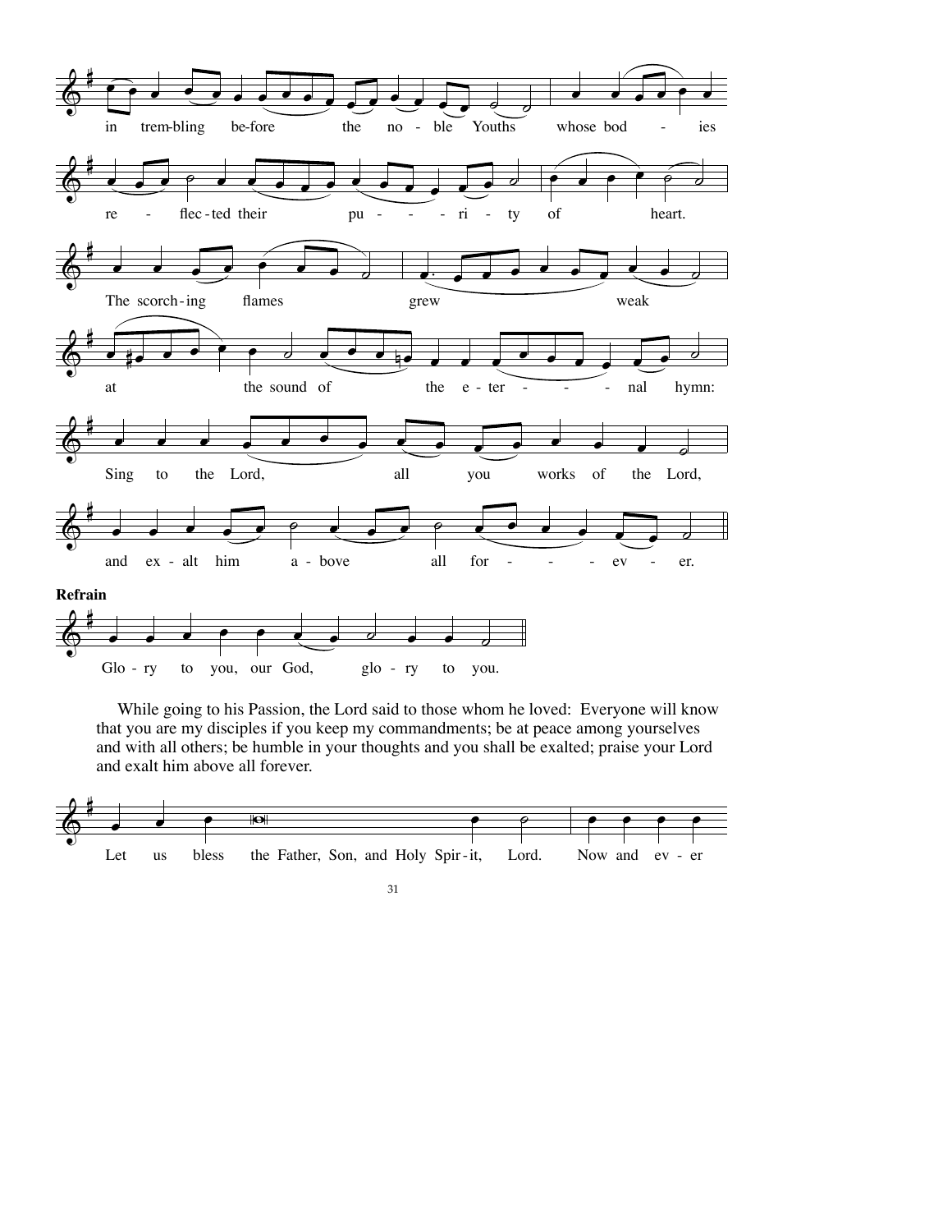in trembling before the noble Youths whose bodies reflected their purity of heart.

The scorching flames grew weak at the sound of the eternal hymn:

Sing to the Lord, all you works of the Lord, and exalt him above all forever.

**Refrain**

Glory to you, our God, glory to you.

While going to his Passion, the Lord said to those whom he loved: Everyone will know that you are my disciples if you keep my commandments; be at peace among yourselves and with all others; be humble in your thoughts and you shall be exalted; praise your Lord and exalt him above all forever.

Let us bless the Father, Son, and Holy Spirit, Lord. Now and ever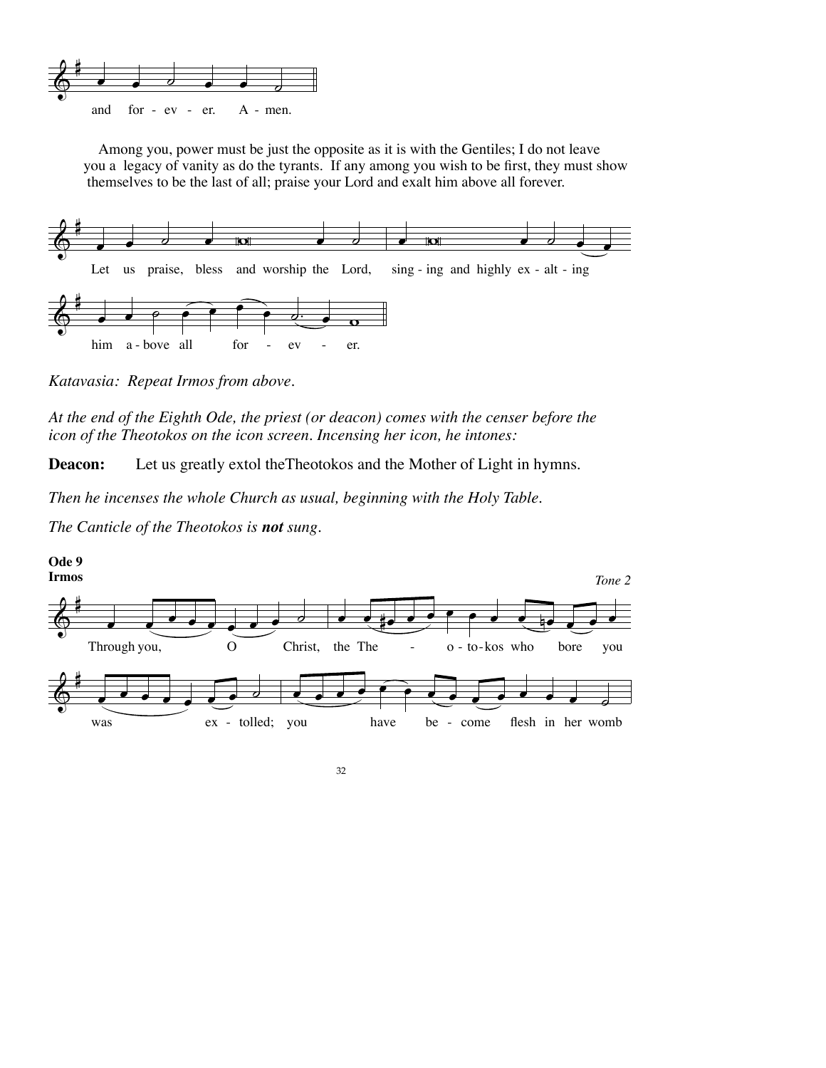and for - ev - er. A - men.

Among you, power must be just the opposite as it is with the Gentiles; I do not leave you a legacy of vanity as do the tyrants. If any among you wish to be first, they must show themselves to be the last of all; praise your Lord and exalt him above all forever.

Let us praise, bless and worship the Lord, sing - ing and highly ex - alt - ing

him a - bove all for - ev - er.

*Katavasia: Repeat Irmos from above.*

*At the end of the Eighth Ode, the priest (or deacon) comes with the censer before the icon of the Theotokos on the icon screen. Incensing her icon, he intones:*

**Deacon:** Let us greatly extol theTheotokos and the Mother of Light in hymns.

*Then he incenses the whole Church as usual, beginning with the Holy Table.*

*The Canticle of the Theotokos is **not** sung.*

**Ode 9**
**Irmos**

*Tone 2*

Through you, O Christ, the The - o - to - kos who bore you

was ex - tolled; you have be - come flesh in her womb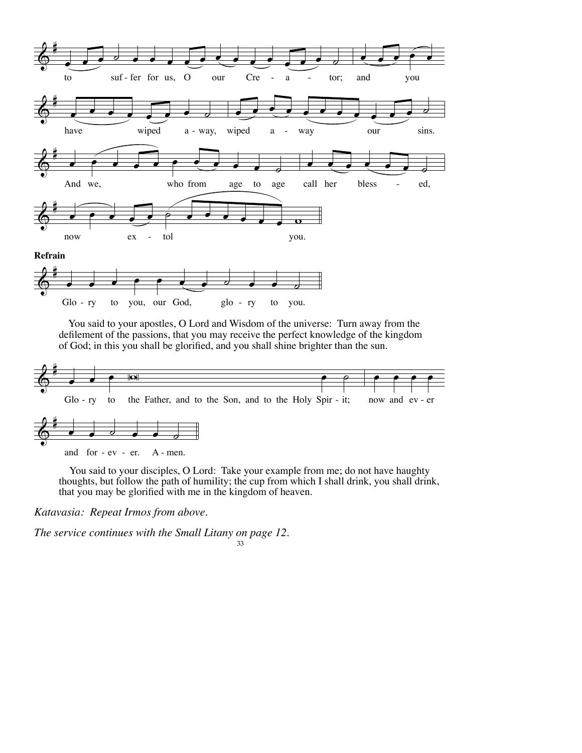to suf - fer for us, O our Cre - a - tor; and you

have wiped a - way, wiped a - way our sins.

And we, who from age to age call her bless - ed,

now ex - tol you.

**Refrain**

Glo - ry to you, our God, glo - ry to you.

You said to your apostles, O Lord and Wisdom of the universe: Turn away from the defilement of the passions, that you may receive the perfect knowledge of the kingdom of God; in this you shall be glorified, and you shall shine brighter than the sun.

Glo - ry to the Father, and to the Son, and to the Holy Spir - it; now and ev - er

and for - ev - er. A - men.

You said to your disciples, O Lord: Take your example from me; do not have haughty thoughts, but follow the path of humility; the cup from which I shall drink, you shall drink, that you may be glorified with me in the kingdom of heaven.

*Katavasia: Repeat Irmos from above.*

*The service continues with the Small Litany on page 12.*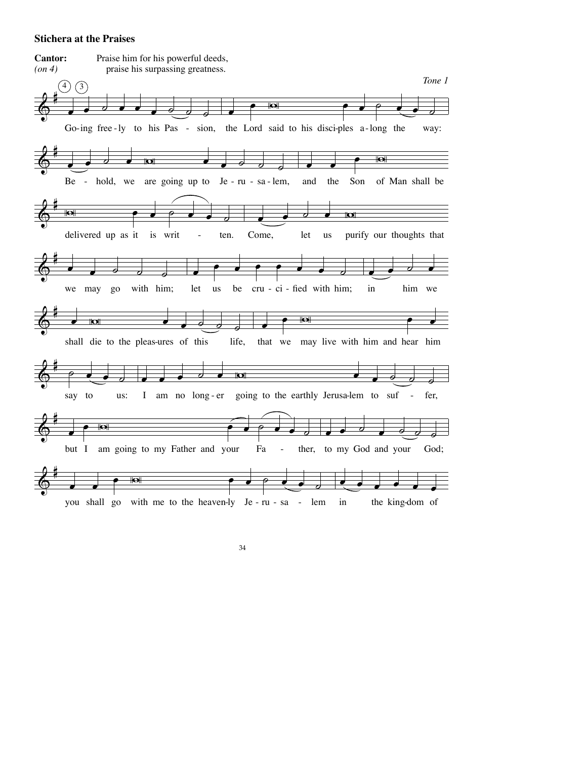### Stichera at the Praises

**Cantor:** Praise him for his powerful deeds,
*(on 4)* praise his surpassing greatness.

*Tone 1*

Go-ing free-ly to his Pas - sion, the Lord said to his disci-ples a-long the way: Be - hold, we are going up to Je-ru-sa-lem, and the Son of Man shall be delivered up as it is writ - ten. Come, let us purify our thoughts that we may go with him; let us be cru-ci-fied with him; in him we shall die to the pleas-ures of this life, that we may live with him and hear him say to us: I am no long-er going to the earthly Jerusa-lem to suf - fer, but I am going to my Father and your Fa - ther, to my God and your God; you shall go with me to the heaven-ly Je-ru-sa - lem in the king-dom of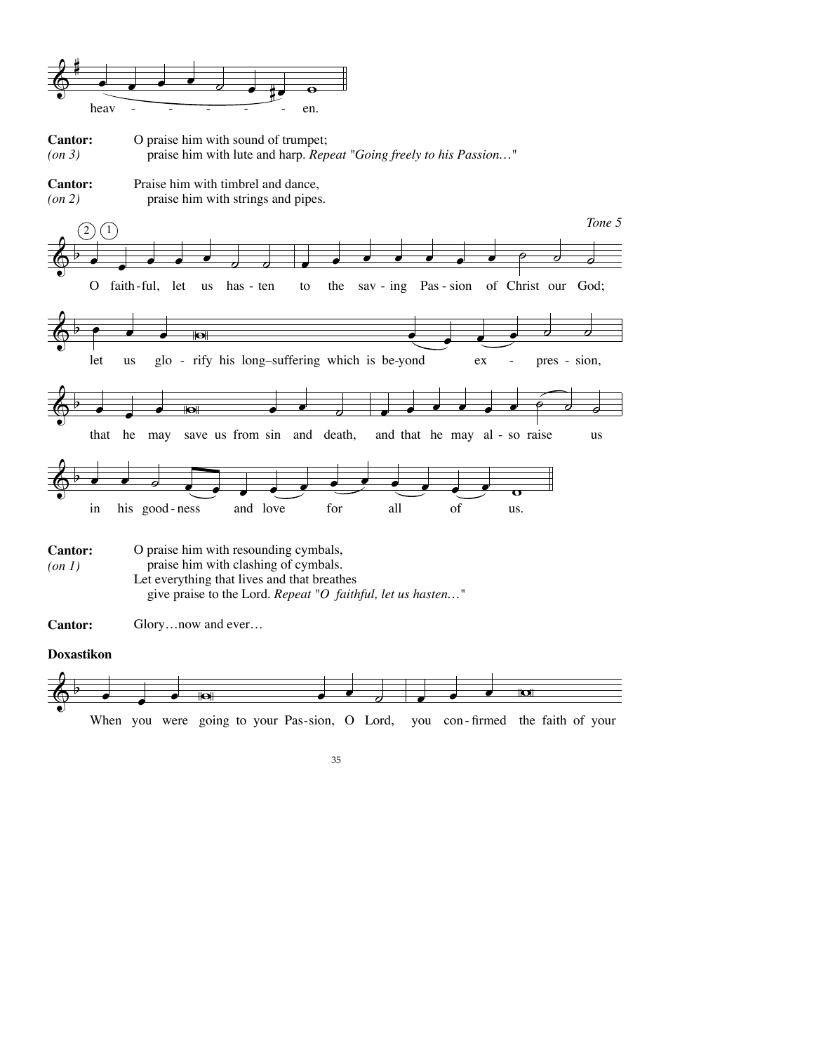heav - - - - - - en.

**Cantor:** O praise him with sound of trumpet;
*(on 3)* praise him with lute and harp. *Repeat "Going freely to his Passion…"*

**Cantor:** Praise him with timbrel and dance,
*(on 2)* praise him with strings and pipes.

*Tone 5*

(2) (1)

O faith-ful, let us has-ten to the sav-ing Pas-sion of Christ our God;

let us glo-rify his long–suffering which is be-yond ex - pres-sion,

that he may save us from sin and death, and that he may al-so raise us

in his good-ness and love for all of us.

**Cantor:** O praise him with resounding cymbals,
*(on 1)* praise him with clashing of cymbals.
Let everything that lives and that breathes
give praise to the Lord. *Repeat "O faithful, let us hasten…"*

**Cantor:** Glory…now and ever…

**Doxastikon**

When you were going to your Pas-sion, O Lord, you con-firmed the faith of your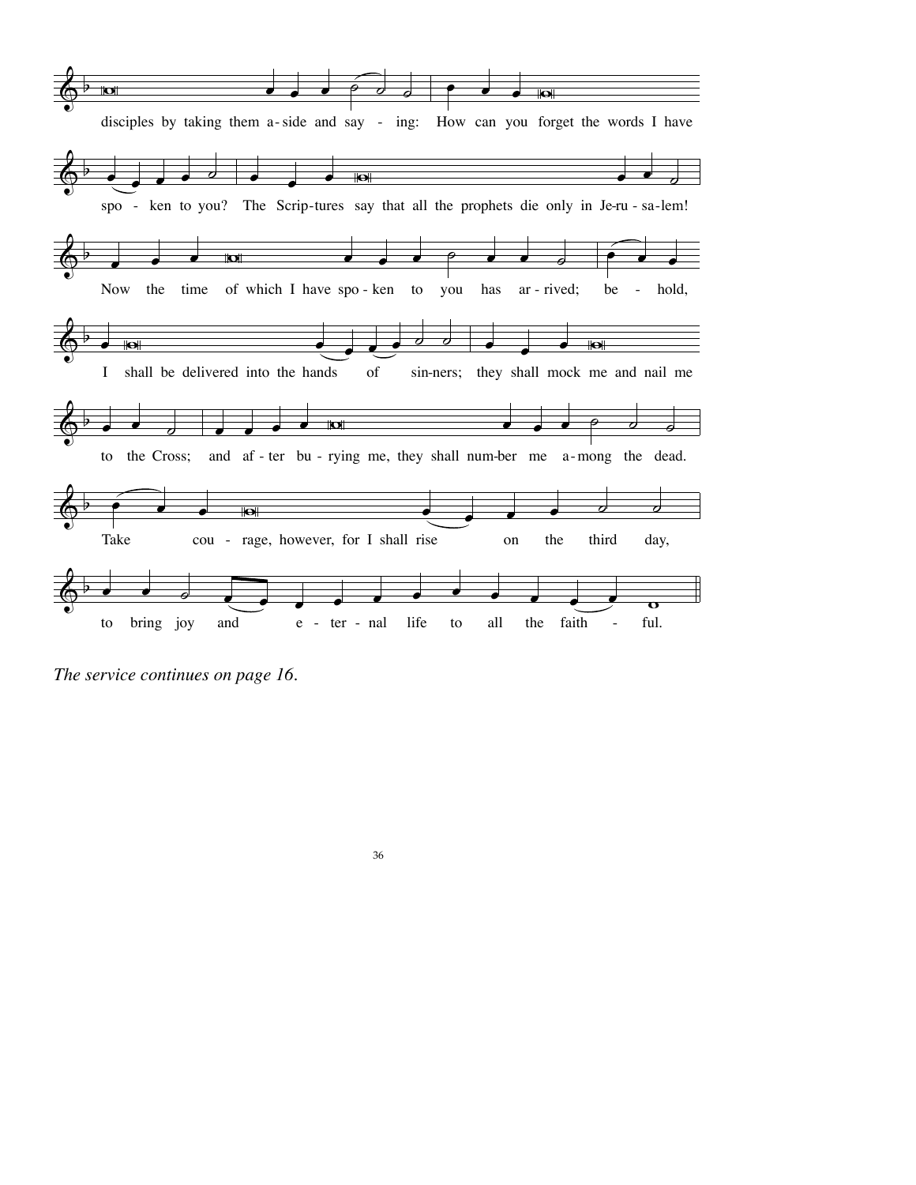disciples by taking them a-side and say - ing: How can you forget the words I have

spo - ken to you? The Scrip-tures say that all the prophets die only in Je-ru-sa-lem!

Now the time of which I have spo-ken to you has ar-rived; be - hold,

I shall be delivered into the hands of sin-ners; they shall mock me and nail me

to the Cross; and af-ter bu-rying me, they shall num-ber me a-mong the dead.

Take cou - rage, however, for I shall rise on the third day,

to bring joy and e - ter - nal life to all the faith - ful.

*The service continues on page 16.*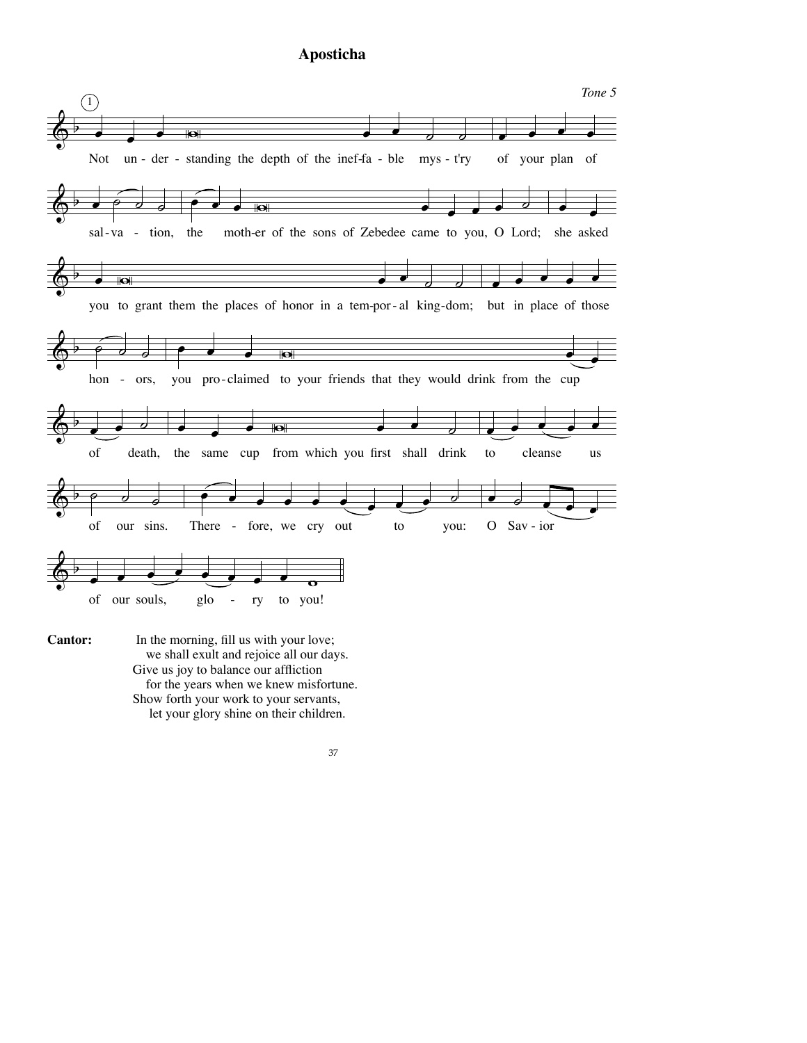# Aposticha

*Tone 5*

(1)

Not under-standing the depth of the inef-fa-ble mys-t'ry of your plan of sal-va-tion, the moth-er of the sons of Zebedee came to you, O Lord; she asked you to grant them the places of honor in a tem-por-al king-dom; but in place of those hon-ors, you pro-claimed to your friends that they would drink from the cup of death, the same cup from which you first shall drink to cleanse us of our sins. There-fore, we cry out to you: O Sav-ior of our souls, glo-ry to you!

**Cantor:** In the morning, fill us with your love;
we shall exult and rejoice all our days.
Give us joy to balance our affliction
for the years when we knew misfortune.
Show forth your work to your servants,
let your glory shine on their children.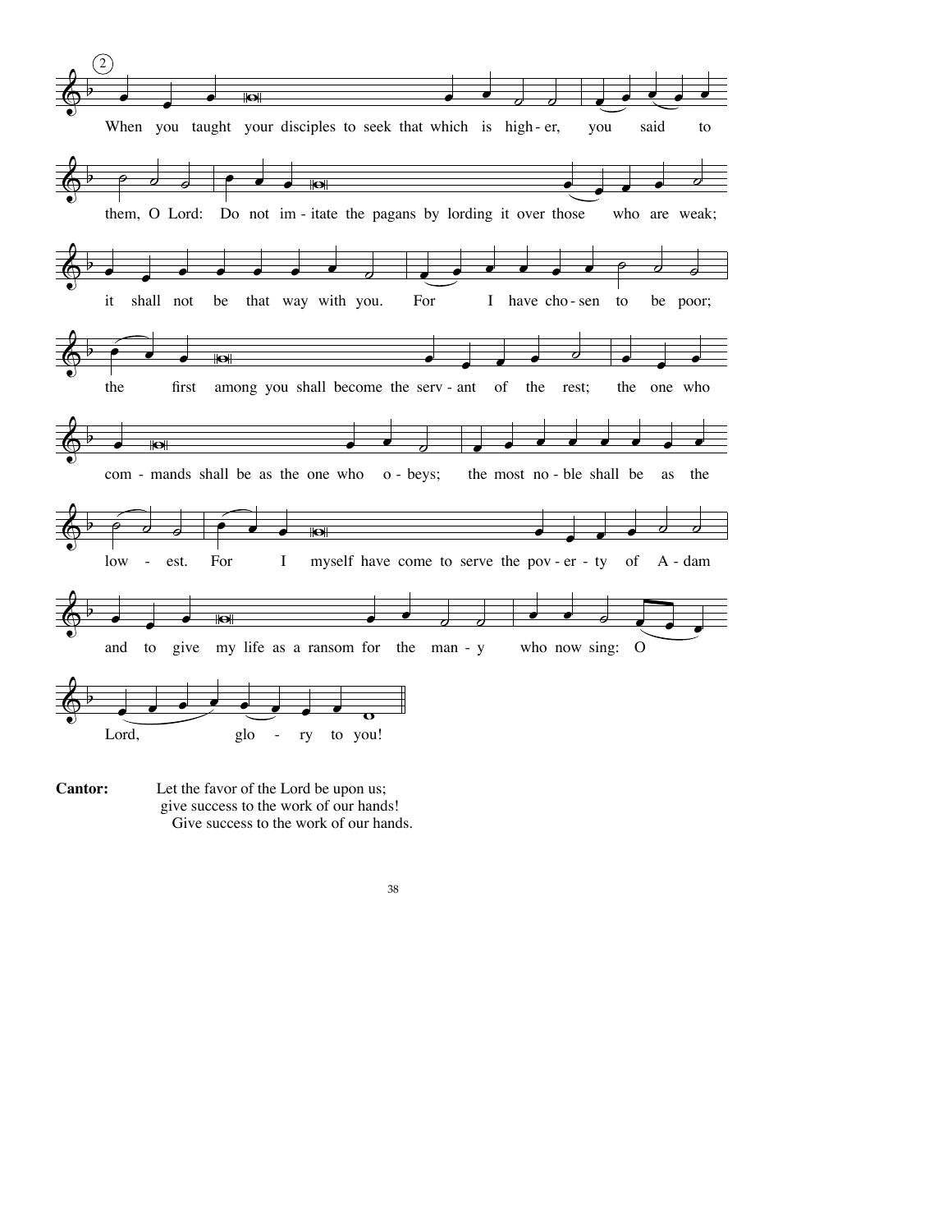(2)

When you taught your disciples to seek that which is high-er, you said to them, O Lord: Do not im-itate the pagans by lording it over those who are weak; it shall not be that way with you. For I have cho-sen to be poor; the first among you shall become the serv-ant of the rest; the one who com-mands shall be as the one who o-beys; the most no-ble shall be as the low-est. For I myself have come to serve the pov-er-ty of A-dam and to give my life as a ransom for the man-y who now sing: O Lord, glo-ry to you!

**Cantor:** Let the favor of the Lord be upon us;
give success to the work of our hands!
Give success to the work of our hands.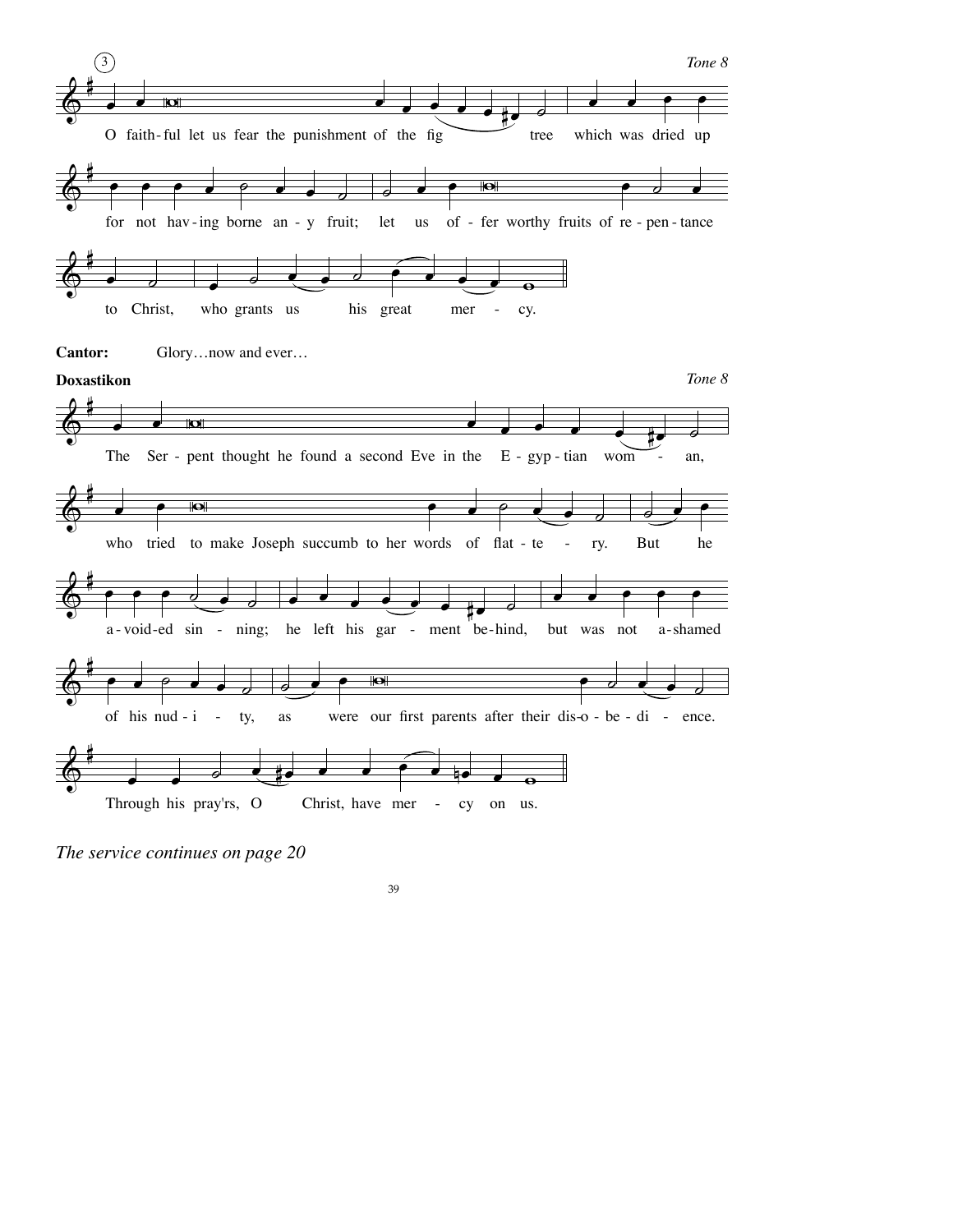③ *Tone 8*

O faith-ful let us fear the punishment of the fig tree which was dried up for not hav-ing borne an-y fruit; let us of-fer worthy fruits of re-pen-tance to Christ, who grants us his great mer-cy.

**Cantor:** Glory…now and ever…

**Doxastikon** *Tone 8*

The Ser-pent thought he found a second Eve in the E-gyp-tian wom-an, who tried to make Joseph succumb to her words of flat-te-ry. But he a-void-ed sin-ning; he left his gar-ment be-hind, but was not a-shamed of his nud-i-ty, as were our first parents after their dis-o-be-di-ence. Through his pray'rs, O Christ, have mer-cy on us.

*The service continues on page 20*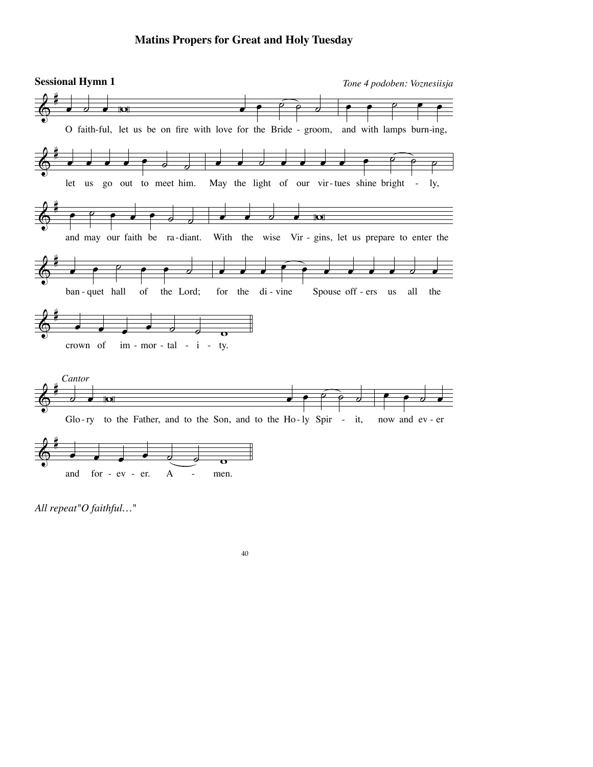# Matins Propers for Great and Holy Tuesday

**Sessional Hymn 1**

*Tone 4 podoben: Voznesiisja*

O faith-ful, let us be on fire with love for the Bride - groom, and with lamps burn-ing,

let us go out to meet him. May the light of our vir-tues shine bright - ly,

and may our faith be ra-diant. With the wise Vir - gins, let us prepare to enter the

ban - quet hall of the Lord; for the di - vine Spouse off - ers us all the

crown of im - mor - tal - i - ty.

*Cantor*

Glo - ry to the Father, and to the Son, and to the Ho - ly Spir - it, now and ev - er

and for - ev - er. A - men.

*All repeat "O faithful…"*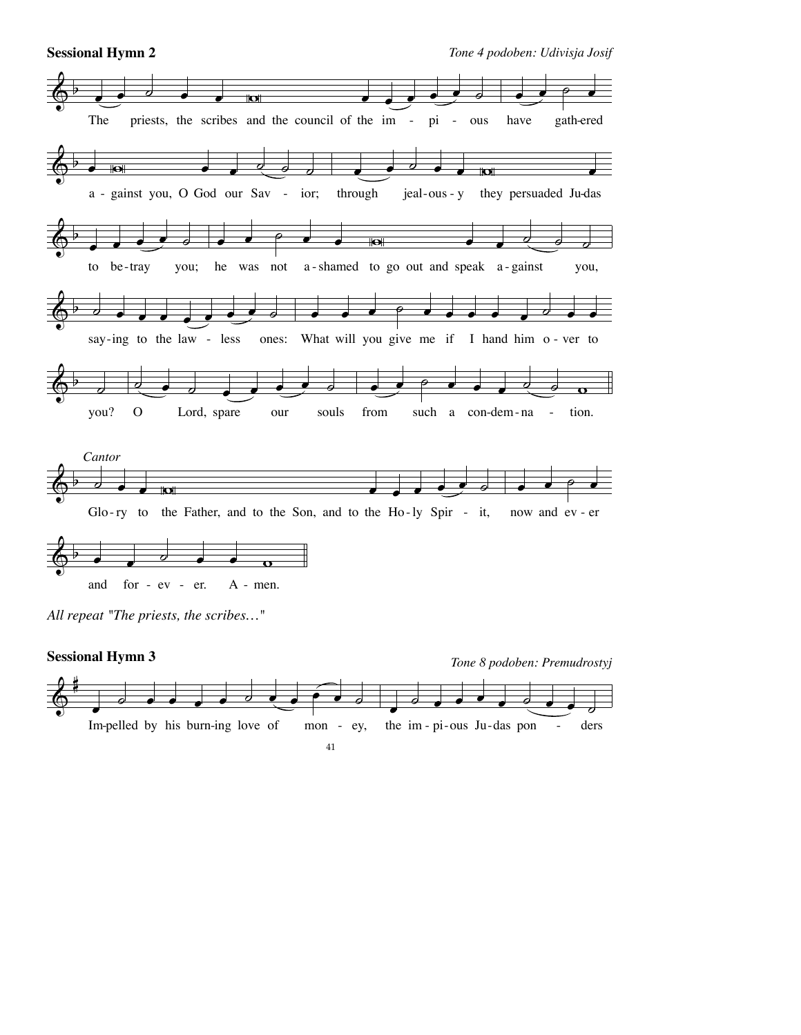**Sessional Hymn 2**

*Tone 4 podoben: Udivisja Josif*

The priests, the scribes and the council of the impious have gathered against you, O God our Savior; through jealousy they persuaded Judas to betray you; he was not ashamed to go out and speak against you, saying to the lawless ones: What will you give me if I hand him over to you? O Lord, spare our souls from such a condemnation.

*Cantor*

Glory to the Father, and to the Son, and to the Holy Spirit, now and ever and for ever. Amen.

*All repeat "The priests, the scribes…"*

**Sessional Hymn 3**

*Tone 8 podoben: Premudrostyj*

Impelled by his burning love of money, the impious Judas ponders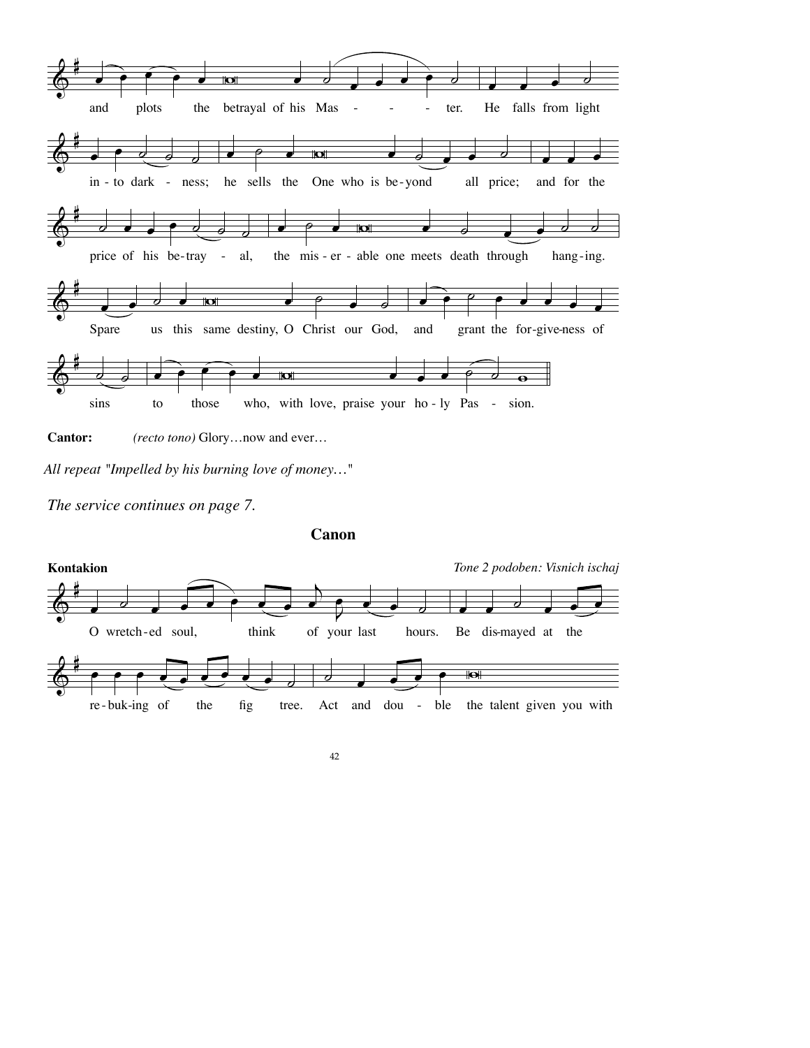and plots the betrayal of his Mas - - - ter. He falls from light

in - to dark - ness; he sells the One who is be-yond all price; and for the

price of his be-tray - al, the mis - er - able one meets death through hang-ing.

Spare us this same destiny, O Christ our God, and grant the for-give-ness of

sins to those who, with love, praise your ho - ly Pas - sion.

**Cantor:** *(recto tono)* Glory…now and ever…

*All repeat "Impelled by his burning love of money…"*

*The service continues on page 7.*

## Canon

**Kontakion** *Tone 2 podoben: Visnich ischaj*

O wretch-ed soul, think of your last hours. Be dis-mayed at the

re - buk-ing of the fig tree. Act and dou - ble the talent given you with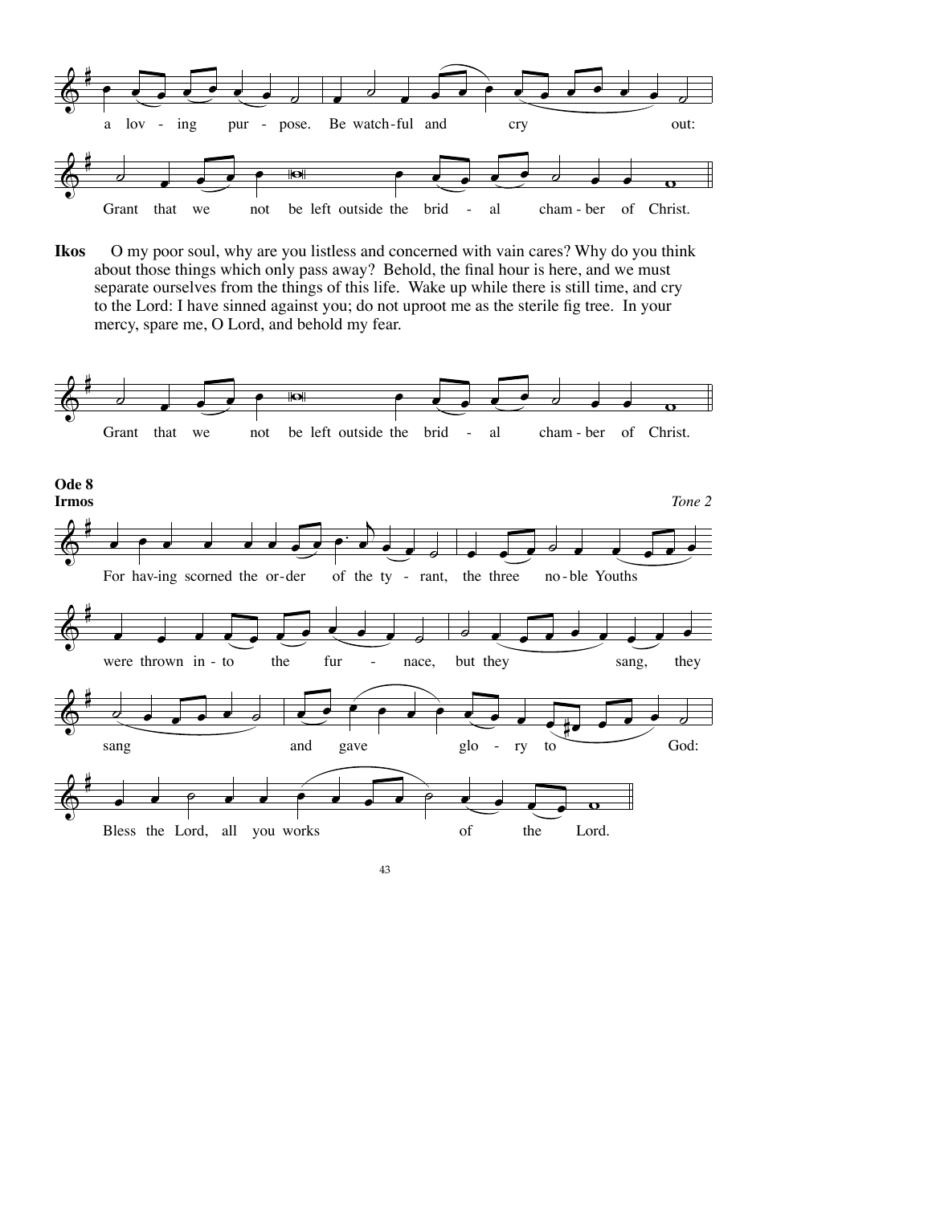a lov - ing pur - pose. Be watch-ful and cry out:

Grant that we not be left outside the brid - al cham - ber of Christ.

**Ikos** O my poor soul, why are you listless and concerned with vain cares? Why do you think about those things which only pass away? Behold, the final hour is here, and we must separate ourselves from the things of this life. Wake up while there is still time, and cry to the Lord: I have sinned against you; do not uproot me as the sterile fig tree. In your mercy, spare me, O Lord, and behold my fear.

Grant that we not be left outside the brid - al cham - ber of Christ.

**Ode 8**
**Irmos** *Tone 2*

For hav-ing scorned the or-der of the ty - rant, the three no-ble Youths were thrown in - to the fur - nace, but they sang, they sang and gave glo - ry to God: Bless the Lord, all you works of the Lord.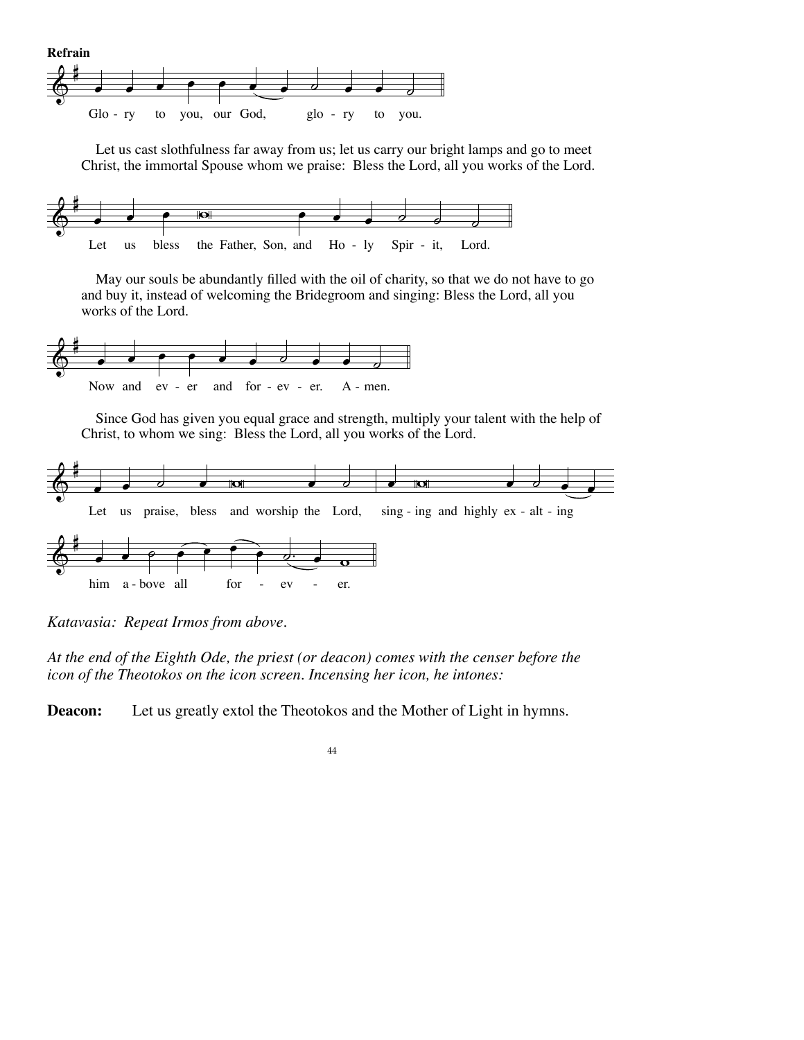**Refrain**

Glo - ry to you, our God, glo - ry to you.

Let us cast slothfulness far away from us; let us carry our bright lamps and go to meet Christ, the immortal Spouse whom we praise: Bless the Lord, all you works of the Lord.

Let us bless the Father, Son, and Ho - ly Spir - it, Lord.

May our souls be abundantly filled with the oil of charity, so that we do not have to go and buy it, instead of welcoming the Bridegroom and singing: Bless the Lord, all you works of the Lord.

Now and ev - er and for - ev - er. A - men.

Since God has given you equal grace and strength, multiply your talent with the help of Christ, to whom we sing: Bless the Lord, all you works of the Lord.

Let us praise, bless and worship the Lord, sing - ing and highly ex - alt - ing him a - bove all for - ev - er.

*Katavasia: Repeat Irmos from above.*

*At the end of the Eighth Ode, the priest (or deacon) comes with the censer before the icon of the Theotokos on the icon screen. Incensing her icon, he intones:*

**Deacon:** Let us greatly extol the Theotokos and the Mother of Light in hymns.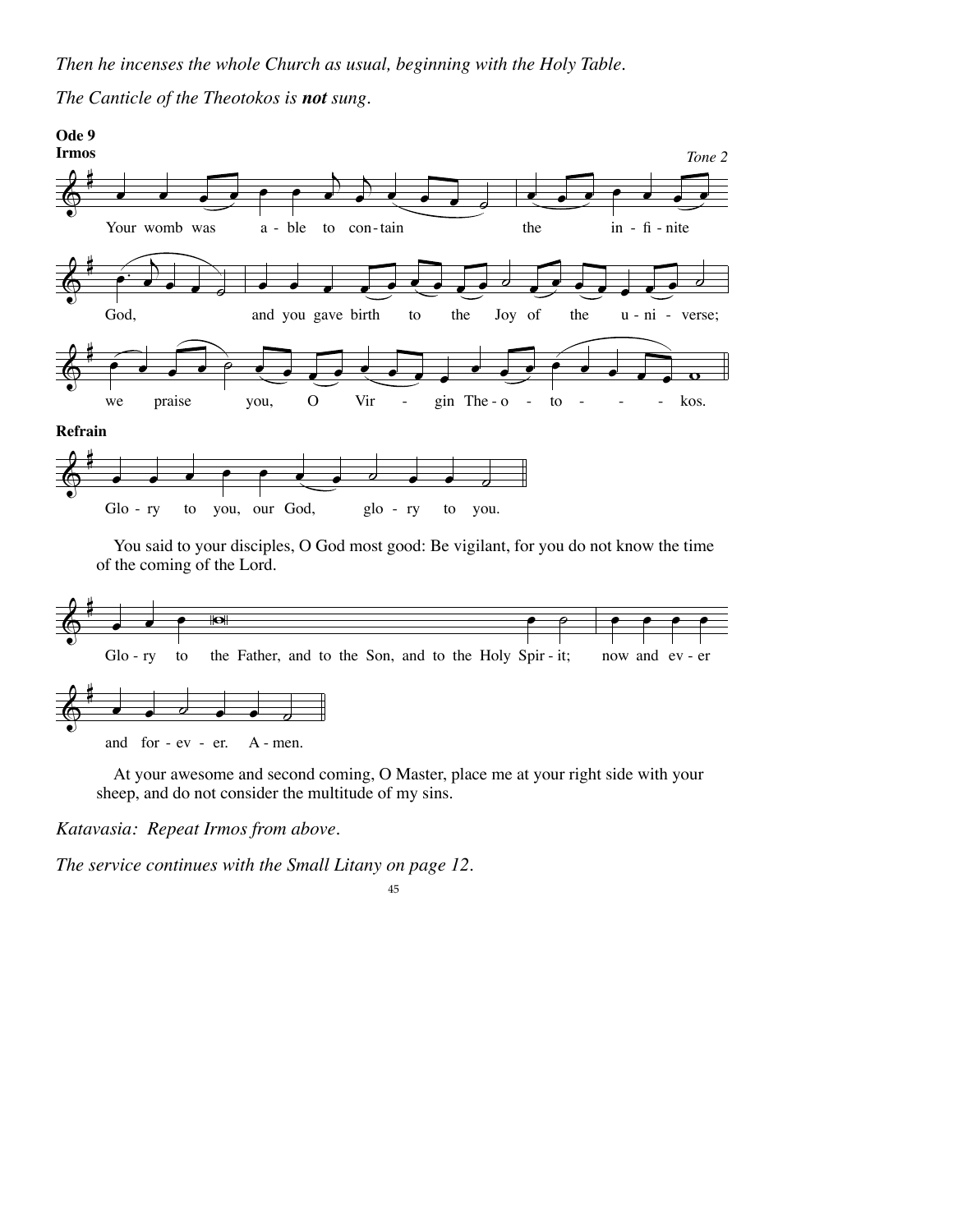*Then he incenses the whole Church as usual, beginning with the Holy Table.*

*The Canticle of the Theotokos is **not** sung.*

**Ode 9**

**Irmos**

*Tone 2*

Your womb was able to contain the infinite God, and you gave birth to the Joy of the universe; we praise you, O Virgin Theotokos.

**Refrain**

Glory to you, our God, glory to you.

You said to your disciples, O God most good: Be vigilant, for you do not know the time of the coming of the Lord.

Glory to the Father, and to the Son, and to the Holy Spirit; now and ever and forever. Amen.

At your awesome and second coming, O Master, place me at your right side with your sheep, and do not consider the multitude of my sins.

*Katavasia: Repeat Irmos from above.*

*The service continues with the Small Litany on page 12.*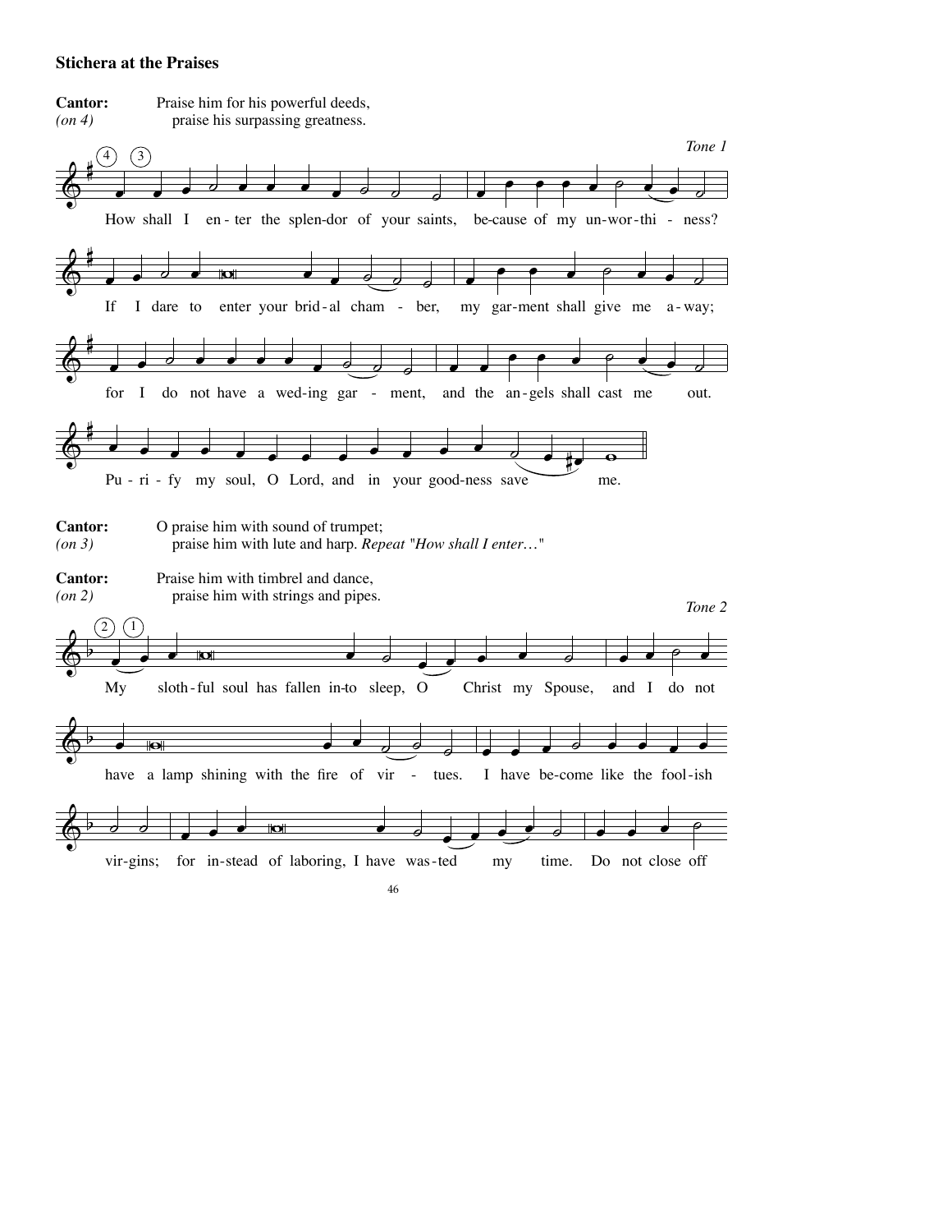### Stichera at the Praises

**Cantor:** Praise him for his powerful deeds,
*(on 4)* praise his surpassing greatness.

*Tone 1*

(4) (3)

How shall I en-ter the splen-dor of your saints, be-cause of my un-wor-thi - ness?

If I dare to enter your brid-al cham - ber, my gar-ment shall give me a-way;

for I do not have a wed-ing gar - ment, and the an-gels shall cast me out.

Pu - ri - fy my soul, O Lord, and in your good-ness save me.

**Cantor:** O praise him with sound of trumpet;
*(on 3)* praise him with lute and harp. *Repeat "How shall I enter…"*

**Cantor:** Praise him with timbrel and dance,
*(on 2)* praise him with strings and pipes.

*Tone 2*

(2) (1)

My sloth-ful soul has fallen in-to sleep, O Christ my Spouse, and I do not

have a lamp shining with the fire of vir - tues. I have be-come like the fool-ish

vir-gins; for in-stead of laboring, I have was-ted my time. Do not close off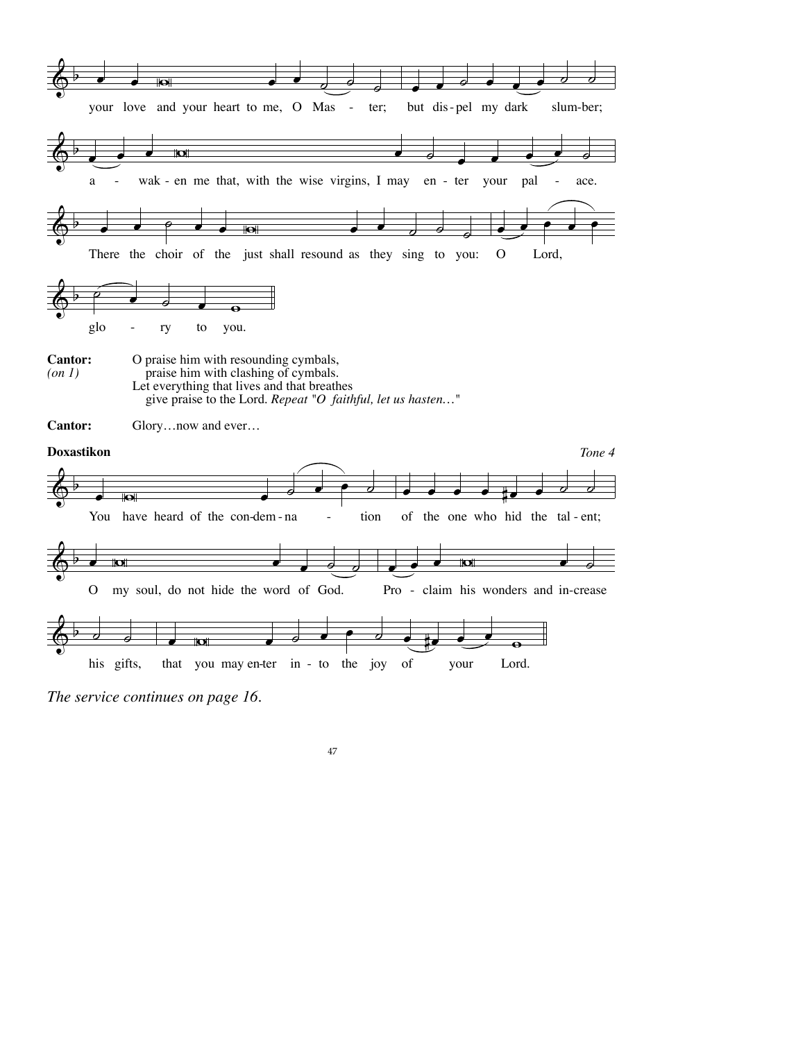your love and your heart to me, O Mas - ter; but dis-pel my dark slum-ber;

a - wak-en me that, with the wise virgins, I may en-ter your pal - ace.

There the choir of the just shall resound as they sing to you: O Lord,

glo - ry to you.

**Cantor:** O praise him with resounding cymbals,
*(on 1)* praise him with clashing of cymbals.
Let everything that lives and that breathes
give praise to the Lord. *Repeat "O faithful, let us hasten…"*

**Cantor:** Glory…now and ever…

**Doxastikon** *Tone 4*

You have heard of the con-dem-na - tion of the one who hid the tal-ent;

O my soul, do not hide the word of God. Pro - claim his wonders and in-crease

his gifts, that you may en-ter in-to the joy of your Lord.

*The service continues on page 16.*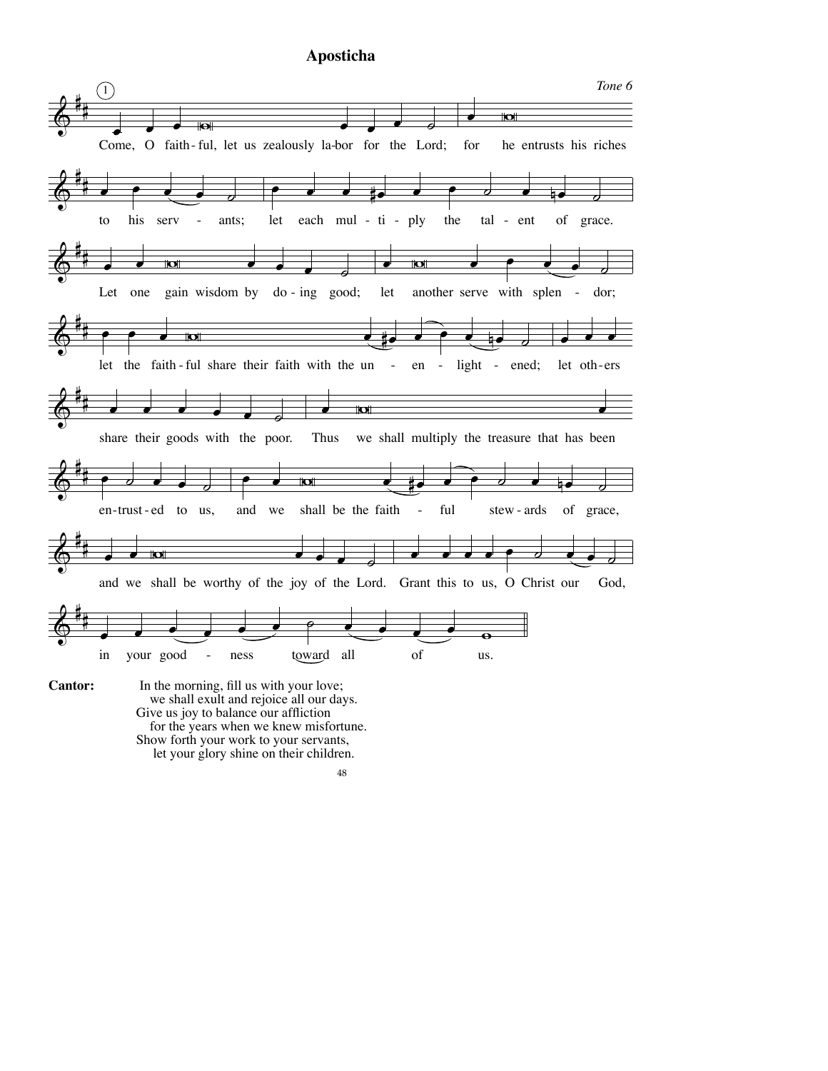# Aposticha

*Tone 6*

(1)

Come, O faith-ful, let us zealously la-bor for the Lord; for he entrusts his riches to his serv - ants; let each mul - ti - ply the tal - ent of grace. Let one gain wisdom by do - ing good; let another serve with splen - dor; let the faith - ful share their faith with the un - en - light - ened; let oth-ers share their goods with the poor. Thus we shall multiply the treasure that has been en-trust-ed to us, and we shall be the faith - ful stew - ards of grace, and we shall be worthy of the joy of the Lord. Grant this to us, O Christ our God, in your good - ness toward all of us.

**Cantor:** In the morning, fill us with your love;
we shall exult and rejoice all our days.
Give us joy to balance our affliction
for the years when we knew misfortune.
Show forth your work to your servants,
let your glory shine on their children.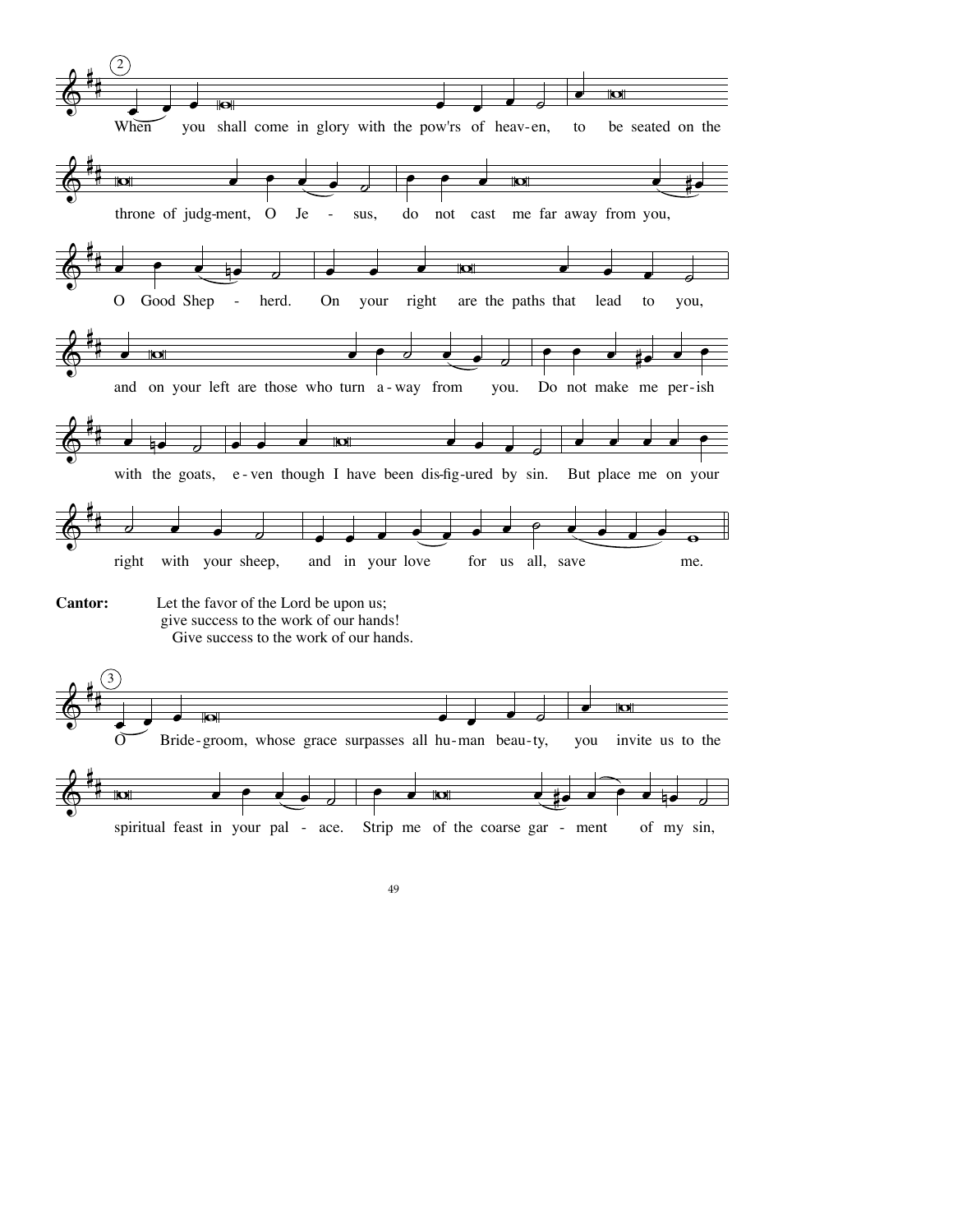**2**

When you shall come in glory with the pow'rs of heav-en, to be seated on the throne of judg-ment, O Je - sus, do not cast me far away from you, O Good Shep - herd. On your right are the paths that lead to you, and on your left are those who turn a-way from you. Do not make me per-ish with the goats, e-ven though I have been dis-fig-ured by sin. But place me on your right with your sheep, and in your love for us all, save me.

**Cantor:** Let the favor of the Lord be upon us;
give success to the work of our hands!
Give success to the work of our hands.

**3**

O Bride-groom, whose grace surpasses all hu-man beau-ty, you invite us to the spiritual feast in your pal - ace. Strip me of the coarse gar - ment of my sin,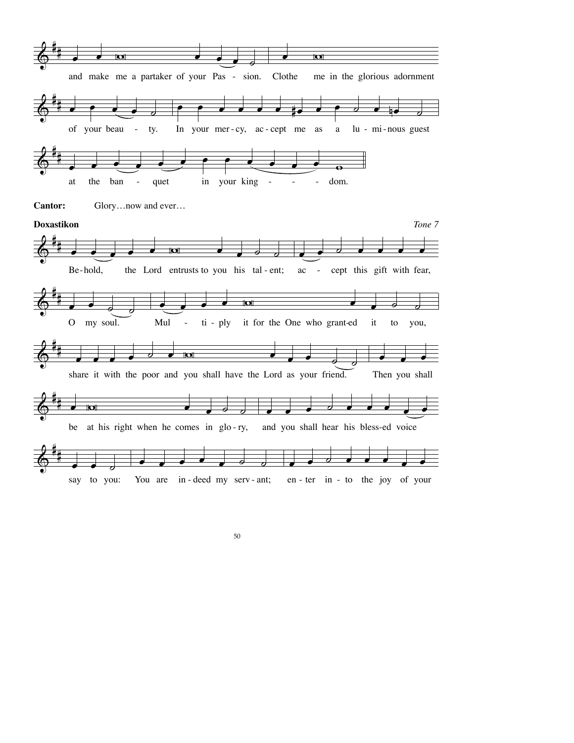and make me a partaker of your Pas - sion. Clothe me in the glorious adornment

of your beau - ty. In your mer - cy, ac - cept me as a lu - mi - nous guest

at the ban - quet in your king - - - dom.

**Cantor:** Glory…now and ever…

**Doxastikon** *Tone 7*

Be - hold, the Lord entrusts to you his tal - ent; ac - cept this gift with fear,

O my soul. Mul - ti - ply it for the One who grant-ed it to you,

share it with the poor and you shall have the Lord as your friend. Then you shall

be at his right when he comes in glo - ry, and you shall hear his bless-ed voice

say to you: You are in - deed my serv - ant; en - ter in - to the joy of your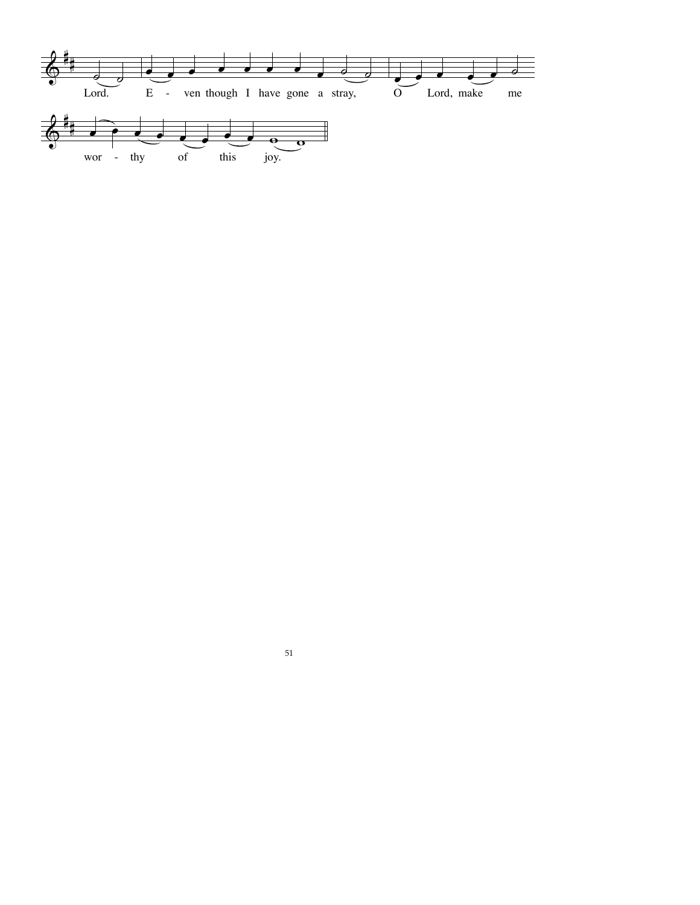Lord. E - ven though I have gone a stray, O Lord, make me

wor - thy of this joy.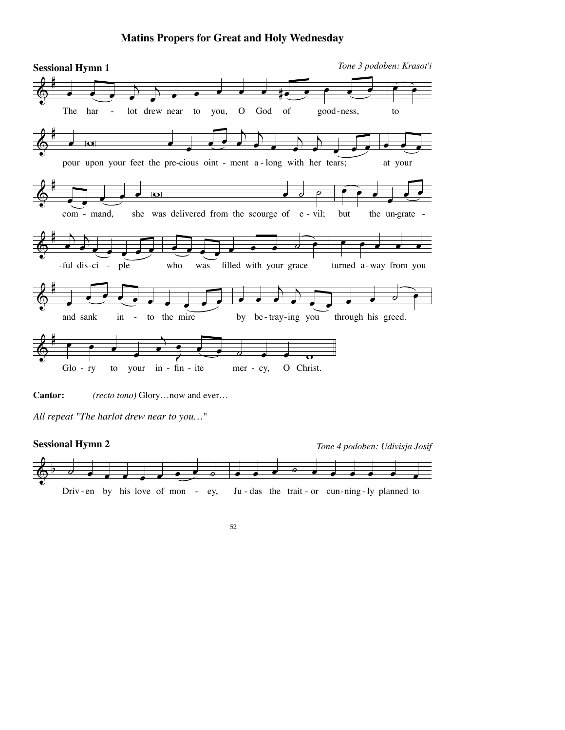## Matins Propers for Great and Holy Wednesday

**Sessional Hymn 1**

*Tone 3 podoben: Krasot'i*

The har - lot drew near to you, O God of good-ness, to pour upon your feet the pre-cious oint - ment a - long with her tears; at your com - mand, she was delivered from the scourge of e - vil; but the un-grate - ful dis-ci - ple who was filled with your grace turned a-way from you and sank in - to the mire by be-tray-ing you through his greed. Glo - ry to your in - fin - ite mer - cy, O Christ.

**Cantor:** *(recto tono)* Glory…now and ever…

*All repeat "The harlot drew near to you…"*

**Sessional Hymn 2**

*Tone 4 podoben: Udivisja Josif*

Driv - en by his love of mon - ey, Ju - das the trait - or cun-ning - ly planned to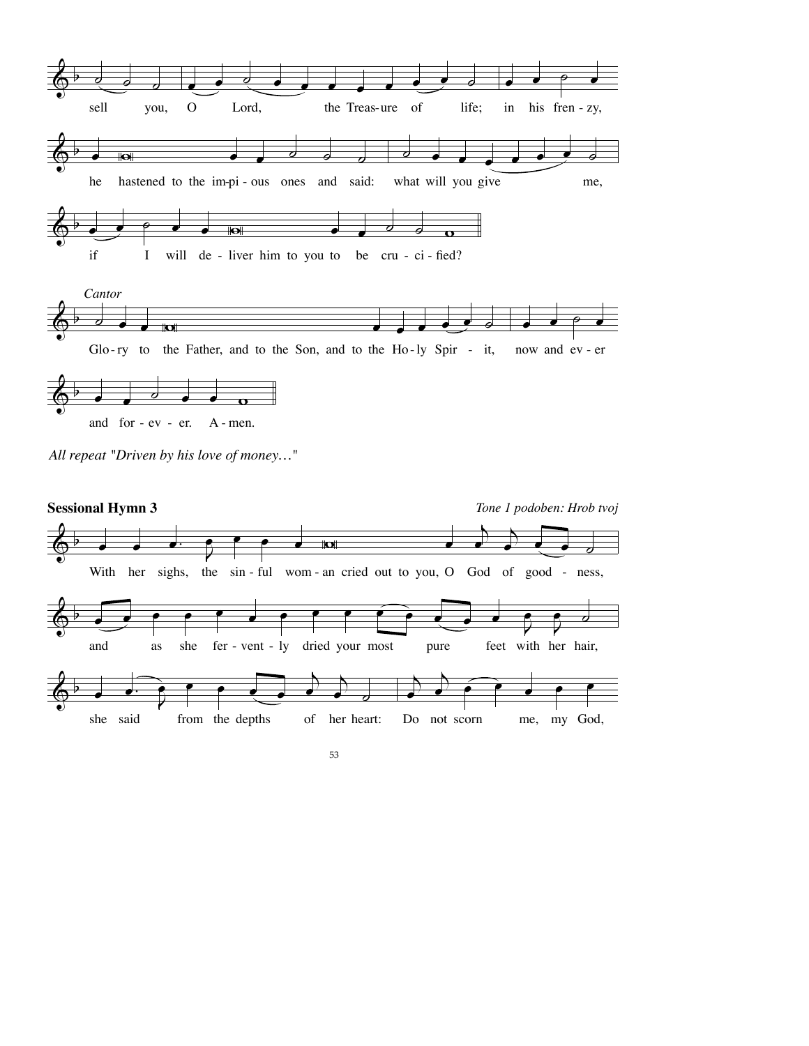sell you, O Lord, the Treas-ure of life; in his fren-zy,

he hastened to the im-pi-ous ones and said: what will you give me,

if I will de-liver him to you to be cru-ci-fied?

*Cantor*

Glo-ry to the Father, and to the Son, and to the Ho-ly Spir-it, now and ev-er

and for-ev-er. A-men.

*All repeat "Driven by his love of money…"*

**Sessional Hymn 3** *Tone 1 podoben: Hrob tvoj*

With her sighs, the sin-ful wom-an cried out to you, O God of good-ness,

and as she fer-vent-ly dried your most pure feet with her hair,

she said from the depths of her heart: Do not scorn me, my God,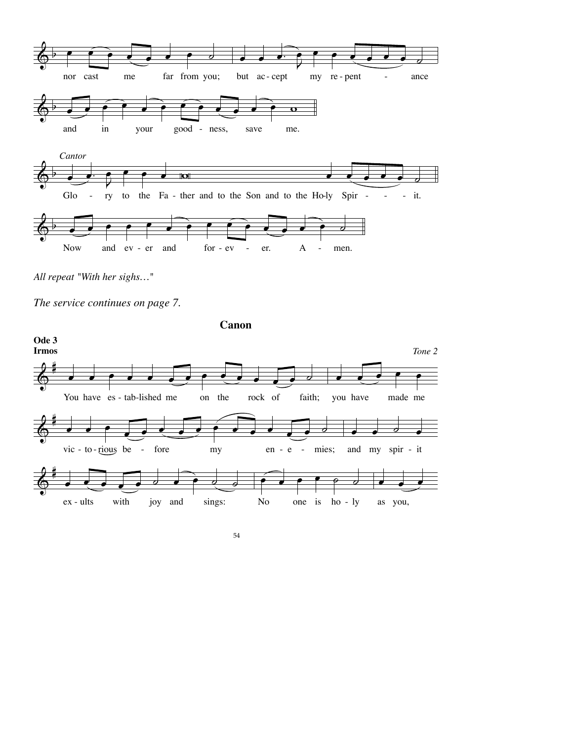nor cast me far from you; but ac-cept my re-pent - ance

and in your good - ness, save me.

*Cantor*

Glo - ry to the Fa - ther and to the Son and to the Ho-ly Spir - - - it.

Now and ev - er and for - ev - er. A - men.

*All repeat "With her sighs…"*

*The service continues on page 7.*

## Canon

**Ode 3**
**Irmos**

*Tone 2*

You have es-tab-lished me on the rock of faith; you have made me

vic-to-rious be - fore my en - e - mies; and my spir - it

ex-ults with joy and sings: No one is ho - ly as you,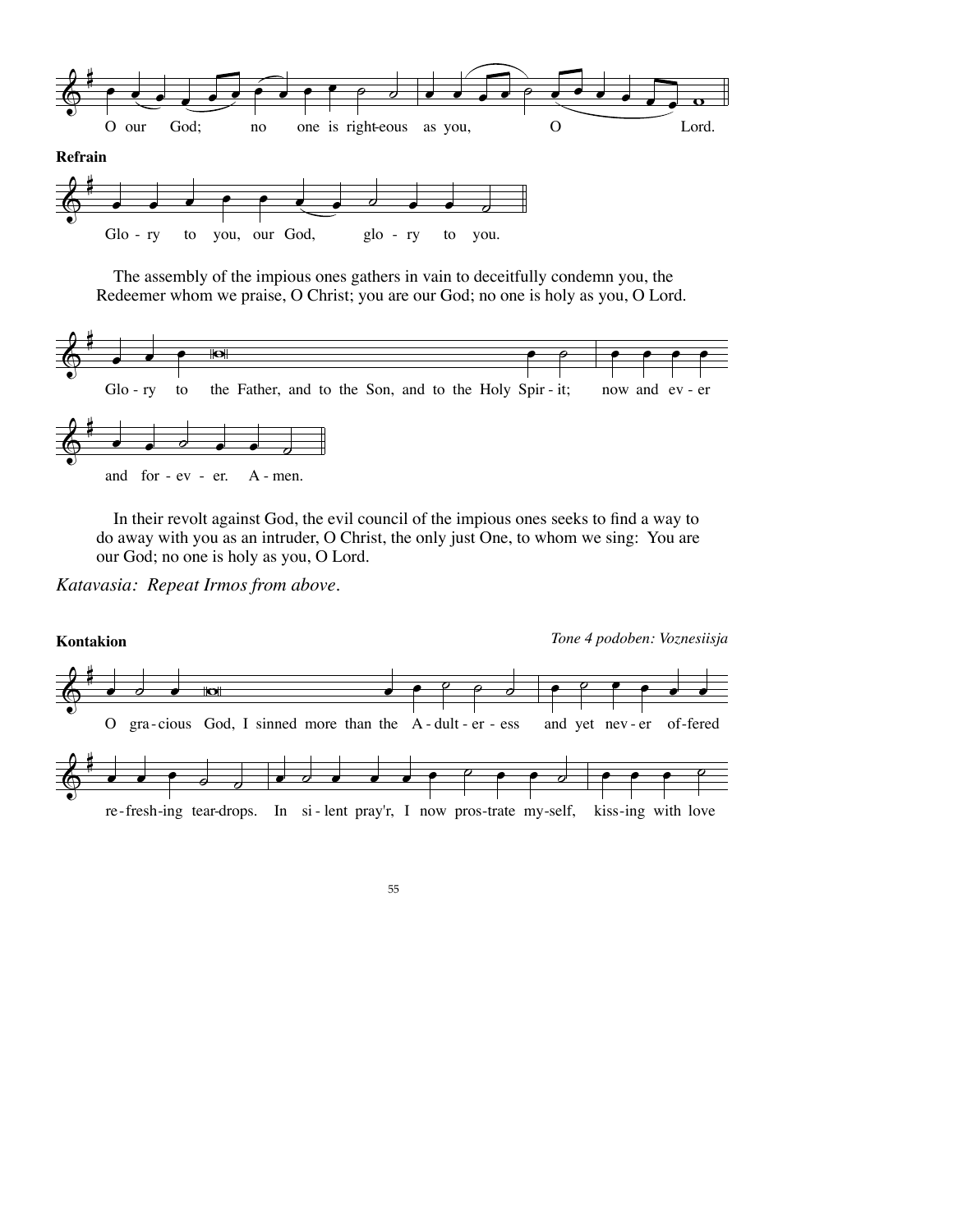O our God; no one is righteous as you, O Lord.

**Refrain**

Glo - ry to you, our God, glo - ry to you.

The assembly of the impious ones gathers in vain to deceitfully condemn you, the Redeemer whom we praise, O Christ; you are our God; no one is holy as you, O Lord.

Glo - ry to the Father, and to the Son, and to the Holy Spir - it; now and ev - er and for - ev - er. A - men.

In their revolt against God, the evil council of the impious ones seeks to find a way to do away with you as an intruder, O Christ, the only just One, to whom we sing: You are our God; no one is holy as you, O Lord.

*Katavasia: Repeat Irmos from above.*

**Kontakion** *Tone 4 podoben: Voznesiisja*

O gra - cious God, I sinned more than the A - dult - er - ess and yet nev - er of-fered re - fresh-ing tear-drops. In si - lent pray'r, I now pros-trate my-self, kiss-ing with love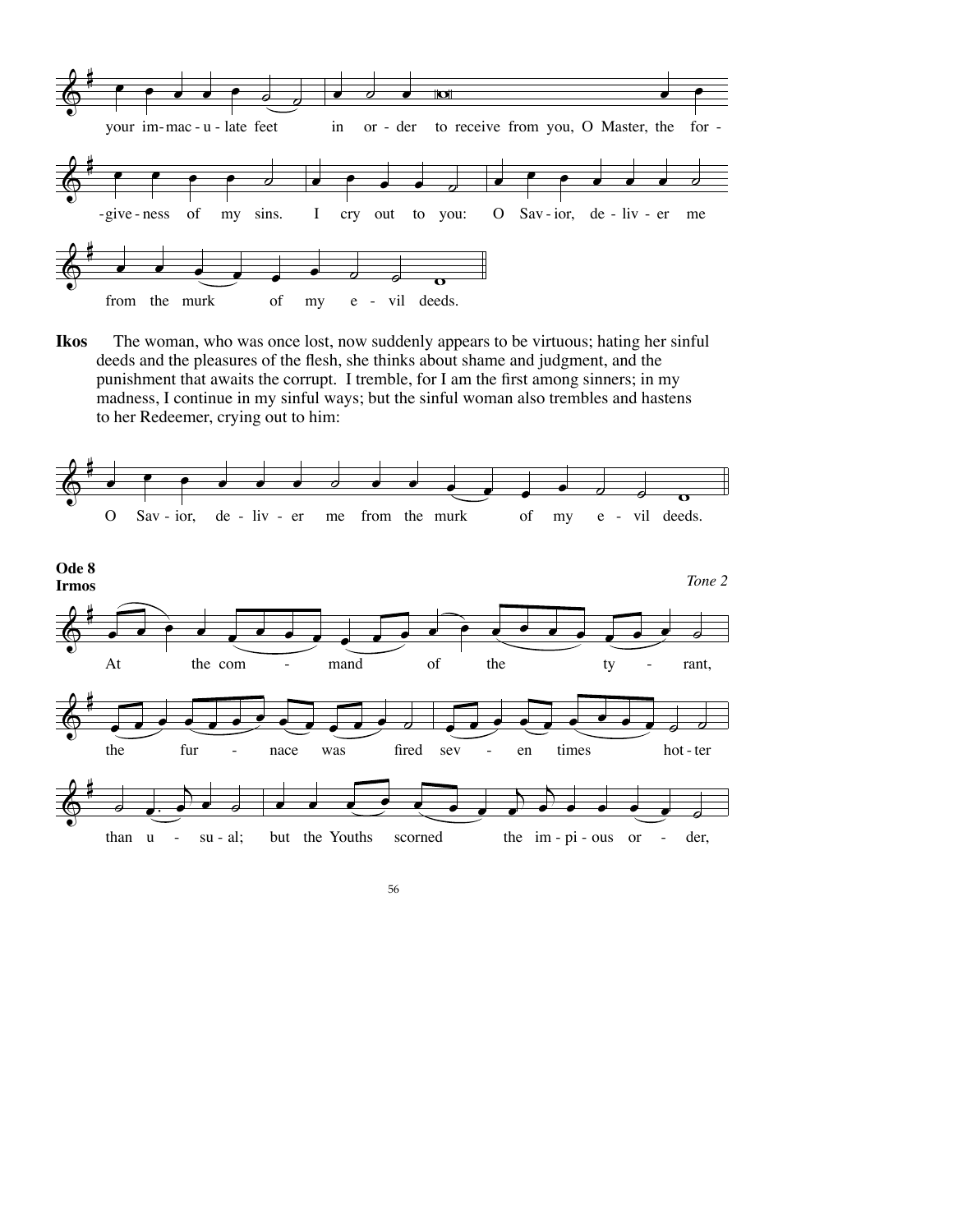your im-mac-u-late feet in or-der to receive from you, O Master, the for-give-ness of my sins. I cry out to you: O Sav-ior, de-liv-er me from the murk of my e-vil deeds.

**Ikos** The woman, who was once lost, now suddenly appears to be virtuous; hating her sinful deeds and the pleasures of the flesh, she thinks about shame and judgment, and the punishment that awaits the corrupt. I tremble, for I am the first among sinners; in my madness, I continue in my sinful ways; but the sinful woman also trembles and hastens to her Redeemer, crying out to him:

O Sav-ior, de-liv-er me from the murk of my e-vil deeds.

**Ode 8**
**Irmos**

*Tone 2*

At the com-mand of the ty-rant, the fur-nace was fired sev-en times hot-ter than u-su-al; but the Youths scorned the im-pi-ous or-der,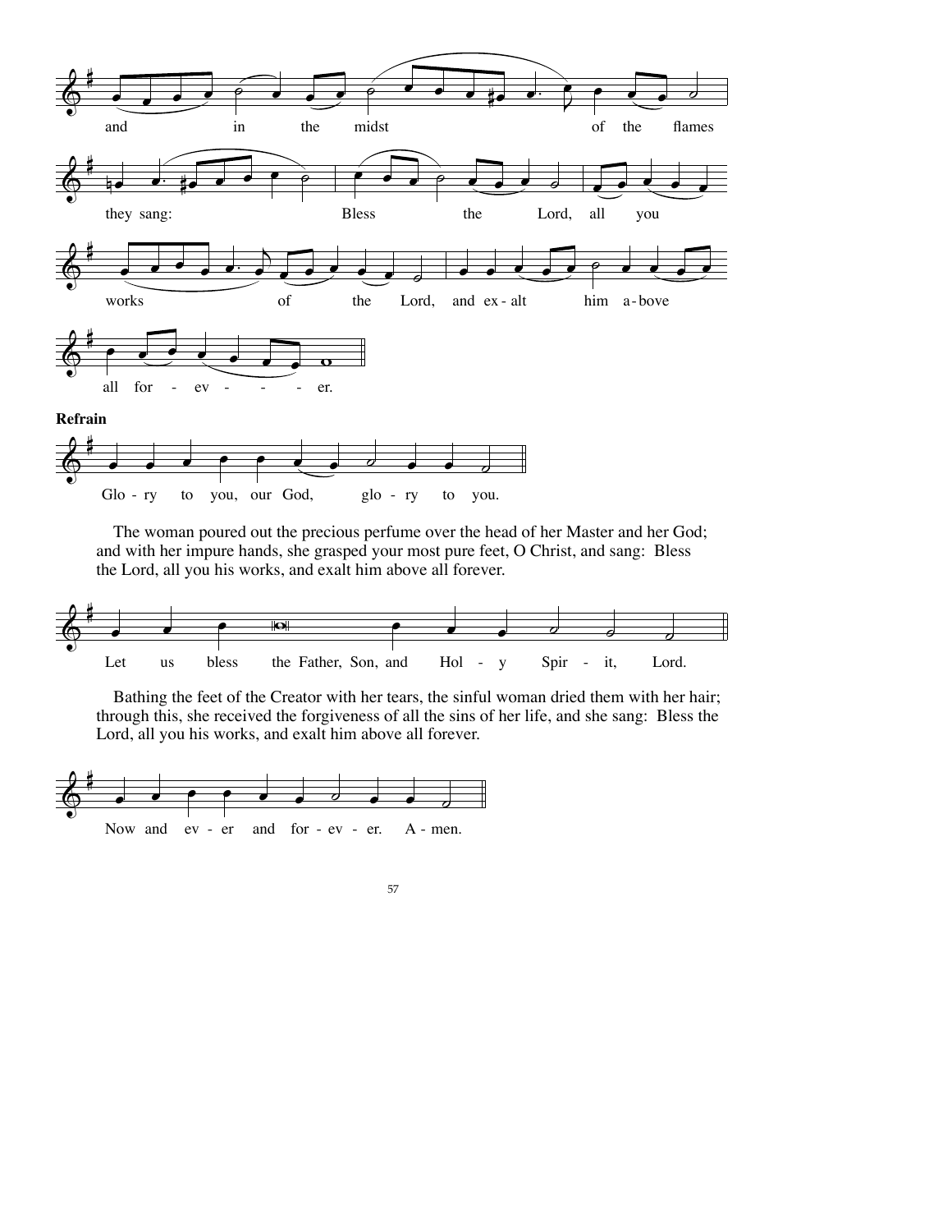and in the midst of the flames

they sang: Bless the Lord, all you

works of the Lord, and ex-alt him a-bove

all for - ev - - - er.

**Refrain**

Glo - ry to you, our God, glo - ry to you.

The woman poured out the precious perfume over the head of her Master and her God; and with her impure hands, she grasped your most pure feet, O Christ, and sang: Bless the Lord, all you his works, and exalt him above all forever.

Let us bless the Father, Son, and Hol - y Spir - it, Lord.

Bathing the feet of the Creator with her tears, the sinful woman dried them with her hair; through this, she received the forgiveness of all the sins of her life, and she sang: Bless the Lord, all you his works, and exalt him above all forever.

Now and ev - er and for - ev - er. A - men.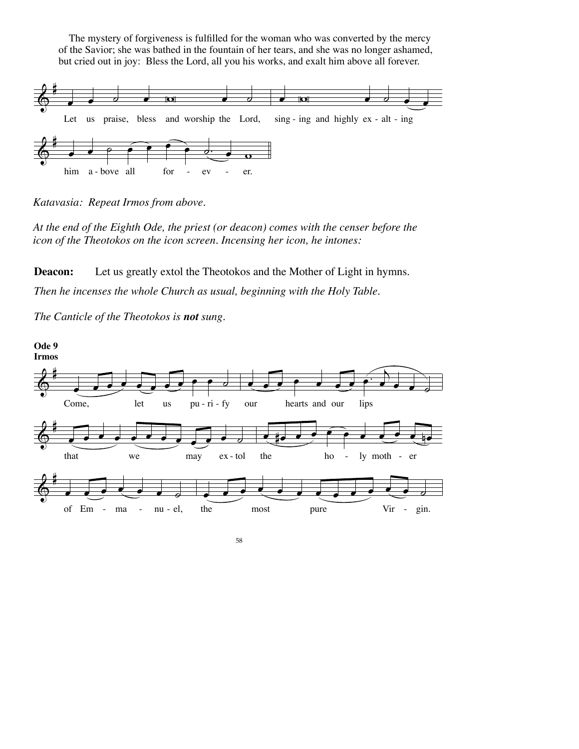The mystery of forgiveness is fulfilled for the woman who was converted by the mercy of the Savior; she was bathed in the fountain of her tears, and she was no longer ashamed, but cried out in joy: Bless the Lord, all you his works, and exalt him above all forever.

Let us praise, bless and worship the Lord, sing - ing and highly ex - alt - ing him a - bove all for - ev - er.

*Katavasia: Repeat Irmos from above.*

*At the end of the Eighth Ode, the priest (or deacon) comes with the censer before the icon of the Theotokos on the icon screen. Incensing her icon, he intones:*

**Deacon:** Let us greatly extol the Theotokos and the Mother of Light in hymns.

*Then he incenses the whole Church as usual, beginning with the Holy Table.*

*The Canticle of the Theotokos is **not** sung.*

**Ode 9**
**Irmos**

Come, let us pu - ri - fy our hearts and our lips that we may ex - tol the ho - ly moth - er of Em - ma - nu - el, the most pure Vir - gin.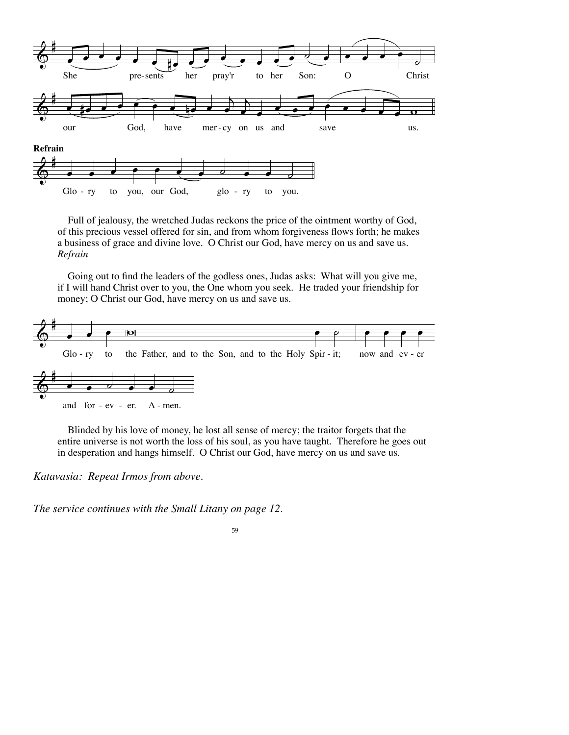She presents her pray'r to her Son: O Christ

our God, have mer-cy on us and save us.

**Refrain**

Glo-ry to you, our God, glo-ry to you.

Full of jealousy, the wretched Judas reckons the price of the ointment worthy of God, of this precious vessel offered for sin, and from whom forgiveness flows forth; he makes a business of grace and divine love. O Christ our God, have mercy on us and save us. *Refrain*

Going out to find the leaders of the godless ones, Judas asks: What will you give me, if I will hand Christ over to you, the One whom you seek. He traded your friendship for money; O Christ our God, have mercy on us and save us.

Glo-ry to the Father, and to the Son, and to the Holy Spir-it; now and ev-er

and for-ev-er. A-men.

Blinded by his love of money, he lost all sense of mercy; the traitor forgets that the entire universe is not worth the loss of his soul, as you have taught. Therefore he goes out in desperation and hangs himself. O Christ our God, have mercy on us and save us.

*Katavasia: Repeat Irmos from above.*

*The service continues with the Small Litany on page 12.*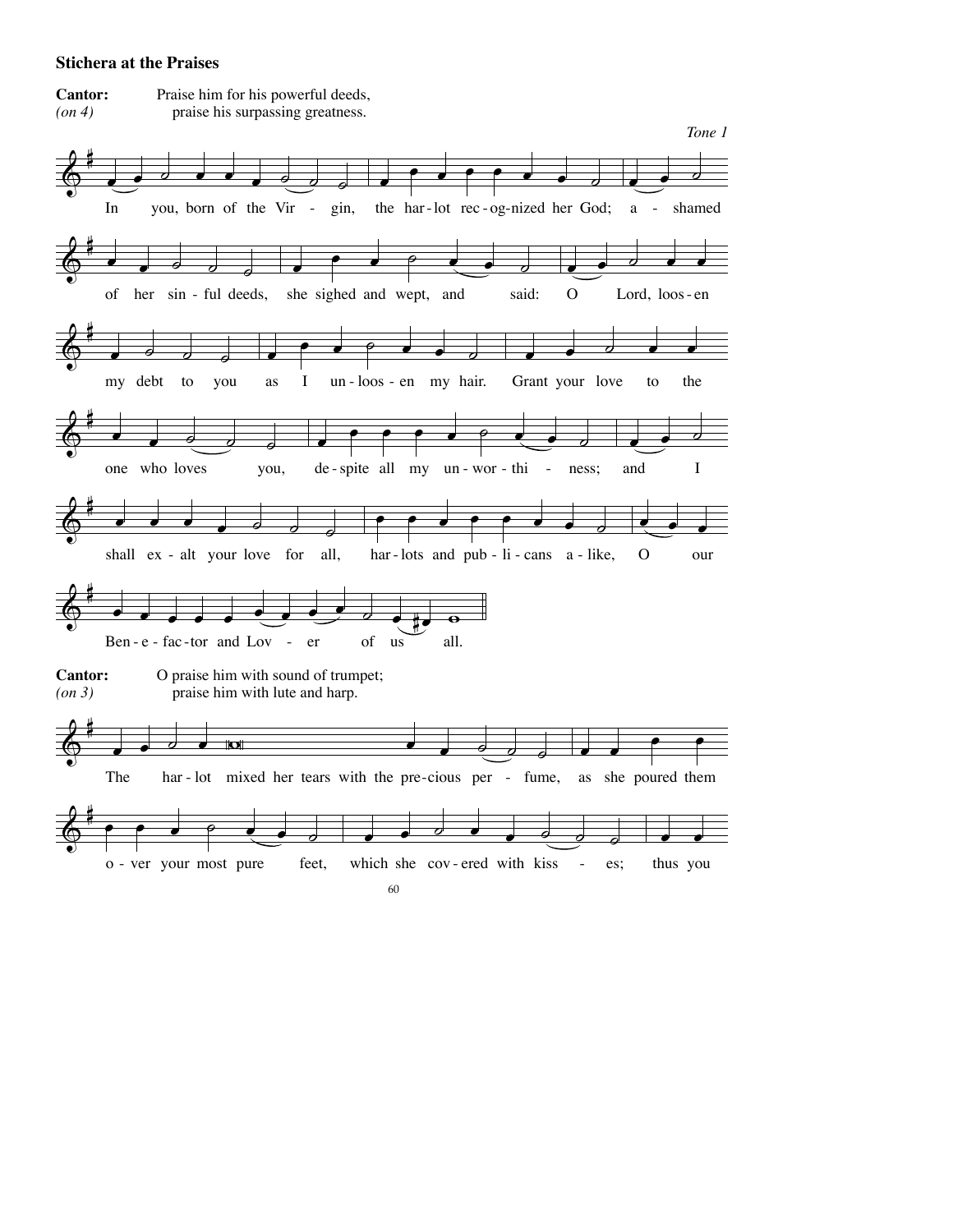### Stichera at the Praises

**Cantor:** Praise him for his powerful deeds,
*(on 4)* praise his surpassing greatness.

*Tone 1*

In you, born of the Vir - gin, the har-lot rec-og-nized her God; a - shamed of her sin-ful deeds, she sighed and wept, and said: O Lord, loos-en my debt to you as I un-loos-en my hair. Grant your love to the one who loves you, de-spite all my un-wor-thi - ness; and I shall ex-alt your love for all, har-lots and pub-li-cans a-like, O our Ben-e-fac-tor and Lov - er of us all.

**Cantor:** O praise him with sound of trumpet;
*(on 3)* praise him with lute and harp.

The har-lot mixed her tears with the pre-cious per - fume, as she poured them o-ver your most pure feet, which she cov-ered with kiss - es; thus you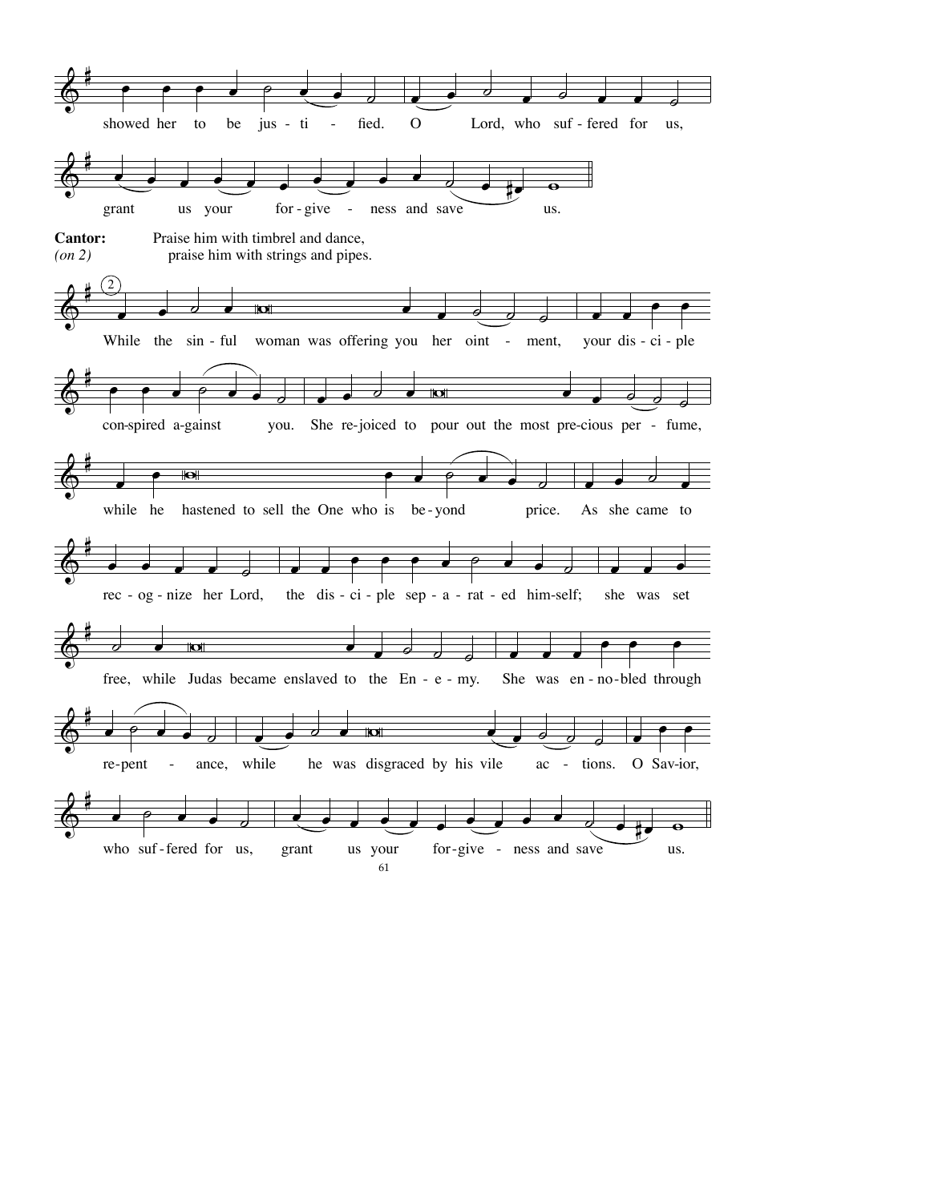showed her to be jus - ti - fied. O Lord, who suf - fered for us,

grant us your for - give - ness and save us.

**Cantor:** Praise him with timbrel and dance,
*(on 2)* praise him with strings and pipes.

(2) While the sin - ful woman was offering you her oint - ment, your dis - ci - ple

con-spired a-gainst you. She re-joiced to pour out the most pre-cious per - fume,

while he hastened to sell the One who is be - yond price. As she came to

rec - og - nize her Lord, the dis - ci - ple sep - a - rat - ed him-self; she was set

free, while Judas became enslaved to the En - e - my. She was en - no - bled through

re-pent - ance, while he was disgraced by his vile ac - tions. O Sav-ior,

who suf - fered for us, grant us your for-give - ness and save us.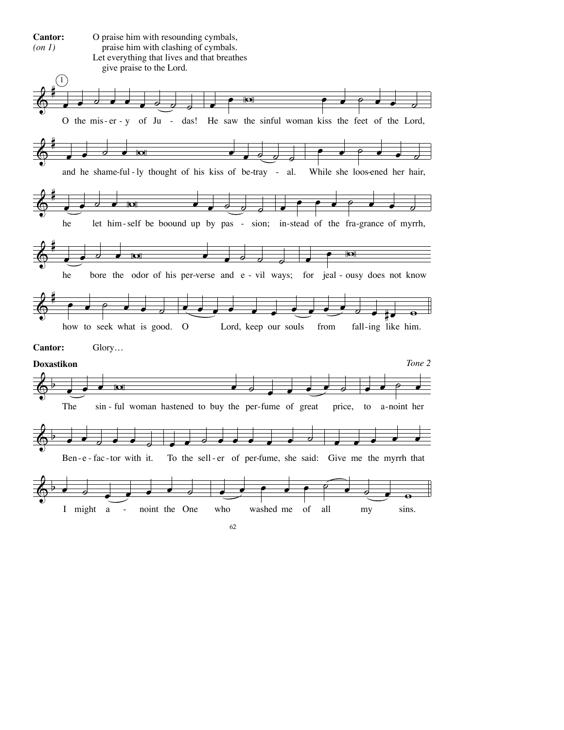**Cantor:** *(on 1)*

O praise him with resounding cymbals,
praise him with clashing of cymbals.
Let everything that lives and that breathes
give praise to the Lord.

①

O the mis-er-y of Ju - das! He saw the sinful woman kiss the feet of the Lord,

and he shame-ful-ly thought of his kiss of be-tray - al. While she loos-ened her hair,

he let him-self be boound up by pas - sion; in-stead of the fra-grance of myrrh,

he bore the odor of his per-verse and e-vil ways; for jeal-ousy does not know

how to seek what is good. O Lord, keep our souls from fall-ing like him.

**Cantor:** Glory…

**Doxastikon** *Tone 2*

The sin-ful woman hastened to buy the per-fume of great price, to a-noint her

Ben-e-fac-tor with it. To the sell-er of per-fume, she said: Give me the myrrh that

I might a - noint the One who washed me of all my sins.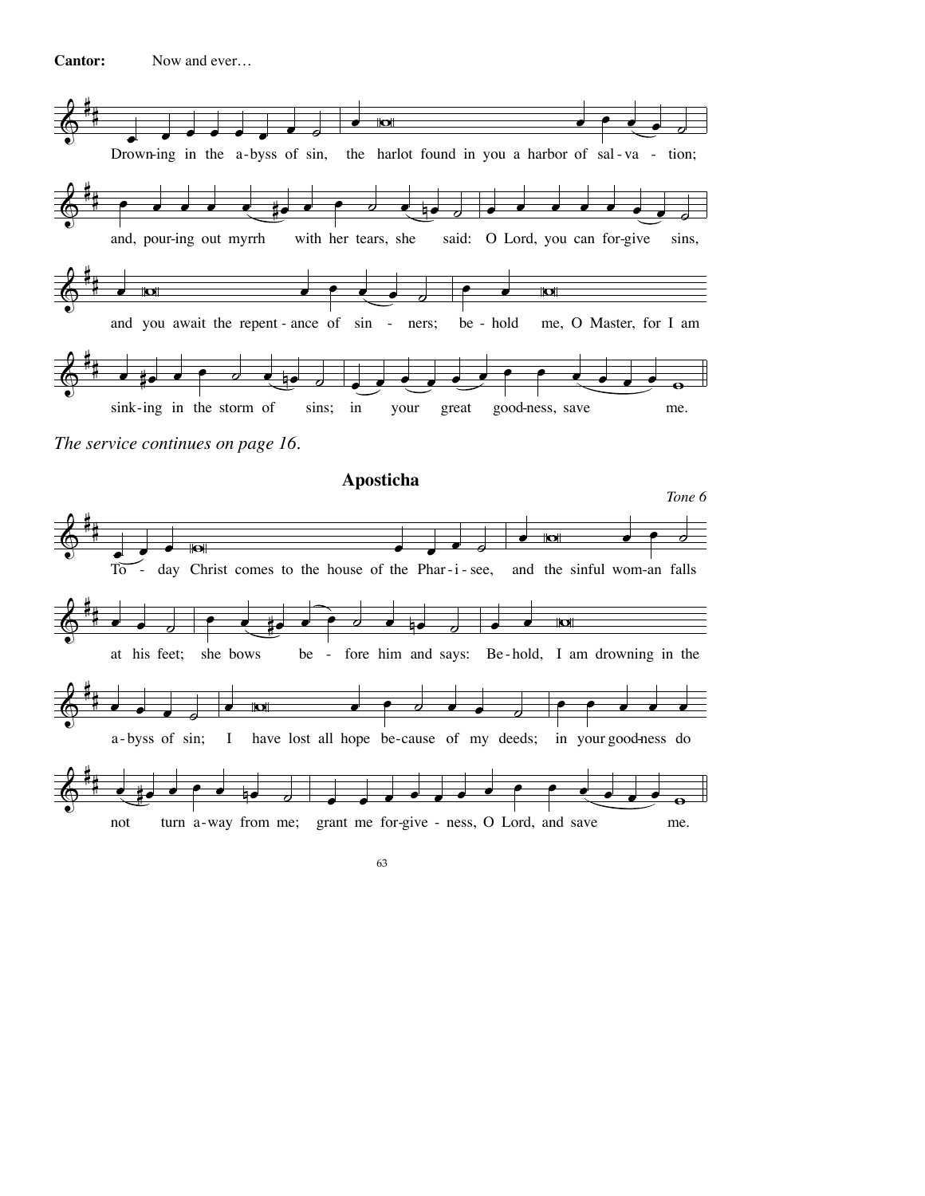**Cantor:** Now and ever…

Drown-ing in the a-byss of sin, the harlot found in you a harbor of sal-va-tion;

and, pour-ing out myrrh with her tears, she said: O Lord, you can for-give sins,

and you await the repent-ance of sin-ners; be-hold me, O Master, for I am

sink-ing in the storm of sins; in your great good-ness, save me.

*The service continues on page 16.*

## Aposticha

*Tone 6*

To-day Christ comes to the house of the Phar-i-see, and the sinful wom-an falls

at his feet; she bows be-fore him and says: Be-hold, I am drowning in the

a-byss of sin; I have lost all hope be-cause of my deeds; in your good-ness do

not turn a-way from me; grant me for-give-ness, O Lord, and save me.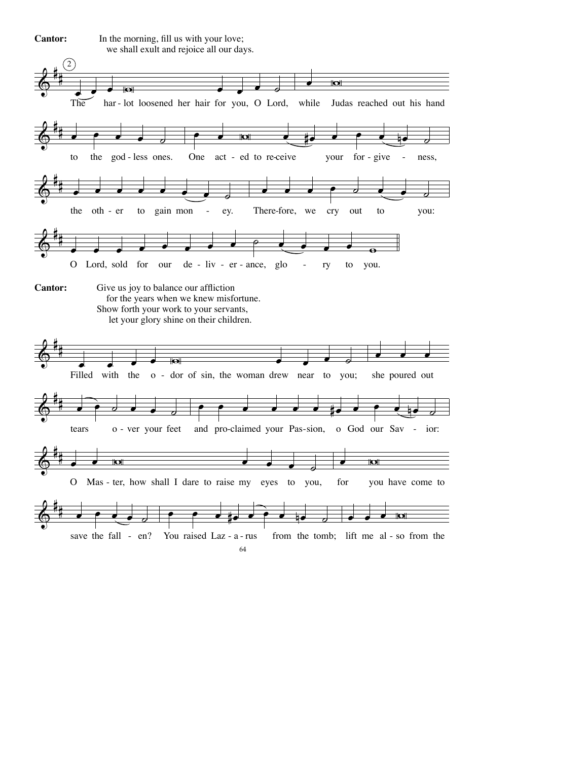**Cantor:** In the morning, fill us with your love;
we shall exult and rejoice all our days.

(2)

The harlot loosened her hair for you, O Lord, while Judas reached out his hand to the godless ones. One acted to receive your forgiveness, the other to gain money. Therefore, we cry out to you: O Lord, sold for our deliverance, glory to you.

**Cantor:** Give us joy to balance our affliction
for the years when we knew misfortune.
Show forth your work to your servants,
let your glory shine on their children.

Filled with the odor of sin, the woman drew near to you; she poured out tears over your feet and proclaimed your Passion, o God our Savior: O Master, how shall I dare to raise my eyes to you, for you have come to save the fallen? You raised Lazarus from the tomb; lift me also from the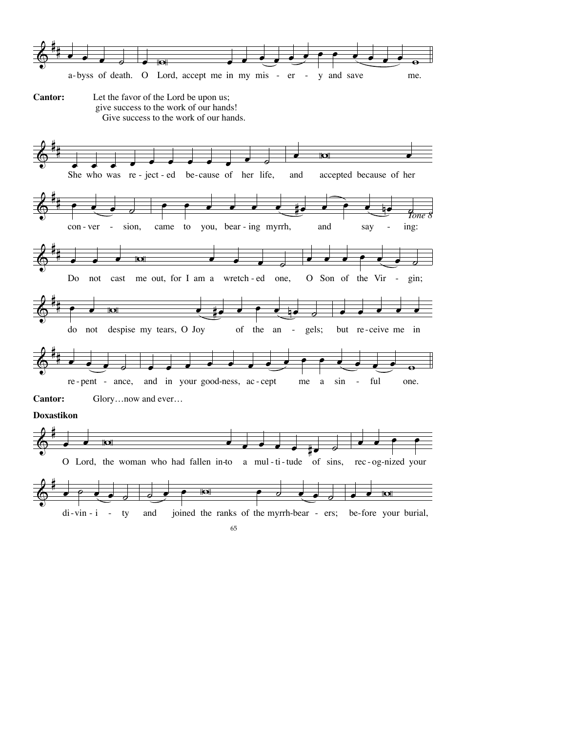a-byss of death. O Lord, accept me in my mis - er - y and save me.

**Cantor:** Let the favor of the Lord be upon us;
give success to the work of our hands!
Give success to the work of our hands.

She who was re - ject - ed be-cause of her life, and accepted because of her con - ver - sion, came to you, bear - ing myrrh, and say - ing:

*Tone 8*

Do not cast me out, for I am a wretch - ed one, O Son of the Vir - gin; do not despise my tears, O Joy of the an - gels; but re-ceive me in re - pent - ance, and in your good-ness, ac - cept me a sin - ful one.

**Cantor:** Glory…now and ever…

**Doxastikon**

O Lord, the woman who had fallen in-to a mul - ti - tude of sins, rec - og-nized your di - vin - i - ty and joined the ranks of the myrrh-bear - ers; be-fore your burial,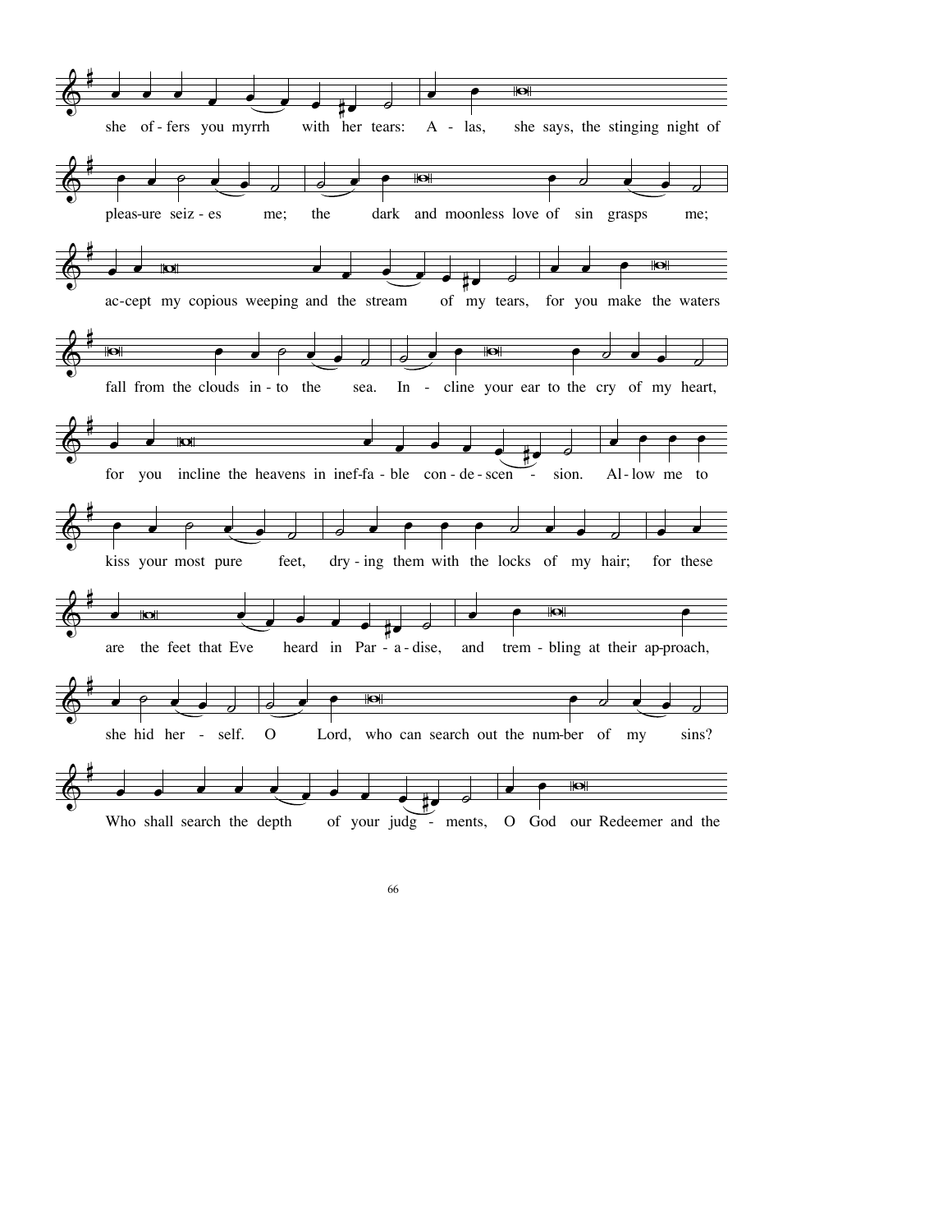she of - fers you myrrh with her tears: A - las, she says, the stinging night of

pleas-ure seiz - es me; the dark and moonless love of sin grasps me;

ac-cept my copious weeping and the stream of my tears, for you make the waters

fall from the clouds in - to the sea. In - cline your ear to the cry of my heart,

for you incline the heavens in inef-fa - ble con - de - scen - sion. Al - low me to

kiss your most pure feet, dry - ing them with the locks of my hair; for these

are the feet that Eve heard in Par - a - dise, and trem - bling at their ap-proach,

she hid her - self. O Lord, who can search out the num-ber of my sins?

Who shall search the depth of your judg - ments, O God our Redeemer and the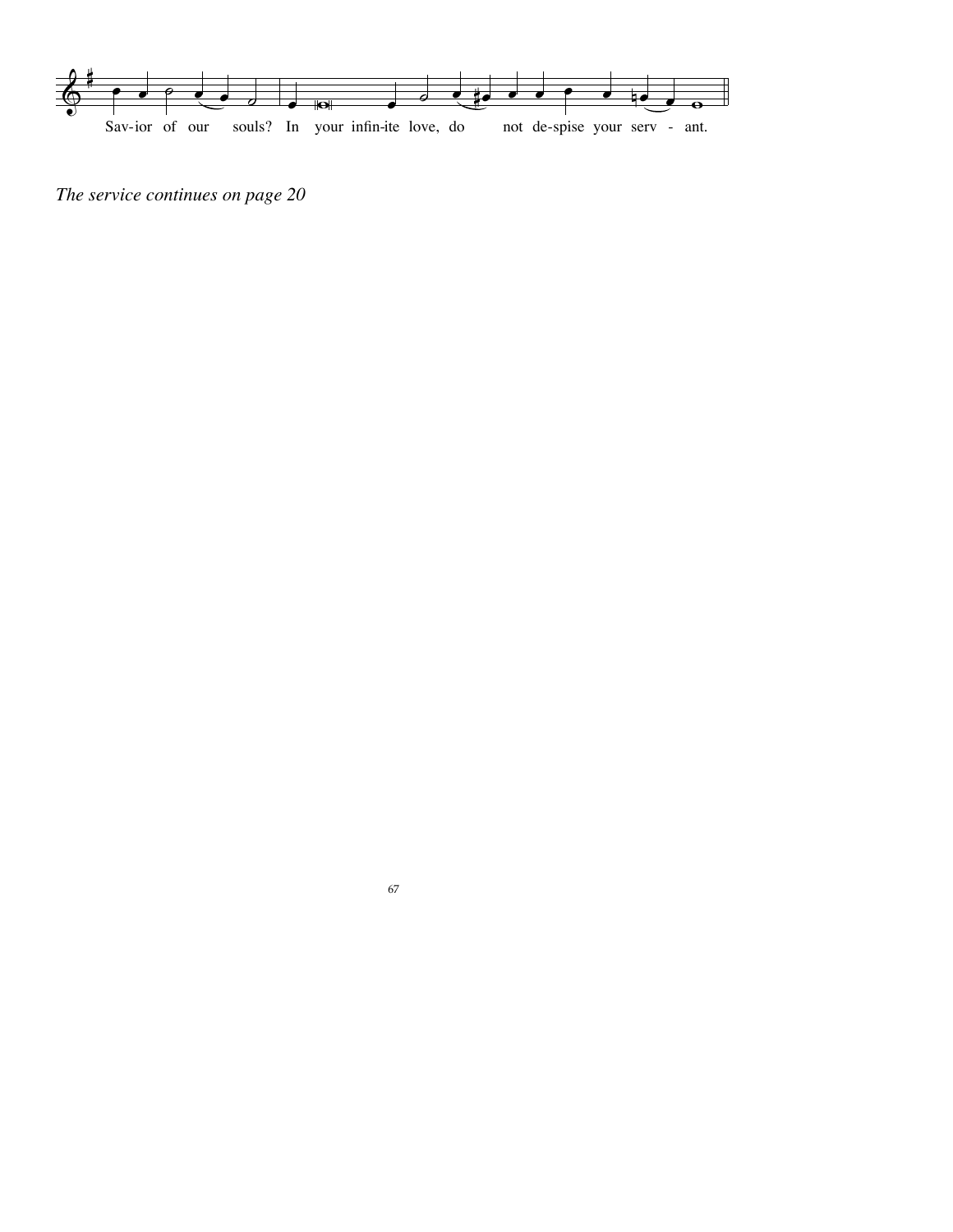Sav-ior of our souls? In your infin-ite love, do not de-spise your serv - ant.

*The service continues on page 20*